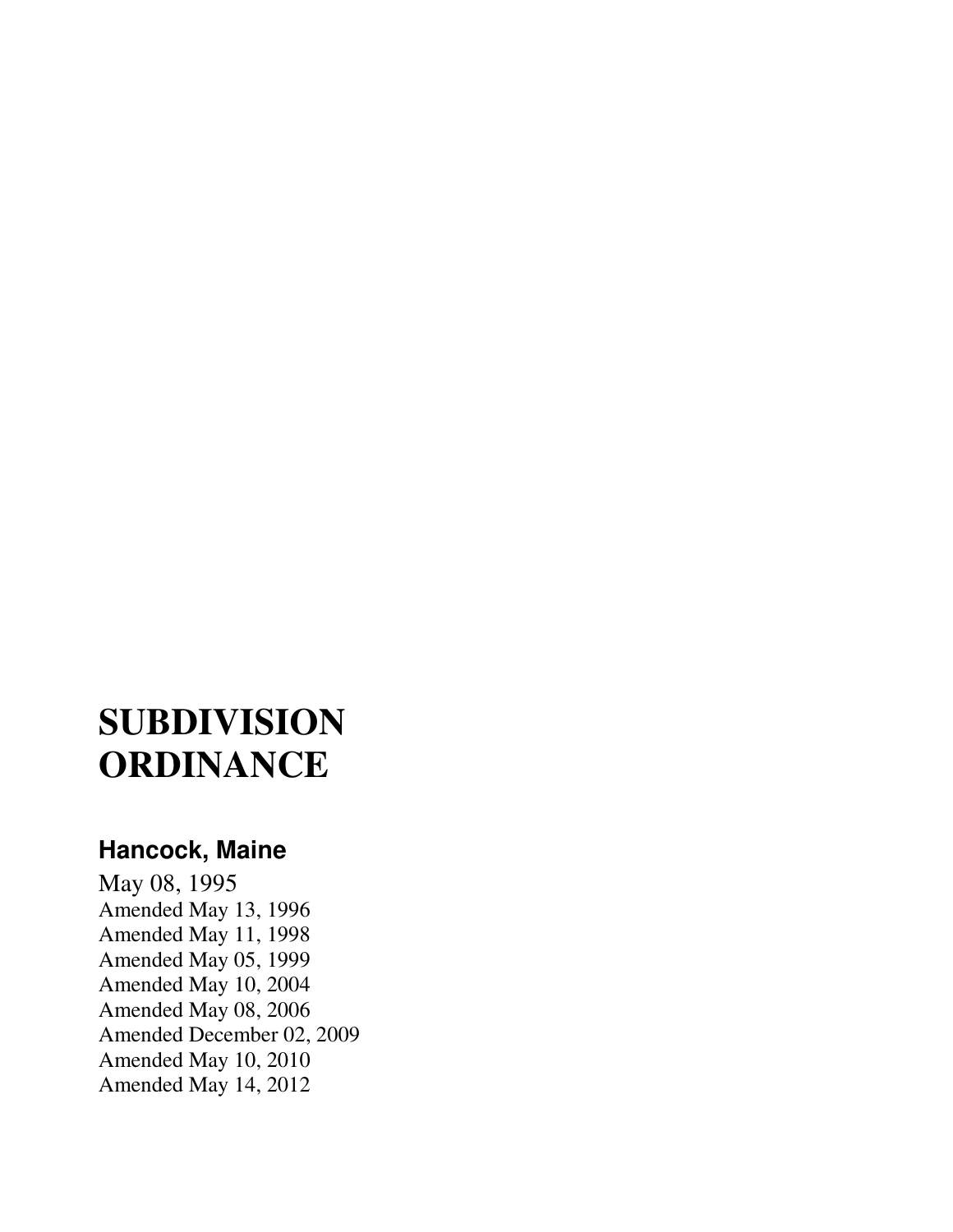# SUBDIVISION ORDINANCE

## Hancock, Maine

May 08, 1995
Amended May 13, 1996
Amended May 11, 1998
Amended May 05, 1999
Amended May 10, 2004
Amended May 08, 2006
Amended December 02, 2009
Amended May 10, 2010
Amended May 14, 2012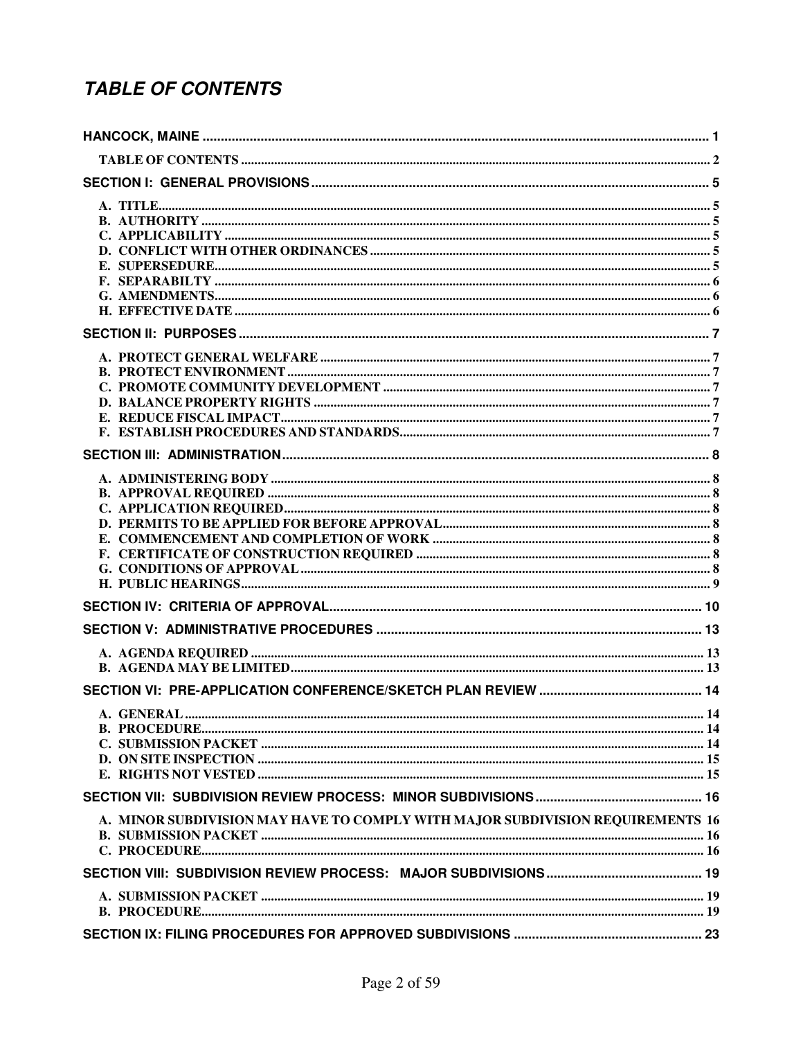## *TABLE OF CONTENTS*

**HANCOCK, MAINE** ..... 1

TABLE OF CONTENTS ..... 2

**SECTION I: GENERAL PROVISIONS** ..... 5

- A. TITLE ..... 5
- B. AUTHORITY ..... 5
- C. APPLICABILITY ..... 5
- D. CONFLICT WITH OTHER ORDINANCES ..... 5
- E. SUPERSEDURE ..... 5
- F. SEPARABILTY ..... 6
- G. AMENDMENTS ..... 6
- H. EFFECTIVE DATE ..... 6

**SECTION II: PURPOSES** ..... 7

- A. PROTECT GENERAL WELFARE ..... 7
- B. PROTECT ENVIRONMENT ..... 7
- C. PROMOTE COMMUNITY DEVELOPMENT ..... 7
- D. BALANCE PROPERTY RIGHTS ..... 7
- E. REDUCE FISCAL IMPACT ..... 7
- F. ESTABLISH PROCEDURES AND STANDARDS ..... 7

**SECTION III: ADMINISTRATION** ..... 8

- A. ADMINISTERING BODY ..... 8
- B. APPROVAL REQUIRED ..... 8
- C. APPLICATION REQUIRED ..... 8
- D. PERMITS TO BE APPLIED FOR BEFORE APPROVAL ..... 8
- E. COMMENCEMENT AND COMPLETION OF WORK ..... 8
- F. CERTIFICATE OF CONSTRUCTION REQUIRED ..... 8
- G. CONDITIONS OF APPROVAL ..... 8
- H. PUBLIC HEARINGS ..... 9

**SECTION IV: CRITERIA OF APPROVAL** ..... 10

**SECTION V: ADMINISTRATIVE PROCEDURES** ..... 13

- A. AGENDA REQUIRED ..... 13
- B. AGENDA MAY BE LIMITED ..... 13

**SECTION VI: PRE-APPLICATION CONFERENCE/SKETCH PLAN REVIEW** ..... 14

- A. GENERAL ..... 14
- B. PROCEDURE ..... 14
- C. SUBMISSION PACKET ..... 14
- D. ON SITE INSPECTION ..... 15
- E. RIGHTS NOT VESTED ..... 15

**SECTION VII: SUBDIVISION REVIEW PROCESS: MINOR SUBDIVISIONS** ..... 16

- A. MINOR SUBDIVISION MAY HAVE TO COMPLY WITH MAJOR SUBDIVISION REQUIREMENTS ..... 16
- B. SUBMISSION PACKET ..... 16
- C. PROCEDURE ..... 16

**SECTION VIII: SUBDIVISION REVIEW PROCESS: MAJOR SUBDIVISIONS** ..... 19

- A. SUBMISSION PACKET ..... 19
- B. PROCEDURE ..... 19

**SECTION IX: FILING PROCEDURES FOR APPROVED SUBDIVISIONS** ..... 23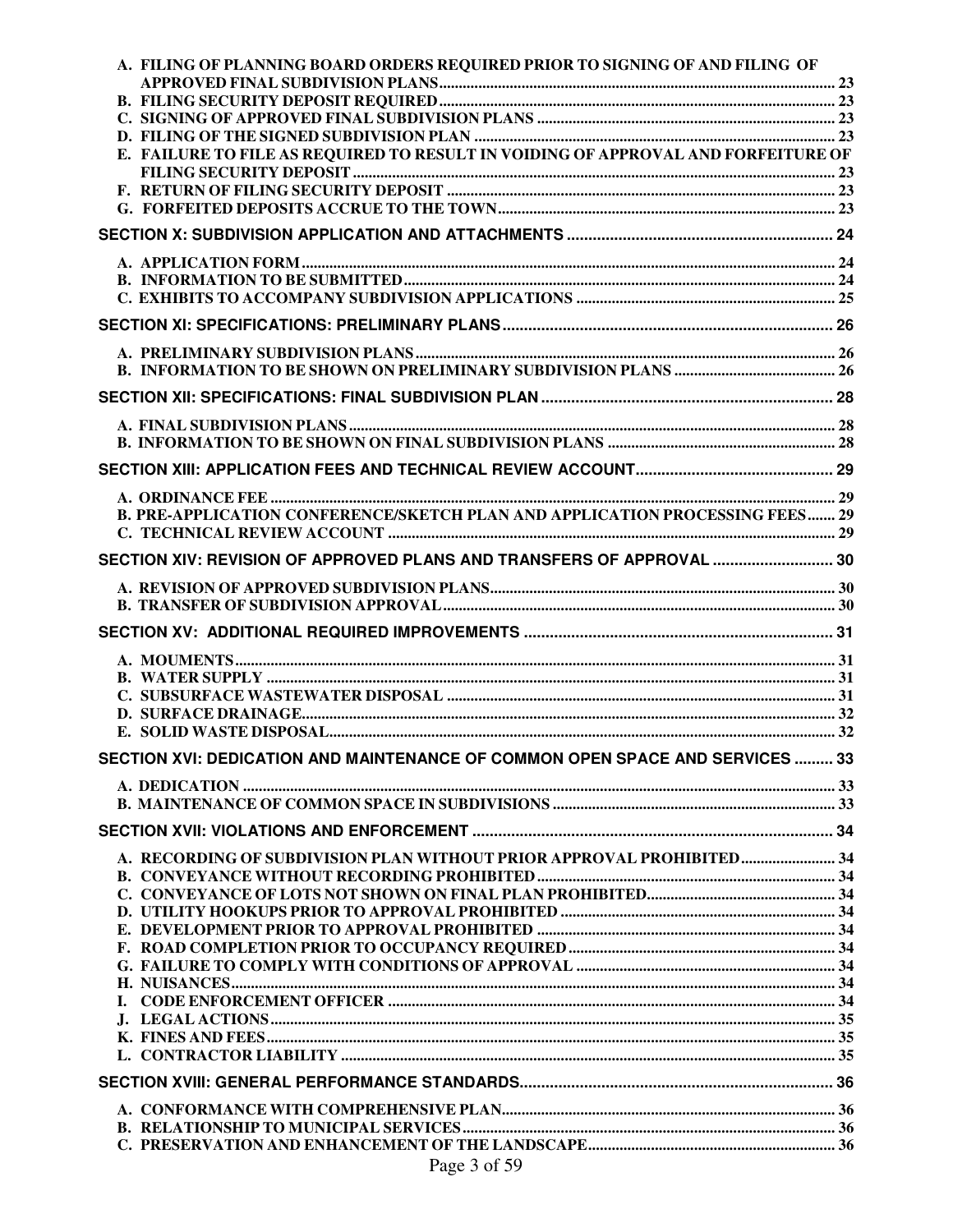A. FILING OF PLANNING BOARD ORDERS REQUIRED PRIOR TO SIGNING OF AND FILING OF APPROVED FINAL SUBDIVISION PLANS .... 23
B. FILING SECURITY DEPOSIT REQUIRED .... 23
C. SIGNING OF APPROVED FINAL SUBDIVISION PLANS .... 23
D. FILING OF THE SIGNED SUBDIVISION PLAN .... 23
E. FAILURE TO FILE AS REQUIRED TO RESULT IN VOIDING OF APPROVAL AND FORFEITURE OF FILING SECURITY DEPOSIT .... 23
F. RETURN OF FILING SECURITY DEPOSIT .... 23
G. FORFEITED DEPOSITS ACCRUE TO THE TOWN .... 23

**SECTION X: SUBDIVISION APPLICATION AND ATTACHMENTS .... 24**

A. APPLICATION FORM .... 24
B. INFORMATION TO BE SUBMITTED .... 24
C. EXHIBITS TO ACCOMPANY SUBDIVISION APPLICATIONS .... 25

**SECTION XI: SPECIFICATIONS: PRELIMINARY PLANS .... 26**

A. PRELIMINARY SUBDIVISION PLANS .... 26
B. INFORMATION TO BE SHOWN ON PRELIMINARY SUBDIVISION PLANS .... 26

**SECTION XII: SPECIFICATIONS: FINAL SUBDIVISION PLAN .... 28**

A. FINAL SUBDIVISION PLANS .... 28
B. INFORMATION TO BE SHOWN ON FINAL SUBDIVISION PLANS .... 28

**SECTION XIII: APPLICATION FEES AND TECHNICAL REVIEW ACCOUNT .... 29**

A. ORDINANCE FEE .... 29
B. PRE-APPLICATION CONFERENCE/SKETCH PLAN AND APPLICATION PROCESSING FEES .... 29
C. TECHNICAL REVIEW ACCOUNT .... 29

**SECTION XIV: REVISION OF APPROVED PLANS AND TRANSFERS OF APPROVAL .... 30**

A. REVISION OF APPROVED SUBDIVISION PLANS .... 30
B. TRANSFER OF SUBDIVISION APPROVAL .... 30

**SECTION XV: ADDITIONAL REQUIRED IMPROVEMENTS .... 31**

A. MOUMENTS .... 31
B. WATER SUPPLY .... 31
C. SUBSURFACE WASTEWATER DISPOSAL .... 31
D. SURFACE DRAINAGE .... 32
E. SOLID WASTE DISPOSAL .... 32

**SECTION XVI: DEDICATION AND MAINTENANCE OF COMMON OPEN SPACE AND SERVICES .... 33**

A. DEDICATION .... 33
B. MAINTENANCE OF COMMON SPACE IN SUBDIVISIONS .... 33

**SECTION XVII: VIOLATIONS AND ENFORCEMENT .... 34**

A. RECORDING OF SUBDIVISION PLAN WITHOUT PRIOR APPROVAL PROHIBITED .... 34
B. CONVEYANCE WITHOUT RECORDING PROHIBITED .... 34
C. CONVEYANCE OF LOTS NOT SHOWN ON FINAL PLAN PROHIBITED .... 34
D. UTILITY HOOKUPS PRIOR TO APPROVAL PROHIBITED .... 34
E. DEVELOPMENT PRIOR TO APPROVAL PROHIBITED .... 34
F. ROAD COMPLETION PRIOR TO OCCUPANCY REQUIRED .... 34
G. FAILURE TO COMPLY WITH CONDITIONS OF APPROVAL .... 34
H. NUISANCES .... 34
I. CODE ENFORCEMENT OFFICER .... 34
J. LEGAL ACTIONS .... 35
K. FINES AND FEES .... 35
L. CONTRACTOR LIABILITY .... 35

**SECTION XVIII: GENERAL PERFORMANCE STANDARDS .... 36**

A. CONFORMANCE WITH COMPREHENSIVE PLAN .... 36
B. RELATIONSHIP TO MUNICIPAL SERVICES .... 36
C. PRESERVATION AND ENHANCEMENT OF THE LANDSCAPE .... 36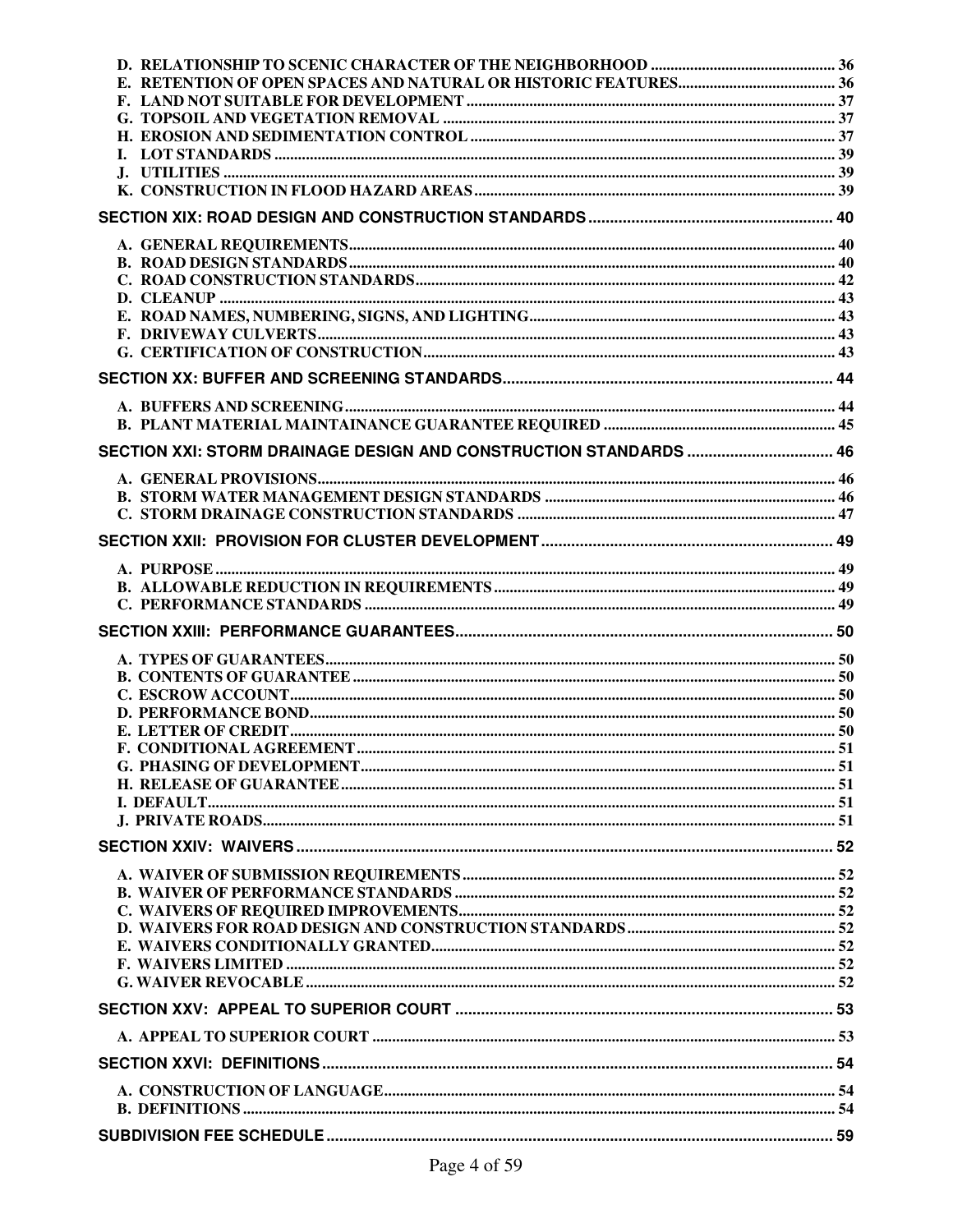D. RELATIONSHIP TO SCENIC CHARACTER OF THE NEIGHBORHOOD ..... 36
E. RETENTION OF OPEN SPACES AND NATURAL OR HISTORIC FEATURES ..... 36
F. LAND NOT SUITABLE FOR DEVELOPMENT ..... 37
G. TOPSOIL AND VEGETATION REMOVAL ..... 37
H. EROSION AND SEDIMENTATION CONTROL ..... 37
I. LOT STANDARDS ..... 39
J. UTILITIES ..... 39
K. CONSTRUCTION IN FLOOD HAZARD AREAS ..... 39

**SECTION XIX: ROAD DESIGN AND CONSTRUCTION STANDARDS ..... 40**

A. GENERAL REQUIREMENTS ..... 40
B. ROAD DESIGN STANDARDS ..... 40
C. ROAD CONSTRUCTION STANDARDS ..... 42
D. CLEANUP ..... 43
E. ROAD NAMES, NUMBERING, SIGNS, AND LIGHTING ..... 43
F. DRIVEWAY CULVERTS ..... 43
G. CERTIFICATION OF CONSTRUCTION ..... 43

**SECTION XX: BUFFER AND SCREENING STANDARDS ..... 44**

A. BUFFERS AND SCREENING ..... 44
B. PLANT MATERIAL MAINTAINANCE GUARANTEE REQUIRED ..... 45

**SECTION XXI: STORM DRAINAGE DESIGN AND CONSTRUCTION STANDARDS ..... 46**

A. GENERAL PROVISIONS ..... 46
B. STORM WATER MANAGEMENT DESIGN STANDARDS ..... 46
C. STORM DRAINAGE CONSTRUCTION STANDARDS ..... 47

**SECTION XXII: PROVISION FOR CLUSTER DEVELOPMENT ..... 49**

A. PURPOSE ..... 49
B. ALLOWABLE REDUCTION IN REQUIREMENTS ..... 49
C. PERFORMANCE STANDARDS ..... 49

**SECTION XXIII: PERFORMANCE GUARANTEES ..... 50**

A. TYPES OF GUARANTEES ..... 50
B. CONTENTS OF GUARANTEE ..... 50
C. ESCROW ACCOUNT ..... 50
D. PERFORMANCE BOND ..... 50
E. LETTER OF CREDIT ..... 50
F. CONDITIONAL AGREEMENT ..... 51
G. PHASING OF DEVELOPMENT ..... 51
H. RELEASE OF GUARANTEE ..... 51
I. DEFAULT ..... 51
J. PRIVATE ROADS ..... 51

**SECTION XXIV: WAIVERS ..... 52**

A. WAIVER OF SUBMISSION REQUIREMENTS ..... 52
B. WAIVER OF PERFORMANCE STANDARDS ..... 52
C. WAIVERS OF REQUIRED IMPROVEMENTS ..... 52
D. WAIVERS FOR ROAD DESIGN AND CONSTRUCTION STANDARDS ..... 52
E. WAIVERS CONDITIONALLY GRANTED ..... 52
F. WAIVERS LIMITED ..... 52
G. WAIVER REVOCABLE ..... 52

**SECTION XXV: APPEAL TO SUPERIOR COURT ..... 53**

A. APPEAL TO SUPERIOR COURT ..... 53

**SECTION XXVI: DEFINITIONS ..... 54**

A. CONSTRUCTION OF LANGUAGE ..... 54
B. DEFINITIONS ..... 54

**SUBDIVISION FEE SCHEDULE ..... 59**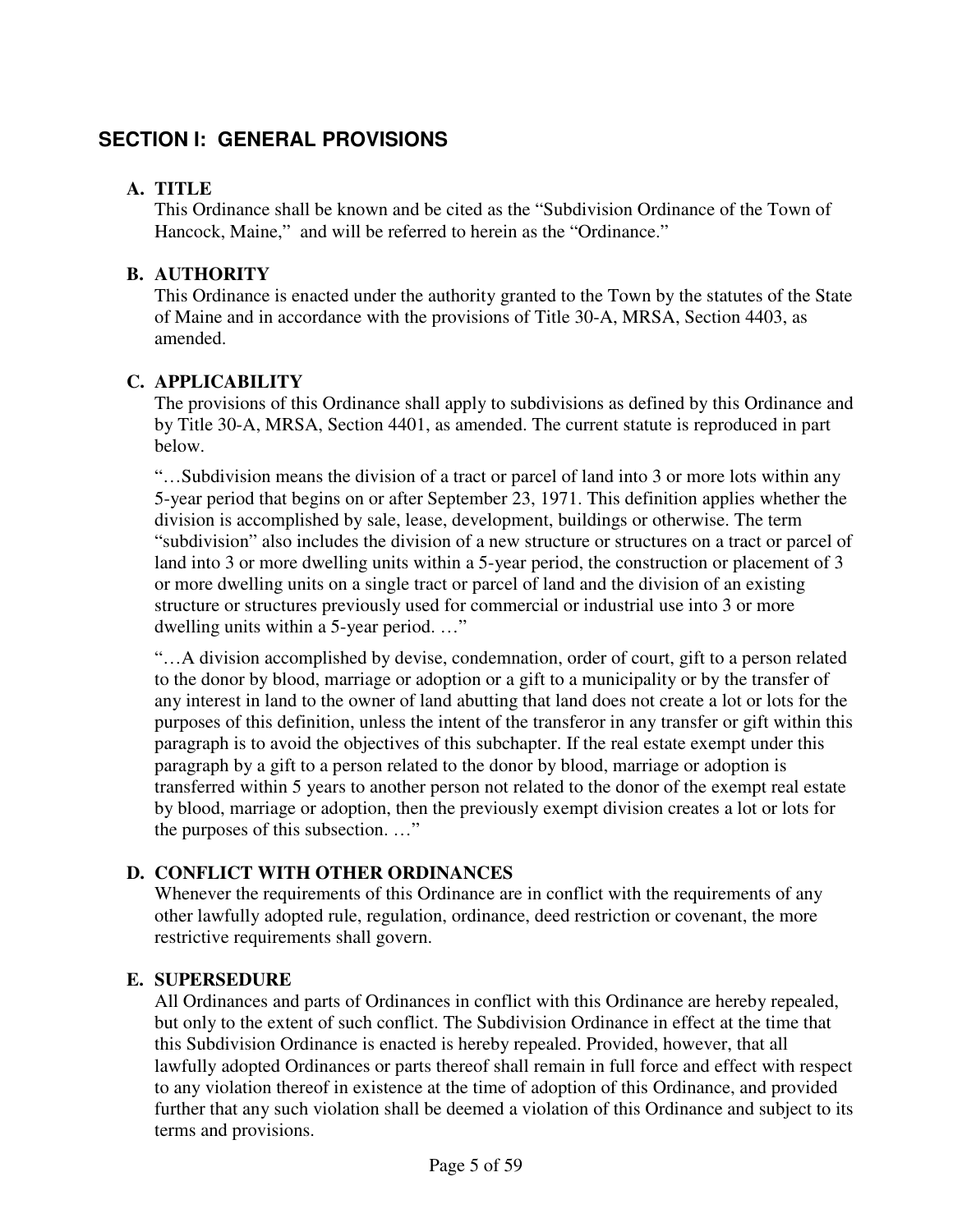## SECTION I: GENERAL PROVISIONS

### A. TITLE

This Ordinance shall be known and be cited as the "Subdivision Ordinance of the Town of Hancock, Maine," and will be referred to herein as the "Ordinance."

### B. AUTHORITY

This Ordinance is enacted under the authority granted to the Town by the statutes of the State of Maine and in accordance with the provisions of Title 30-A, MRSA, Section 4403, as amended.

### C. APPLICABILITY

The provisions of this Ordinance shall apply to subdivisions as defined by this Ordinance and by Title 30-A, MRSA, Section 4401, as amended. The current statute is reproduced in part below.

"…Subdivision means the division of a tract or parcel of land into 3 or more lots within any 5-year period that begins on or after September 23, 1971. This definition applies whether the division is accomplished by sale, lease, development, buildings or otherwise. The term "subdivision" also includes the division of a new structure or structures on a tract or parcel of land into 3 or more dwelling units within a 5-year period, the construction or placement of 3 or more dwelling units on a single tract or parcel of land and the division of an existing structure or structures previously used for commercial or industrial use into 3 or more dwelling units within a 5-year period. …"

"…A division accomplished by devise, condemnation, order of court, gift to a person related to the donor by blood, marriage or adoption or a gift to a municipality or by the transfer of any interest in land to the owner of land abutting that land does not create a lot or lots for the purposes of this definition, unless the intent of the transferor in any transfer or gift within this paragraph is to avoid the objectives of this subchapter. If the real estate exempt under this paragraph by a gift to a person related to the donor by blood, marriage or adoption is transferred within 5 years to another person not related to the donor of the exempt real estate by blood, marriage or adoption, then the previously exempt division creates a lot or lots for the purposes of this subsection. …"

### D. CONFLICT WITH OTHER ORDINANCES

Whenever the requirements of this Ordinance are in conflict with the requirements of any other lawfully adopted rule, regulation, ordinance, deed restriction or covenant, the more restrictive requirements shall govern.

### E. SUPERSEDURE

All Ordinances and parts of Ordinances in conflict with this Ordinance are hereby repealed, but only to the extent of such conflict. The Subdivision Ordinance in effect at the time that this Subdivision Ordinance is enacted is hereby repealed. Provided, however, that all lawfully adopted Ordinances or parts thereof shall remain in full force and effect with respect to any violation thereof in existence at the time of adoption of this Ordinance, and provided further that any such violation shall be deemed a violation of this Ordinance and subject to its terms and provisions.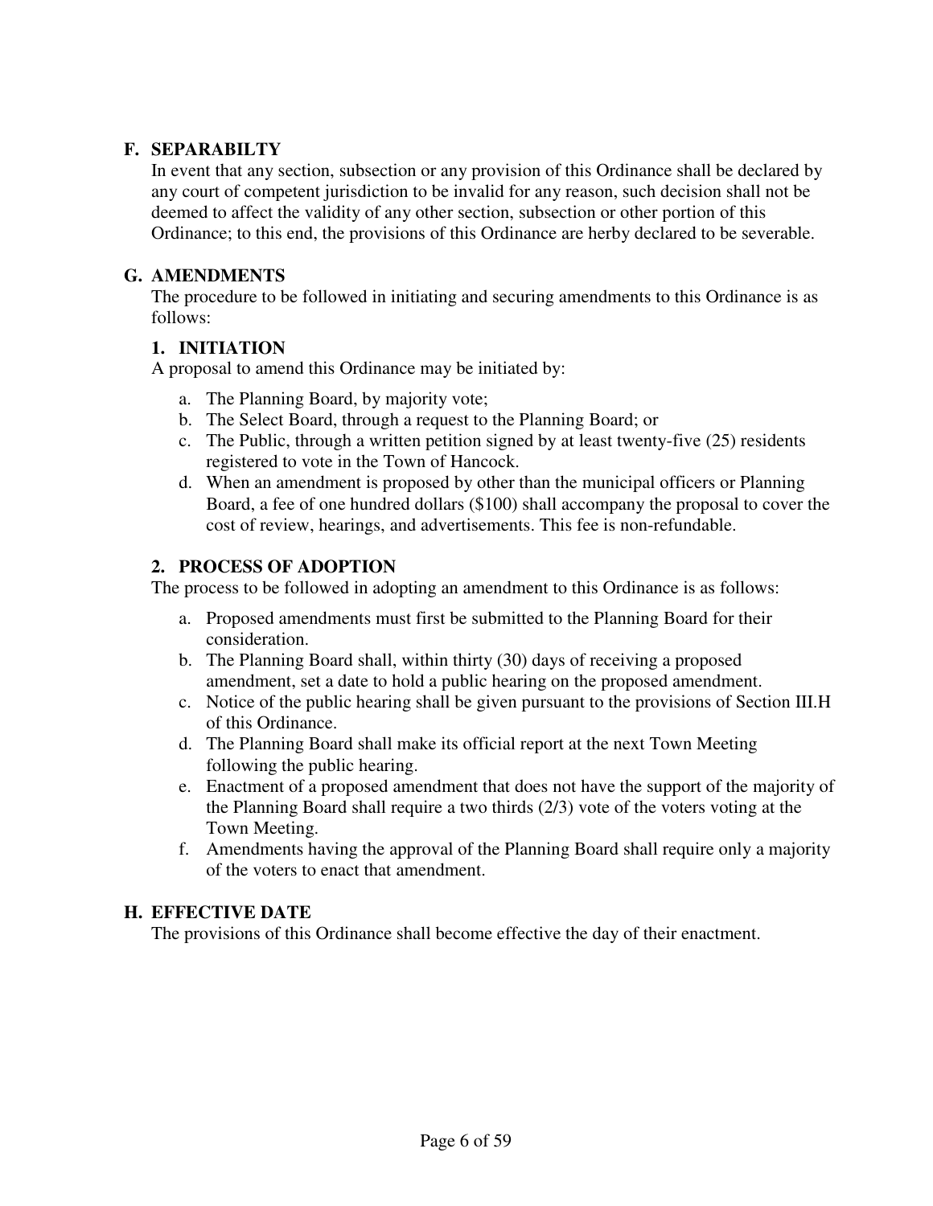## F. SEPARABILTY

In event that any section, subsection or any provision of this Ordinance shall be declared by any court of competent jurisdiction to be invalid for any reason, such decision shall not be deemed to affect the validity of any other section, subsection or other portion of this Ordinance; to this end, the provisions of this Ordinance are herby declared to be severable.

## G. AMENDMENTS

The procedure to be followed in initiating and securing amendments to this Ordinance is as follows:

### 1. INITIATION

A proposal to amend this Ordinance may be initiated by:

a. The Planning Board, by majority vote;
b. The Select Board, through a request to the Planning Board; or
c. The Public, through a written petition signed by at least twenty-five (25) residents registered to vote in the Town of Hancock.
d. When an amendment is proposed by other than the municipal officers or Planning Board, a fee of one hundred dollars ($100) shall accompany the proposal to cover the cost of review, hearings, and advertisements. This fee is non-refundable.

### 2. PROCESS OF ADOPTION

The process to be followed in adopting an amendment to this Ordinance is as follows:

a. Proposed amendments must first be submitted to the Planning Board for their consideration.
b. The Planning Board shall, within thirty (30) days of receiving a proposed amendment, set a date to hold a public hearing on the proposed amendment.
c. Notice of the public hearing shall be given pursuant to the provisions of Section III.H of this Ordinance.
d. The Planning Board shall make its official report at the next Town Meeting following the public hearing.
e. Enactment of a proposed amendment that does not have the support of the majority of the Planning Board shall require a two thirds (2/3) vote of the voters voting at the Town Meeting.
f. Amendments having the approval of the Planning Board shall require only a majority of the voters to enact that amendment.

## H. EFFECTIVE DATE

The provisions of this Ordinance shall become effective the day of their enactment.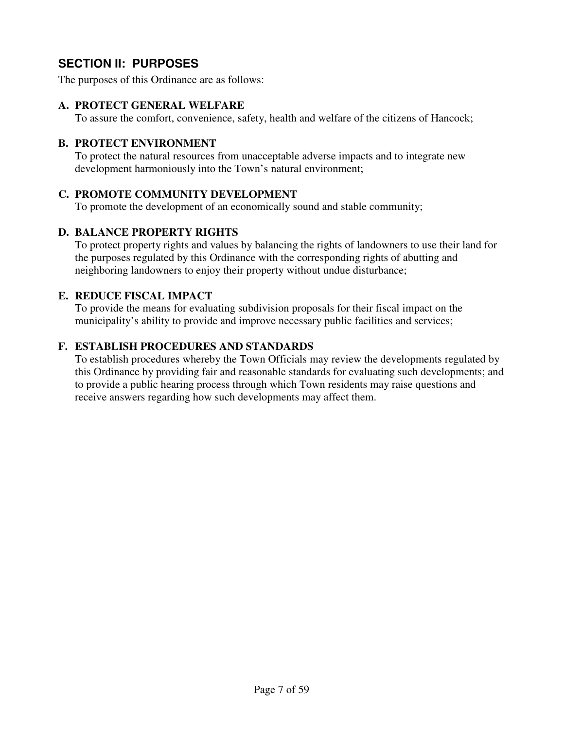## SECTION II: PURPOSES

The purposes of this Ordinance are as follows:

### A. PROTECT GENERAL WELFARE

To assure the comfort, convenience, safety, health and welfare of the citizens of Hancock;

### B. PROTECT ENVIRONMENT

To protect the natural resources from unacceptable adverse impacts and to integrate new development harmoniously into the Town's natural environment;

### C. PROMOTE COMMUNITY DEVELOPMENT

To promote the development of an economically sound and stable community;

### D. BALANCE PROPERTY RIGHTS

To protect property rights and values by balancing the rights of landowners to use their land for the purposes regulated by this Ordinance with the corresponding rights of abutting and neighboring landowners to enjoy their property without undue disturbance;

### E. REDUCE FISCAL IMPACT

To provide the means for evaluating subdivision proposals for their fiscal impact on the municipality's ability to provide and improve necessary public facilities and services;

### F. ESTABLISH PROCEDURES AND STANDARDS

To establish procedures whereby the Town Officials may review the developments regulated by this Ordinance by providing fair and reasonable standards for evaluating such developments; and to provide a public hearing process through which Town residents may raise questions and receive answers regarding how such developments may affect them.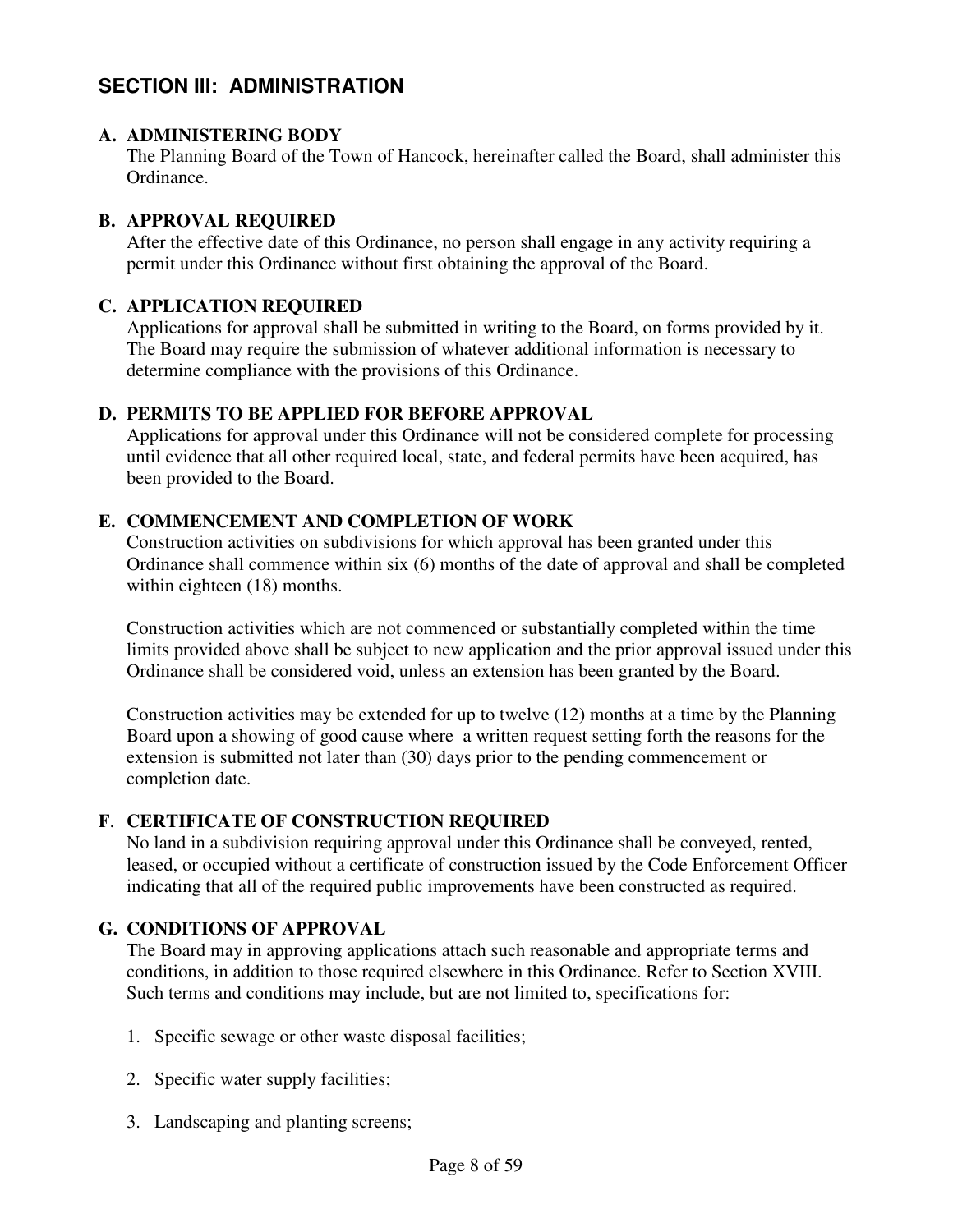## SECTION III: ADMINISTRATION

### A. ADMINISTERING BODY

The Planning Board of the Town of Hancock, hereinafter called the Board, shall administer this Ordinance.

### B. APPROVAL REQUIRED

After the effective date of this Ordinance, no person shall engage in any activity requiring a permit under this Ordinance without first obtaining the approval of the Board.

### C. APPLICATION REQUIRED

Applications for approval shall be submitted in writing to the Board, on forms provided by it. The Board may require the submission of whatever additional information is necessary to determine compliance with the provisions of this Ordinance.

### D. PERMITS TO BE APPLIED FOR BEFORE APPROVAL

Applications for approval under this Ordinance will not be considered complete for processing until evidence that all other required local, state, and federal permits have been acquired, has been provided to the Board.

### E. COMMENCEMENT AND COMPLETION OF WORK

Construction activities on subdivisions for which approval has been granted under this Ordinance shall commence within six (6) months of the date of approval and shall be completed within eighteen (18) months.

Construction activities which are not commenced or substantially completed within the time limits provided above shall be subject to new application and the prior approval issued under this Ordinance shall be considered void, unless an extension has been granted by the Board.

Construction activities may be extended for up to twelve (12) months at a time by the Planning Board upon a showing of good cause where a written request setting forth the reasons for the extension is submitted not later than (30) days prior to the pending commencement or completion date.

### F. CERTIFICATE OF CONSTRUCTION REQUIRED

No land in a subdivision requiring approval under this Ordinance shall be conveyed, rented, leased, or occupied without a certificate of construction issued by the Code Enforcement Officer indicating that all of the required public improvements have been constructed as required.

### G. CONDITIONS OF APPROVAL

The Board may in approving applications attach such reasonable and appropriate terms and conditions, in addition to those required elsewhere in this Ordinance. Refer to Section XVIII. Such terms and conditions may include, but are not limited to, specifications for:

1. Specific sewage or other waste disposal facilities;
2. Specific water supply facilities;
3. Landscaping and planting screens;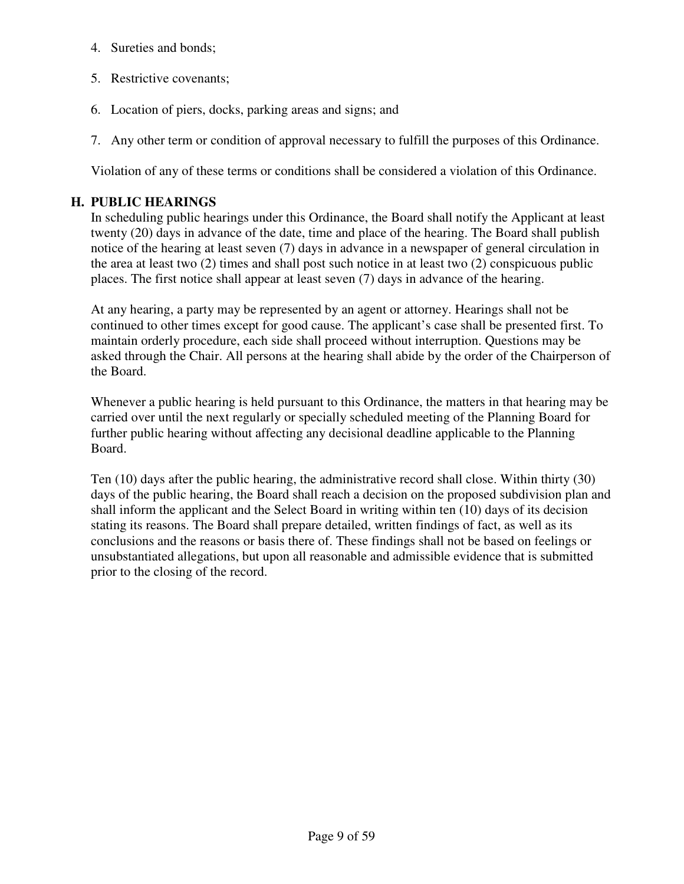4. Sureties and bonds;
5. Restrictive covenants;
6. Location of piers, docks, parking areas and signs; and
7. Any other term or condition of approval necessary to fulfill the purposes of this Ordinance.

Violation of any of these terms or conditions shall be considered a violation of this Ordinance.

## H. PUBLIC HEARINGS

In scheduling public hearings under this Ordinance, the Board shall notify the Applicant at least twenty (20) days in advance of the date, time and place of the hearing. The Board shall publish notice of the hearing at least seven (7) days in advance in a newspaper of general circulation in the area at least two (2) times and shall post such notice in at least two (2) conspicuous public places. The first notice shall appear at least seven (7) days in advance of the hearing.

At any hearing, a party may be represented by an agent or attorney. Hearings shall not be continued to other times except for good cause. The applicant's case shall be presented first. To maintain orderly procedure, each side shall proceed without interruption. Questions may be asked through the Chair. All persons at the hearing shall abide by the order of the Chairperson of the Board.

Whenever a public hearing is held pursuant to this Ordinance, the matters in that hearing may be carried over until the next regularly or specially scheduled meeting of the Planning Board for further public hearing without affecting any decisional deadline applicable to the Planning Board.

Ten (10) days after the public hearing, the administrative record shall close. Within thirty (30) days of the public hearing, the Board shall reach a decision on the proposed subdivision plan and shall inform the applicant and the Select Board in writing within ten (10) days of its decision stating its reasons. The Board shall prepare detailed, written findings of fact, as well as its conclusions and the reasons or basis there of. These findings shall not be based on feelings or unsubstantiated allegations, but upon all reasonable and admissible evidence that is submitted prior to the closing of the record.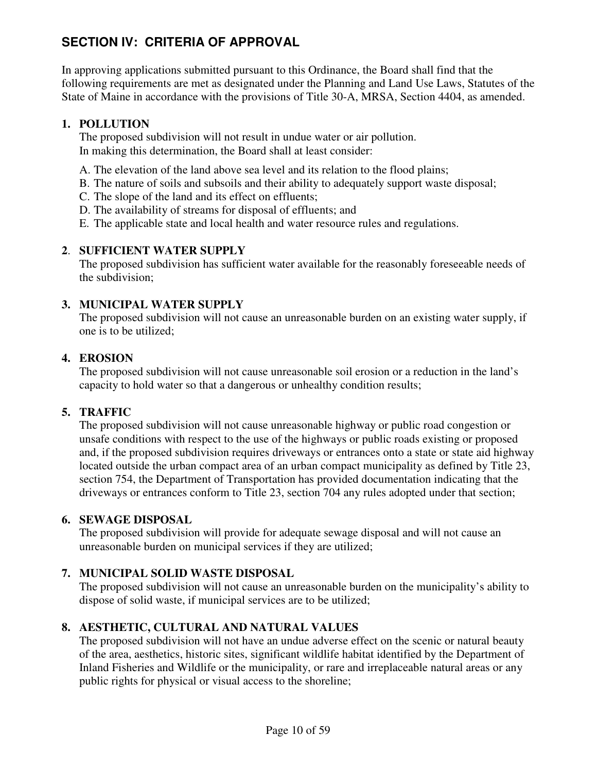## SECTION IV: CRITERIA OF APPROVAL

In approving applications submitted pursuant to this Ordinance, the Board shall find that the following requirements are met as designated under the Planning and Land Use Laws, Statutes of the State of Maine in accordance with the provisions of Title 30-A, MRSA, Section 4404, as amended.

### 1. POLLUTION

The proposed subdivision will not result in undue water or air pollution.
In making this determination, the Board shall at least consider:

A. The elevation of the land above sea level and its relation to the flood plains;
B. The nature of soils and subsoils and their ability to adequately support waste disposal;
C. The slope of the land and its effect on effluents;
D. The availability of streams for disposal of effluents; and
E. The applicable state and local health and water resource rules and regulations.

### 2. SUFFICIENT WATER SUPPLY

The proposed subdivision has sufficient water available for the reasonably foreseeable needs of the subdivision;

### 3. MUNICIPAL WATER SUPPLY

The proposed subdivision will not cause an unreasonable burden on an existing water supply, if one is to be utilized;

### 4. EROSION

The proposed subdivision will not cause unreasonable soil erosion or a reduction in the land's capacity to hold water so that a dangerous or unhealthy condition results;

### 5. TRAFFIC

The proposed subdivision will not cause unreasonable highway or public road congestion or unsafe conditions with respect to the use of the highways or public roads existing or proposed and, if the proposed subdivision requires driveways or entrances onto a state or state aid highway located outside the urban compact area of an urban compact municipality as defined by Title 23, section 754, the Department of Transportation has provided documentation indicating that the driveways or entrances conform to Title 23, section 704 any rules adopted under that section;

### 6. SEWAGE DISPOSAL

The proposed subdivision will provide for adequate sewage disposal and will not cause an unreasonable burden on municipal services if they are utilized;

### 7. MUNICIPAL SOLID WASTE DISPOSAL

The proposed subdivision will not cause an unreasonable burden on the municipality's ability to dispose of solid waste, if municipal services are to be utilized;

### 8. AESTHETIC, CULTURAL AND NATURAL VALUES

The proposed subdivision will not have an undue adverse effect on the scenic or natural beauty of the area, aesthetics, historic sites, significant wildlife habitat identified by the Department of Inland Fisheries and Wildlife or the municipality, or rare and irreplaceable natural areas or any public rights for physical or visual access to the shoreline;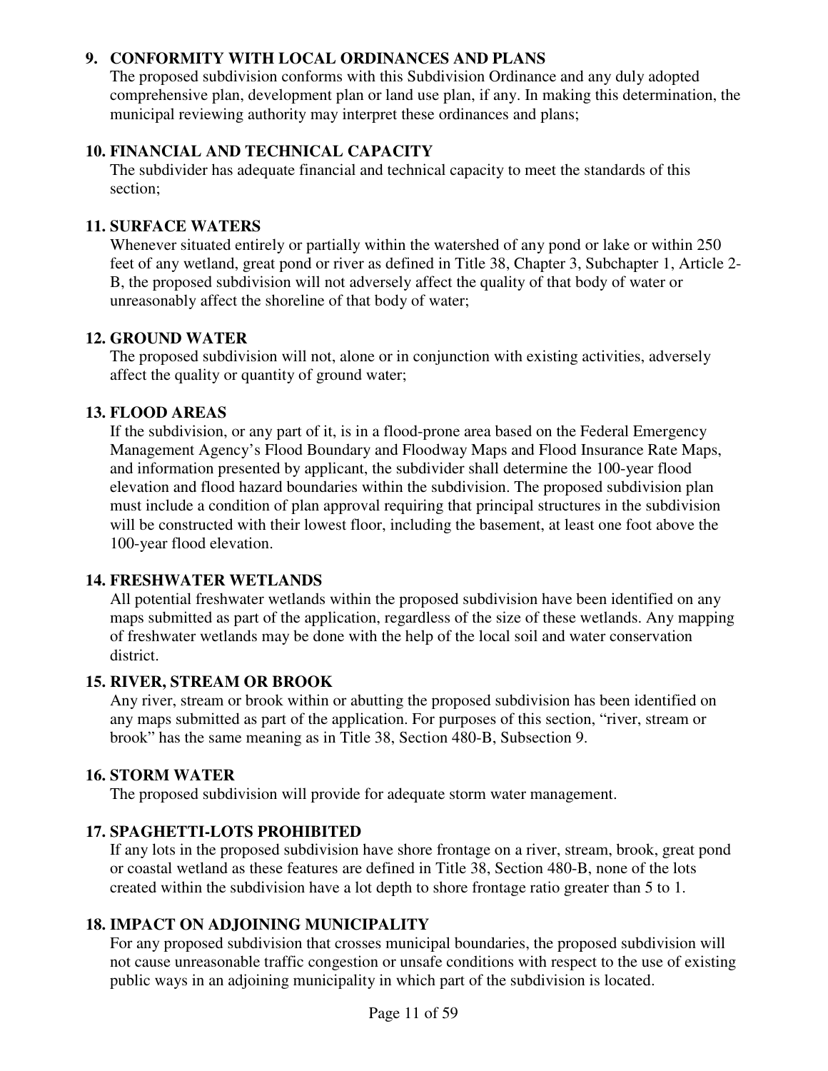**9. CONFORMITY WITH LOCAL ORDINANCES AND PLANS**
The proposed subdivision conforms with this Subdivision Ordinance and any duly adopted comprehensive plan, development plan or land use plan, if any. In making this determination, the municipal reviewing authority may interpret these ordinances and plans;

**10. FINANCIAL AND TECHNICAL CAPACITY**
The subdivider has adequate financial and technical capacity to meet the standards of this section;

**11. SURFACE WATERS**
Whenever situated entirely or partially within the watershed of any pond or lake or within 250 feet of any wetland, great pond or river as defined in Title 38, Chapter 3, Subchapter 1, Article 2-B, the proposed subdivision will not adversely affect the quality of that body of water or unreasonably affect the shoreline of that body of water;

**12. GROUND WATER**
The proposed subdivision will not, alone or in conjunction with existing activities, adversely affect the quality or quantity of ground water;

**13. FLOOD AREAS**
If the subdivision, or any part of it, is in a flood-prone area based on the Federal Emergency Management Agency's Flood Boundary and Floodway Maps and Flood Insurance Rate Maps, and information presented by applicant, the subdivider shall determine the 100-year flood elevation and flood hazard boundaries within the subdivision. The proposed subdivision plan must include a condition of plan approval requiring that principal structures in the subdivision will be constructed with their lowest floor, including the basement, at least one foot above the 100-year flood elevation.

**14. FRESHWATER WETLANDS**
All potential freshwater wetlands within the proposed subdivision have been identified on any maps submitted as part of the application, regardless of the size of these wetlands. Any mapping of freshwater wetlands may be done with the help of the local soil and water conservation district.

**15. RIVER, STREAM OR BROOK**
Any river, stream or brook within or abutting the proposed subdivision has been identified on any maps submitted as part of the application. For purposes of this section, "river, stream or brook" has the same meaning as in Title 38, Section 480-B, Subsection 9.

**16. STORM WATER**
The proposed subdivision will provide for adequate storm water management.

**17. SPAGHETTI-LOTS PROHIBITED**
If any lots in the proposed subdivision have shore frontage on a river, stream, brook, great pond or coastal wetland as these features are defined in Title 38, Section 480-B, none of the lots created within the subdivision have a lot depth to shore frontage ratio greater than 5 to 1.

**18. IMPACT ON ADJOINING MUNICIPALITY**
For any proposed subdivision that crosses municipal boundaries, the proposed subdivision will not cause unreasonable traffic congestion or unsafe conditions with respect to the use of existing public ways in an adjoining municipality in which part of the subdivision is located.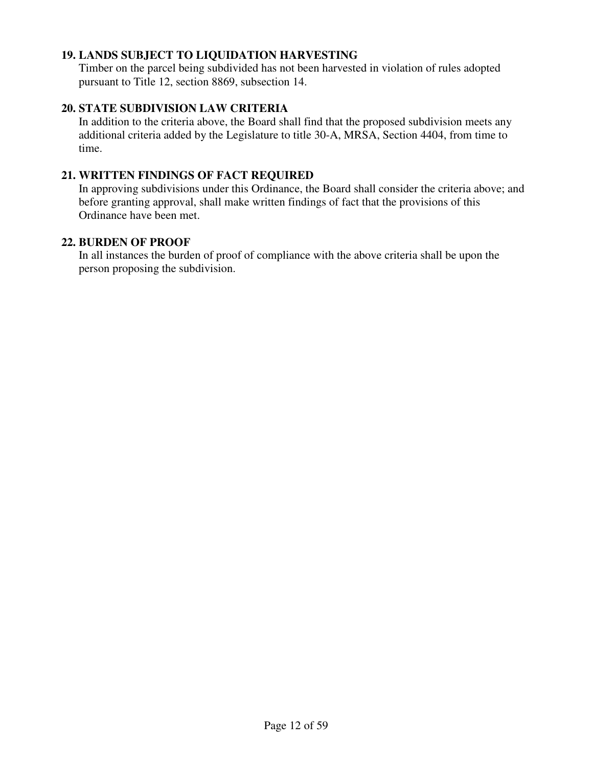**19. LANDS SUBJECT TO LIQUIDATION HARVESTING**

Timber on the parcel being subdivided has not been harvested in violation of rules adopted pursuant to Title 12, section 8869, subsection 14.

**20. STATE SUBDIVISION LAW CRITERIA**

In addition to the criteria above, the Board shall find that the proposed subdivision meets any additional criteria added by the Legislature to title 30-A, MRSA, Section 4404, from time to time.

**21. WRITTEN FINDINGS OF FACT REQUIRED**

In approving subdivisions under this Ordinance, the Board shall consider the criteria above; and before granting approval, shall make written findings of fact that the provisions of this Ordinance have been met.

**22. BURDEN OF PROOF**

In all instances the burden of proof of compliance with the above criteria shall be upon the person proposing the subdivision.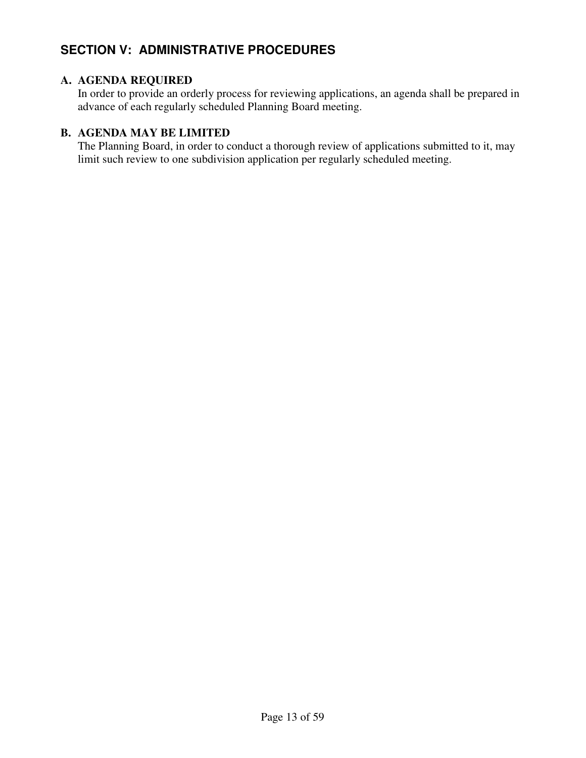## SECTION V: ADMINISTRATIVE PROCEDURES

### A. AGENDA REQUIRED

In order to provide an orderly process for reviewing applications, an agenda shall be prepared in advance of each regularly scheduled Planning Board meeting.

### B. AGENDA MAY BE LIMITED

The Planning Board, in order to conduct a thorough review of applications submitted to it, may limit such review to one subdivision application per regularly scheduled meeting.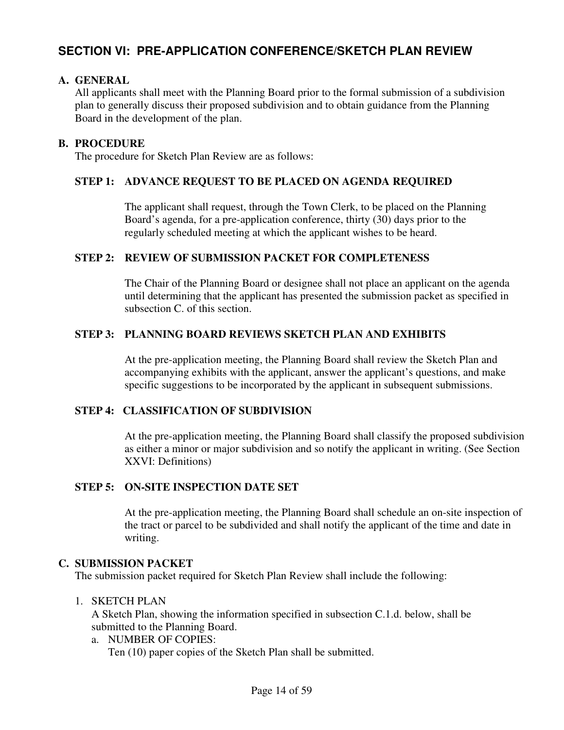## SECTION VI: PRE-APPLICATION CONFERENCE/SKETCH PLAN REVIEW

### A. GENERAL

All applicants shall meet with the Planning Board prior to the formal submission of a subdivision plan to generally discuss their proposed subdivision and to obtain guidance from the Planning Board in the development of the plan.

### B. PROCEDURE

The procedure for Sketch Plan Review are as follows:

#### STEP 1: ADVANCE REQUEST TO BE PLACED ON AGENDA REQUIRED

The applicant shall request, through the Town Clerk, to be placed on the Planning Board's agenda, for a pre-application conference, thirty (30) days prior to the regularly scheduled meeting at which the applicant wishes to be heard.

#### STEP 2: REVIEW OF SUBMISSION PACKET FOR COMPLETENESS

The Chair of the Planning Board or designee shall not place an applicant on the agenda until determining that the applicant has presented the submission packet as specified in subsection C. of this section.

#### STEP 3: PLANNING BOARD REVIEWS SKETCH PLAN AND EXHIBITS

At the pre-application meeting, the Planning Board shall review the Sketch Plan and accompanying exhibits with the applicant, answer the applicant's questions, and make specific suggestions to be incorporated by the applicant in subsequent submissions.

#### STEP 4: CLASSIFICATION OF SUBDIVISION

At the pre-application meeting, the Planning Board shall classify the proposed subdivision as either a minor or major subdivision and so notify the applicant in writing. (See Section XXVI: Definitions)

#### STEP 5: ON-SITE INSPECTION DATE SET

At the pre-application meeting, the Planning Board shall schedule an on-site inspection of the tract or parcel to be subdivided and shall notify the applicant of the time and date in writing.

### C. SUBMISSION PACKET

The submission packet required for Sketch Plan Review shall include the following:

1. SKETCH PLAN
   A Sketch Plan, showing the information specified in subsection C.1.d. below, shall be submitted to the Planning Board.
   a. NUMBER OF COPIES:
      Ten (10) paper copies of the Sketch Plan shall be submitted.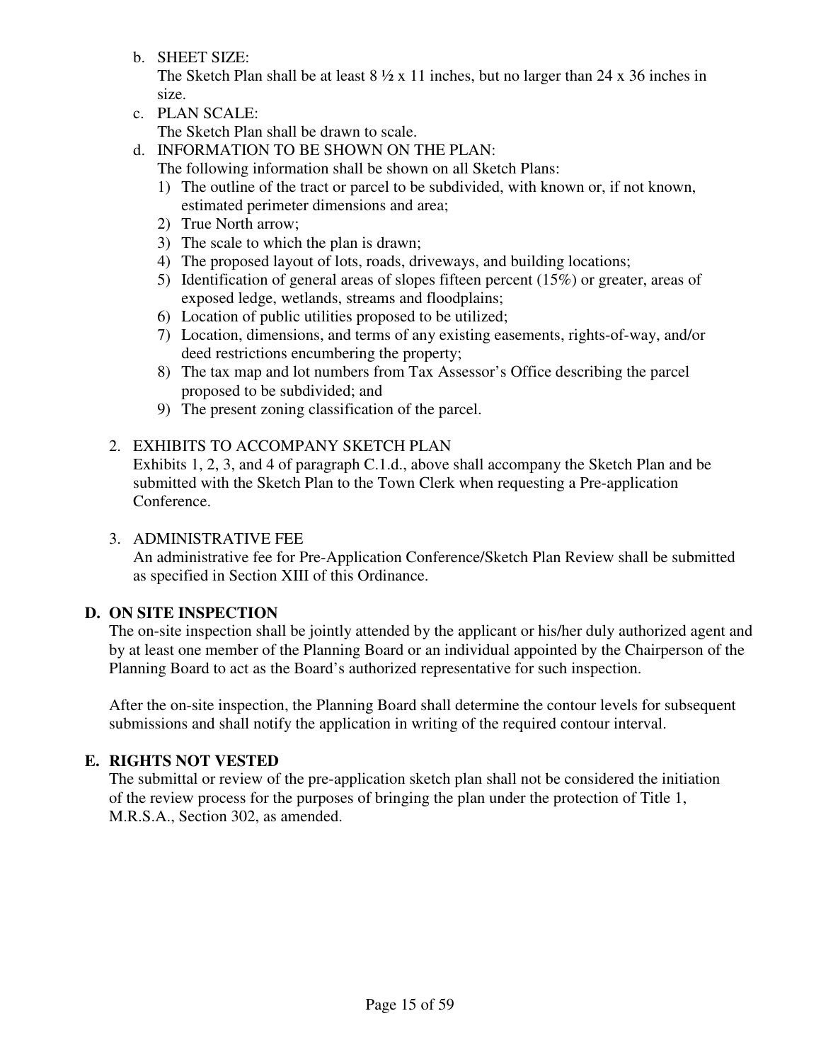b. SHEET SIZE:
   The Sketch Plan shall be at least 8 ½ x 11 inches, but no larger than 24 x 36 inches in size.

c. PLAN SCALE:
   The Sketch Plan shall be drawn to scale.

d. INFORMATION TO BE SHOWN ON THE PLAN:
   The following information shall be shown on all Sketch Plans:
   1) The outline of the tract or parcel to be subdivided, with known or, if not known, estimated perimeter dimensions and area;
   2) True North arrow;
   3) The scale to which the plan is drawn;
   4) The proposed layout of lots, roads, driveways, and building locations;
   5) Identification of general areas of slopes fifteen percent (15%) or greater, areas of exposed ledge, wetlands, streams and floodplains;
   6) Location of public utilities proposed to be utilized;
   7) Location, dimensions, and terms of any existing easements, rights-of-way, and/or deed restrictions encumbering the property;
   8) The tax map and lot numbers from Tax Assessor's Office describing the parcel proposed to be subdivided; and
   9) The present zoning classification of the parcel.

2. EXHIBITS TO ACCOMPANY SKETCH PLAN
   Exhibits 1, 2, 3, and 4 of paragraph C.1.d., above shall accompany the Sketch Plan and be submitted with the Sketch Plan to the Town Clerk when requesting a Pre-application Conference.

3. ADMINISTRATIVE FEE
   An administrative fee for Pre-Application Conference/Sketch Plan Review shall be submitted as specified in Section XIII of this Ordinance.

## D. ON SITE INSPECTION

The on-site inspection shall be jointly attended by the applicant or his/her duly authorized agent and by at least one member of the Planning Board or an individual appointed by the Chairperson of the Planning Board to act as the Board's authorized representative for such inspection.

After the on-site inspection, the Planning Board shall determine the contour levels for subsequent submissions and shall notify the application in writing of the required contour interval.

## E. RIGHTS NOT VESTED

The submittal or review of the pre-application sketch plan shall not be considered the initiation of the review process for the purposes of bringing the plan under the protection of Title 1, M.R.S.A., Section 302, as amended.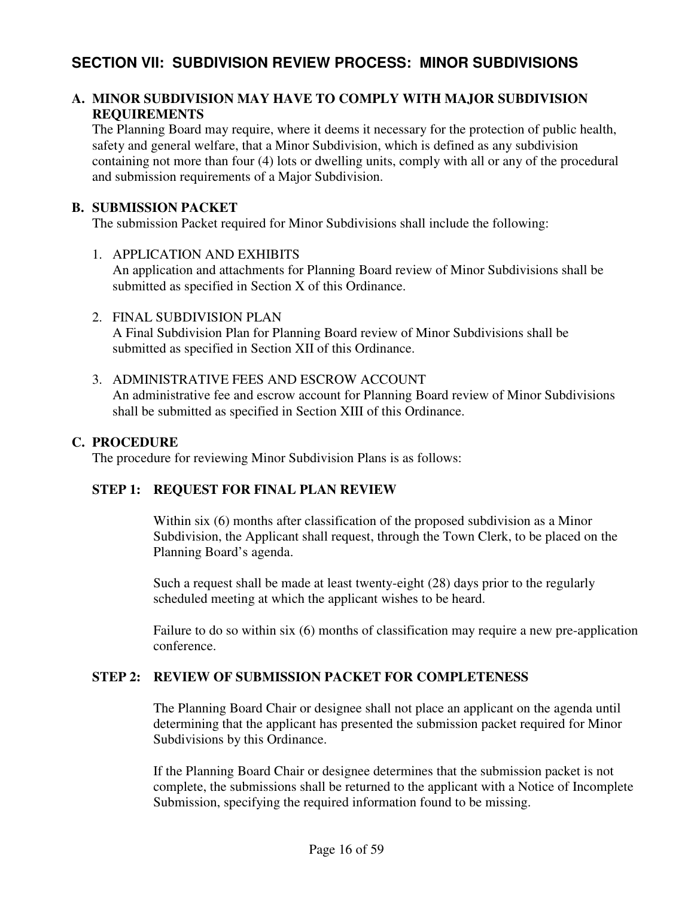## SECTION VII: SUBDIVISION REVIEW PROCESS: MINOR SUBDIVISIONS

### A. MINOR SUBDIVISION MAY HAVE TO COMPLY WITH MAJOR SUBDIVISION REQUIREMENTS

The Planning Board may require, where it deems it necessary for the protection of public health, safety and general welfare, that a Minor Subdivision, which is defined as any subdivision containing not more than four (4) lots or dwelling units, comply with all or any of the procedural and submission requirements of a Major Subdivision.

### B. SUBMISSION PACKET

The submission Packet required for Minor Subdivisions shall include the following:

1. APPLICATION AND EXHIBITS
   An application and attachments for Planning Board review of Minor Subdivisions shall be submitted as specified in Section X of this Ordinance.

2. FINAL SUBDIVISION PLAN
   A Final Subdivision Plan for Planning Board review of Minor Subdivisions shall be submitted as specified in Section XII of this Ordinance.

3. ADMINISTRATIVE FEES AND ESCROW ACCOUNT
   An administrative fee and escrow account for Planning Board review of Minor Subdivisions shall be submitted as specified in Section XIII of this Ordinance.

### C. PROCEDURE

The procedure for reviewing Minor Subdivision Plans is as follows:

#### STEP 1: REQUEST FOR FINAL PLAN REVIEW

Within six (6) months after classification of the proposed subdivision as a Minor Subdivision, the Applicant shall request, through the Town Clerk, to be placed on the Planning Board's agenda.

Such a request shall be made at least twenty-eight (28) days prior to the regularly scheduled meeting at which the applicant wishes to be heard.

Failure to do so within six (6) months of classification may require a new pre-application conference.

#### STEP 2: REVIEW OF SUBMISSION PACKET FOR COMPLETENESS

The Planning Board Chair or designee shall not place an applicant on the agenda until determining that the applicant has presented the submission packet required for Minor Subdivisions by this Ordinance.

If the Planning Board Chair or designee determines that the submission packet is not complete, the submissions shall be returned to the applicant with a Notice of Incomplete Submission, specifying the required information found to be missing.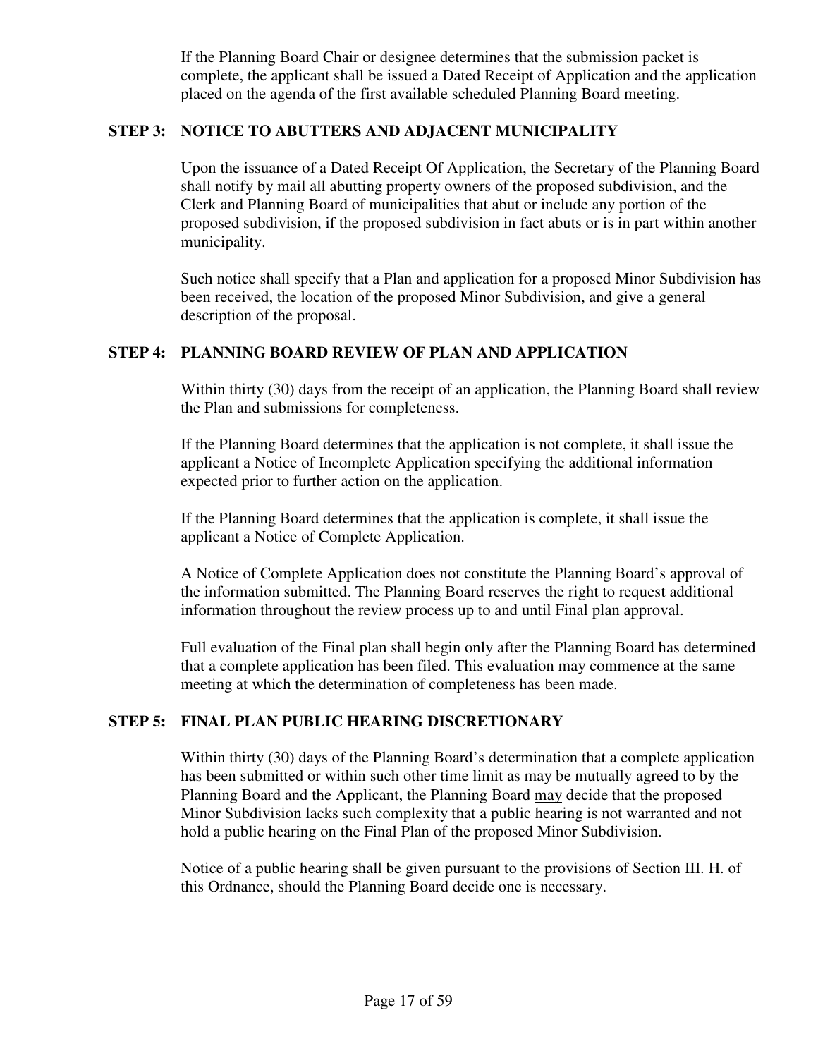If the Planning Board Chair or designee determines that the submission packet is complete, the applicant shall be issued a Dated Receipt of Application and the application placed on the agenda of the first available scheduled Planning Board meeting.

### STEP 3: NOTICE TO ABUTTERS AND ADJACENT MUNICIPALITY

Upon the issuance of a Dated Receipt Of Application, the Secretary of the Planning Board shall notify by mail all abutting property owners of the proposed subdivision, and the Clerk and Planning Board of municipalities that abut or include any portion of the proposed subdivision, if the proposed subdivision in fact abuts or is in part within another municipality.

Such notice shall specify that a Plan and application for a proposed Minor Subdivision has been received, the location of the proposed Minor Subdivision, and give a general description of the proposal.

### STEP 4: PLANNING BOARD REVIEW OF PLAN AND APPLICATION

Within thirty (30) days from the receipt of an application, the Planning Board shall review the Plan and submissions for completeness.

If the Planning Board determines that the application is not complete, it shall issue the applicant a Notice of Incomplete Application specifying the additional information expected prior to further action on the application.

If the Planning Board determines that the application is complete, it shall issue the applicant a Notice of Complete Application.

A Notice of Complete Application does not constitute the Planning Board's approval of the information submitted. The Planning Board reserves the right to request additional information throughout the review process up to and until Final plan approval.

Full evaluation of the Final plan shall begin only after the Planning Board has determined that a complete application has been filed. This evaluation may commence at the same meeting at which the determination of completeness has been made.

### STEP 5: FINAL PLAN PUBLIC HEARING DISCRETIONARY

Within thirty (30) days of the Planning Board's determination that a complete application has been submitted or within such other time limit as may be mutually agreed to by the Planning Board and the Applicant, the Planning Board <u>may</u> decide that the proposed Minor Subdivision lacks such complexity that a public hearing is not warranted and not hold a public hearing on the Final Plan of the proposed Minor Subdivision.

Notice of a public hearing shall be given pursuant to the provisions of Section III. H. of this Ordnance, should the Planning Board decide one is necessary.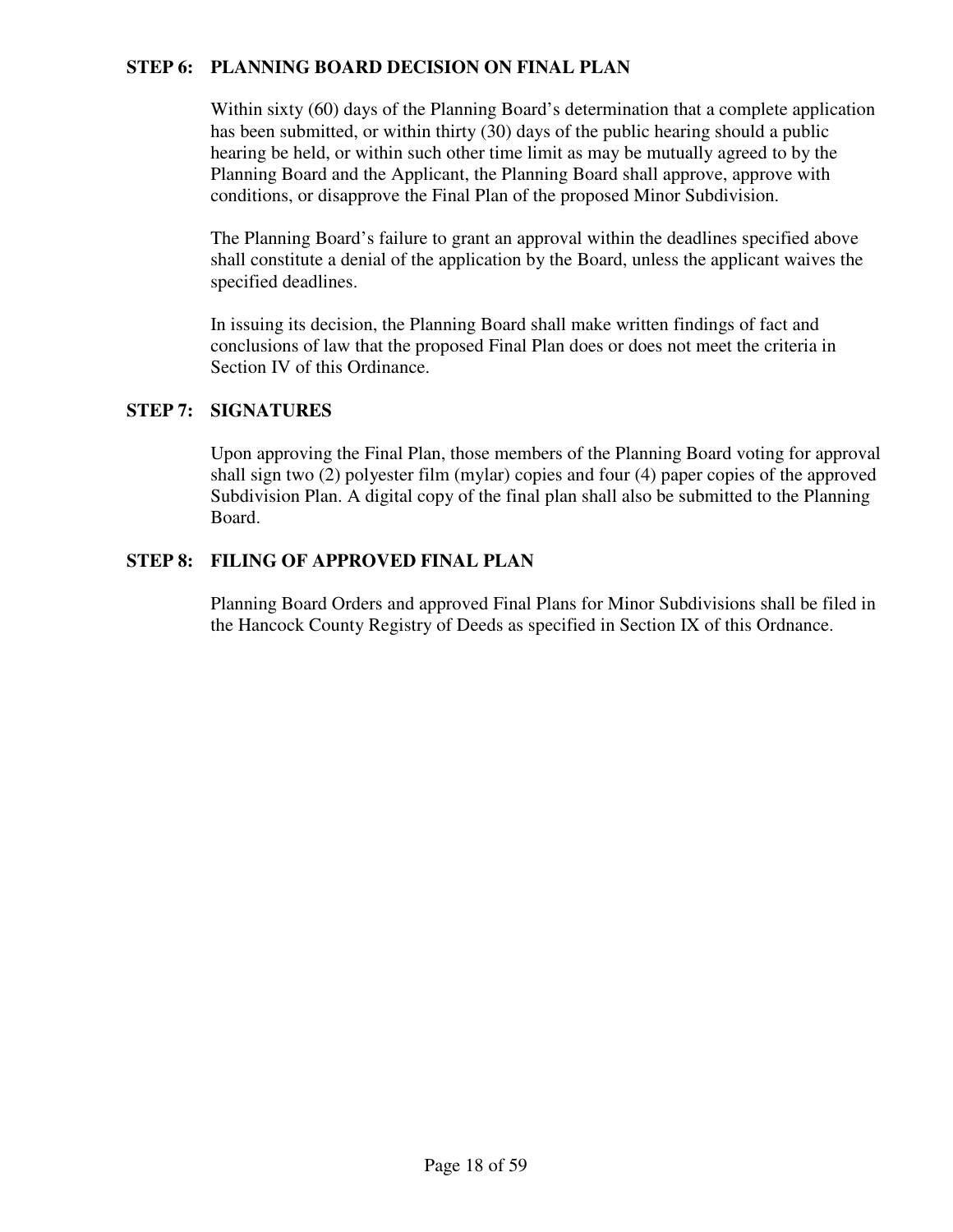### STEP 6: PLANNING BOARD DECISION ON FINAL PLAN

Within sixty (60) days of the Planning Board's determination that a complete application has been submitted, or within thirty (30) days of the public hearing should a public hearing be held, or within such other time limit as may be mutually agreed to by the Planning Board and the Applicant, the Planning Board shall approve, approve with conditions, or disapprove the Final Plan of the proposed Minor Subdivision.

The Planning Board's failure to grant an approval within the deadlines specified above shall constitute a denial of the application by the Board, unless the applicant waives the specified deadlines.

In issuing its decision, the Planning Board shall make written findings of fact and conclusions of law that the proposed Final Plan does or does not meet the criteria in Section IV of this Ordinance.

### STEP 7: SIGNATURES

Upon approving the Final Plan, those members of the Planning Board voting for approval shall sign two (2) polyester film (mylar) copies and four (4) paper copies of the approved Subdivision Plan. A digital copy of the final plan shall also be submitted to the Planning Board.

### STEP 8: FILING OF APPROVED FINAL PLAN

Planning Board Orders and approved Final Plans for Minor Subdivisions shall be filed in the Hancock County Registry of Deeds as specified in Section IX of this Ordnance.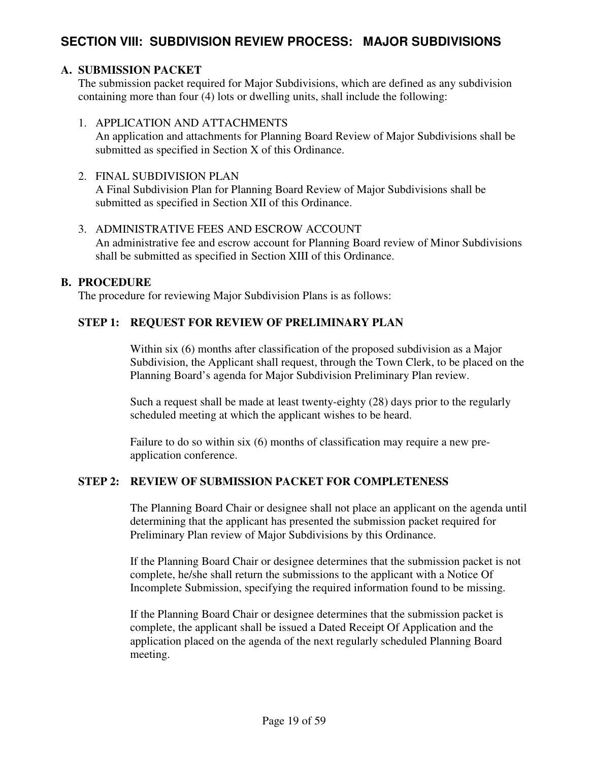## SECTION VIII: SUBDIVISION REVIEW PROCESS: MAJOR SUBDIVISIONS

### A. SUBMISSION PACKET

The submission packet required for Major Subdivisions, which are defined as any subdivision containing more than four (4) lots or dwelling units, shall include the following:

1. APPLICATION AND ATTACHMENTS
   An application and attachments for Planning Board Review of Major Subdivisions shall be submitted as specified in Section X of this Ordinance.

2. FINAL SUBDIVISION PLAN
   A Final Subdivision Plan for Planning Board Review of Major Subdivisions shall be submitted as specified in Section XII of this Ordinance.

3. ADMINISTRATIVE FEES AND ESCROW ACCOUNT
   An administrative fee and escrow account for Planning Board review of Minor Subdivisions shall be submitted as specified in Section XIII of this Ordinance.

### B. PROCEDURE

The procedure for reviewing Major Subdivision Plans is as follows:

#### STEP 1: REQUEST FOR REVIEW OF PRELIMINARY PLAN

Within six (6) months after classification of the proposed subdivision as a Major Subdivision, the Applicant shall request, through the Town Clerk, to be placed on the Planning Board's agenda for Major Subdivision Preliminary Plan review.

Such a request shall be made at least twenty-eighty (28) days prior to the regularly scheduled meeting at which the applicant wishes to be heard.

Failure to do so within six (6) months of classification may require a new pre-application conference.

#### STEP 2: REVIEW OF SUBMISSION PACKET FOR COMPLETENESS

The Planning Board Chair or designee shall not place an applicant on the agenda until determining that the applicant has presented the submission packet required for Preliminary Plan review of Major Subdivisions by this Ordinance.

If the Planning Board Chair or designee determines that the submission packet is not complete, he/she shall return the submissions to the applicant with a Notice Of Incomplete Submission, specifying the required information found to be missing.

If the Planning Board Chair or designee determines that the submission packet is complete, the applicant shall be issued a Dated Receipt Of Application and the application placed on the agenda of the next regularly scheduled Planning Board meeting.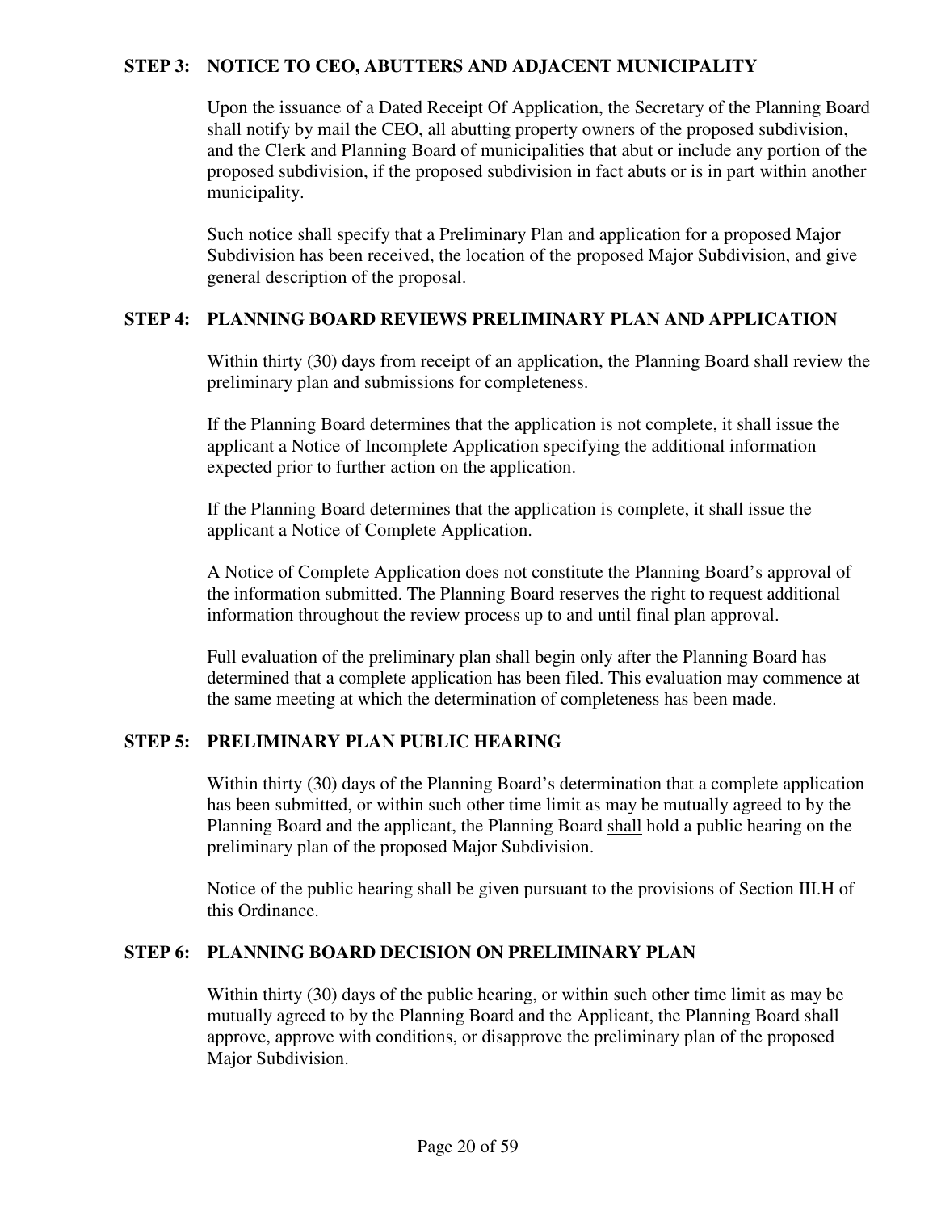### STEP 3: NOTICE TO CEO, ABUTTERS AND ADJACENT MUNICIPALITY

Upon the issuance of a Dated Receipt Of Application, the Secretary of the Planning Board shall notify by mail the CEO, all abutting property owners of the proposed subdivision, and the Clerk and Planning Board of municipalities that abut or include any portion of the proposed subdivision, if the proposed subdivision in fact abuts or is in part within another municipality.

Such notice shall specify that a Preliminary Plan and application for a proposed Major Subdivision has been received, the location of the proposed Major Subdivision, and give general description of the proposal.

### STEP 4: PLANNING BOARD REVIEWS PRELIMINARY PLAN AND APPLICATION

Within thirty (30) days from receipt of an application, the Planning Board shall review the preliminary plan and submissions for completeness.

If the Planning Board determines that the application is not complete, it shall issue the applicant a Notice of Incomplete Application specifying the additional information expected prior to further action on the application.

If the Planning Board determines that the application is complete, it shall issue the applicant a Notice of Complete Application.

A Notice of Complete Application does not constitute the Planning Board's approval of the information submitted. The Planning Board reserves the right to request additional information throughout the review process up to and until final plan approval.

Full evaluation of the preliminary plan shall begin only after the Planning Board has determined that a complete application has been filed. This evaluation may commence at the same meeting at which the determination of completeness has been made.

### STEP 5: PRELIMINARY PLAN PUBLIC HEARING

Within thirty (30) days of the Planning Board's determination that a complete application has been submitted, or within such other time limit as may be mutually agreed to by the Planning Board and the applicant, the Planning Board <u>shall</u> hold a public hearing on the preliminary plan of the proposed Major Subdivision.

Notice of the public hearing shall be given pursuant to the provisions of Section III.H of this Ordinance.

### STEP 6: PLANNING BOARD DECISION ON PRELIMINARY PLAN

Within thirty (30) days of the public hearing, or within such other time limit as may be mutually agreed to by the Planning Board and the Applicant, the Planning Board shall approve, approve with conditions, or disapprove the preliminary plan of the proposed Major Subdivision.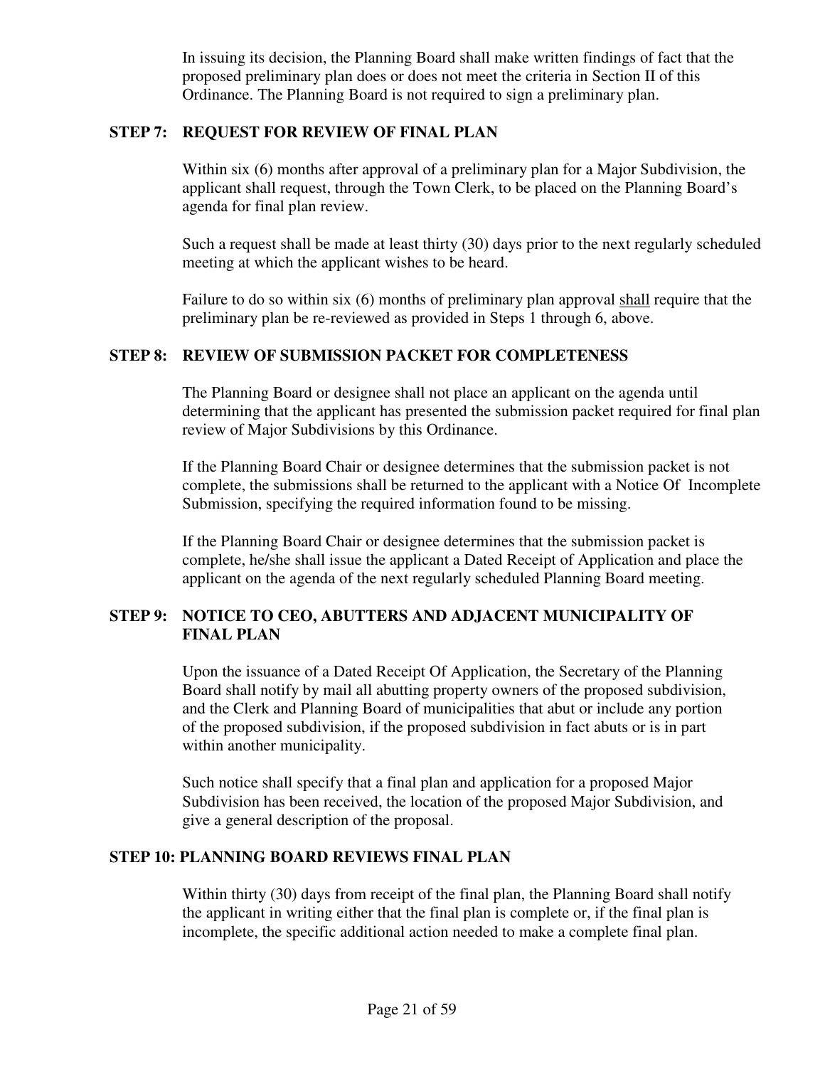In issuing its decision, the Planning Board shall make written findings of fact that the proposed preliminary plan does or does not meet the criteria in Section II of this Ordinance. The Planning Board is not required to sign a preliminary plan.

### STEP 7: REQUEST FOR REVIEW OF FINAL PLAN

Within six (6) months after approval of a preliminary plan for a Major Subdivision, the applicant shall request, through the Town Clerk, to be placed on the Planning Board's agenda for final plan review.

Such a request shall be made at least thirty (30) days prior to the next regularly scheduled meeting at which the applicant wishes to be heard.

Failure to do so within six (6) months of preliminary plan approval shall require that the preliminary plan be re-reviewed as provided in Steps 1 through 6, above.

### STEP 8: REVIEW OF SUBMISSION PACKET FOR COMPLETENESS

The Planning Board or designee shall not place an applicant on the agenda until determining that the applicant has presented the submission packet required for final plan review of Major Subdivisions by this Ordinance.

If the Planning Board Chair or designee determines that the submission packet is not complete, the submissions shall be returned to the applicant with a Notice Of Incomplete Submission, specifying the required information found to be missing.

If the Planning Board Chair or designee determines that the submission packet is complete, he/she shall issue the applicant a Dated Receipt of Application and place the applicant on the agenda of the next regularly scheduled Planning Board meeting.

### STEP 9: NOTICE TO CEO, ABUTTERS AND ADJACENT MUNICIPALITY OF FINAL PLAN

Upon the issuance of a Dated Receipt Of Application, the Secretary of the Planning Board shall notify by mail all abutting property owners of the proposed subdivision, and the Clerk and Planning Board of municipalities that abut or include any portion of the proposed subdivision, if the proposed subdivision in fact abuts or is in part within another municipality.

Such notice shall specify that a final plan and application for a proposed Major Subdivision has been received, the location of the proposed Major Subdivision, and give a general description of the proposal.

### STEP 10: PLANNING BOARD REVIEWS FINAL PLAN

Within thirty (30) days from receipt of the final plan, the Planning Board shall notify the applicant in writing either that the final plan is complete or, if the final plan is incomplete, the specific additional action needed to make a complete final plan.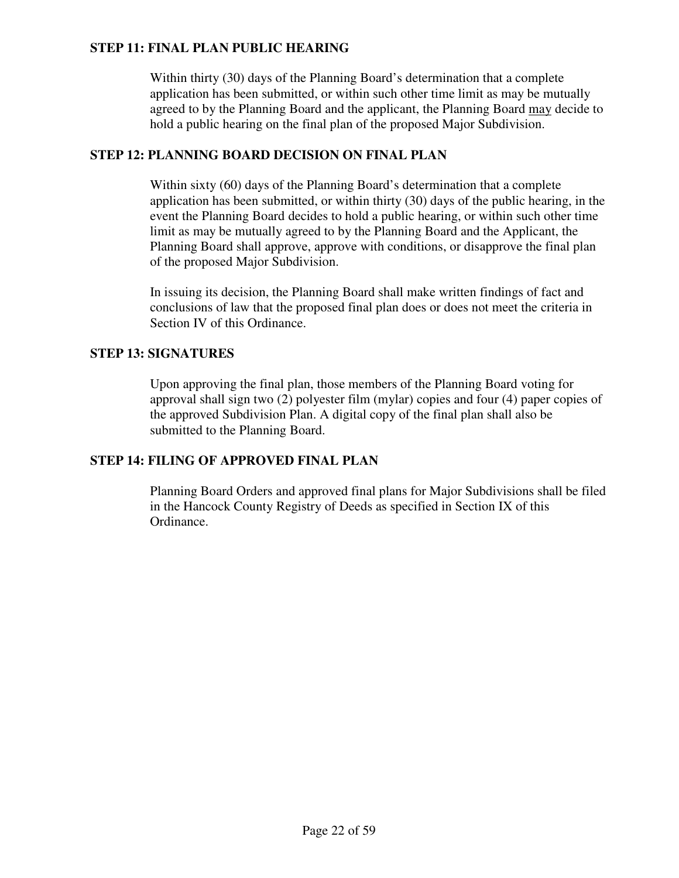**STEP 11: FINAL PLAN PUBLIC HEARING**

Within thirty (30) days of the Planning Board's determination that a complete application has been submitted, or within such other time limit as may be mutually agreed to by the Planning Board and the applicant, the Planning Board <u>may</u> decide to hold a public hearing on the final plan of the proposed Major Subdivision.

**STEP 12: PLANNING BOARD DECISION ON FINAL PLAN**

Within sixty (60) days of the Planning Board's determination that a complete application has been submitted, or within thirty (30) days of the public hearing, in the event the Planning Board decides to hold a public hearing, or within such other time limit as may be mutually agreed to by the Planning Board and the Applicant, the Planning Board shall approve, approve with conditions, or disapprove the final plan of the proposed Major Subdivision.

In issuing its decision, the Planning Board shall make written findings of fact and conclusions of law that the proposed final plan does or does not meet the criteria in Section IV of this Ordinance.

**STEP 13: SIGNATURES**

Upon approving the final plan, those members of the Planning Board voting for approval shall sign two (2) polyester film (mylar) copies and four (4) paper copies of the approved Subdivision Plan. A digital copy of the final plan shall also be submitted to the Planning Board.

**STEP 14: FILING OF APPROVED FINAL PLAN**

Planning Board Orders and approved final plans for Major Subdivisions shall be filed in the Hancock County Registry of Deeds as specified in Section IX of this Ordinance.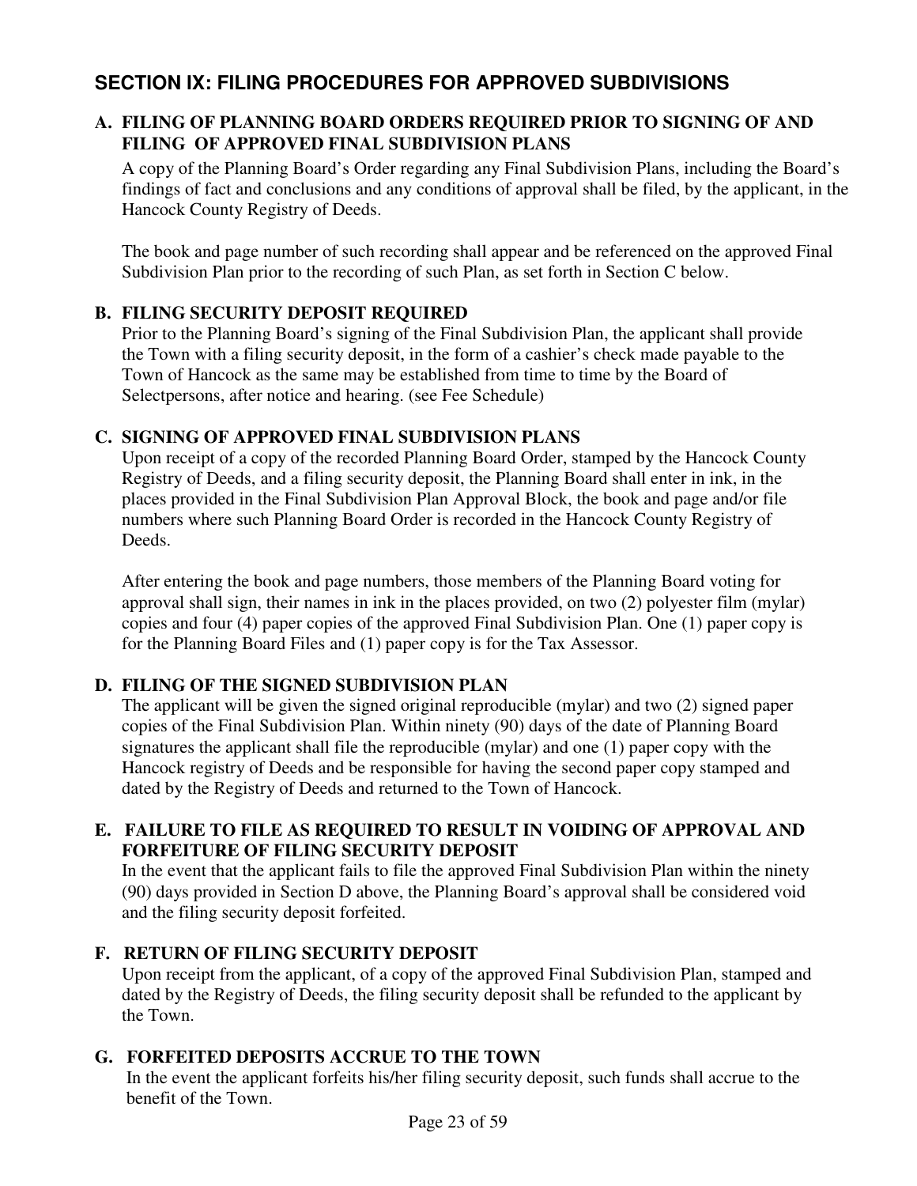## SECTION IX: FILING PROCEDURES FOR APPROVED SUBDIVISIONS

### A. FILING OF PLANNING BOARD ORDERS REQUIRED PRIOR TO SIGNING OF AND FILING OF APPROVED FINAL SUBDIVISION PLANS

A copy of the Planning Board's Order regarding any Final Subdivision Plans, including the Board's findings of fact and conclusions and any conditions of approval shall be filed, by the applicant, in the Hancock County Registry of Deeds.

The book and page number of such recording shall appear and be referenced on the approved Final Subdivision Plan prior to the recording of such Plan, as set forth in Section C below.

### B. FILING SECURITY DEPOSIT REQUIRED

Prior to the Planning Board's signing of the Final Subdivision Plan, the applicant shall provide the Town with a filing security deposit, in the form of a cashier's check made payable to the Town of Hancock as the same may be established from time to time by the Board of Selectpersons, after notice and hearing. (see Fee Schedule)

### C. SIGNING OF APPROVED FINAL SUBDIVISION PLANS

Upon receipt of a copy of the recorded Planning Board Order, stamped by the Hancock County Registry of Deeds, and a filing security deposit, the Planning Board shall enter in ink, in the places provided in the Final Subdivision Plan Approval Block, the book and page and/or file numbers where such Planning Board Order is recorded in the Hancock County Registry of Deeds.

After entering the book and page numbers, those members of the Planning Board voting for approval shall sign, their names in ink in the places provided, on two (2) polyester film (mylar) copies and four (4) paper copies of the approved Final Subdivision Plan. One (1) paper copy is for the Planning Board Files and (1) paper copy is for the Tax Assessor.

### D. FILING OF THE SIGNED SUBDIVISION PLAN

The applicant will be given the signed original reproducible (mylar) and two (2) signed paper copies of the Final Subdivision Plan. Within ninety (90) days of the date of Planning Board signatures the applicant shall file the reproducible (mylar) and one (1) paper copy with the Hancock registry of Deeds and be responsible for having the second paper copy stamped and dated by the Registry of Deeds and returned to the Town of Hancock.

### E. FAILURE TO FILE AS REQUIRED TO RESULT IN VOIDING OF APPROVAL AND FORFEITURE OF FILING SECURITY DEPOSIT

In the event that the applicant fails to file the approved Final Subdivision Plan within the ninety (90) days provided in Section D above, the Planning Board's approval shall be considered void and the filing security deposit forfeited.

### F. RETURN OF FILING SECURITY DEPOSIT

Upon receipt from the applicant, of a copy of the approved Final Subdivision Plan, stamped and dated by the Registry of Deeds, the filing security deposit shall be refunded to the applicant by the Town.

### G. FORFEITED DEPOSITS ACCRUE TO THE TOWN

In the event the applicant forfeits his/her filing security deposit, such funds shall accrue to the benefit of the Town.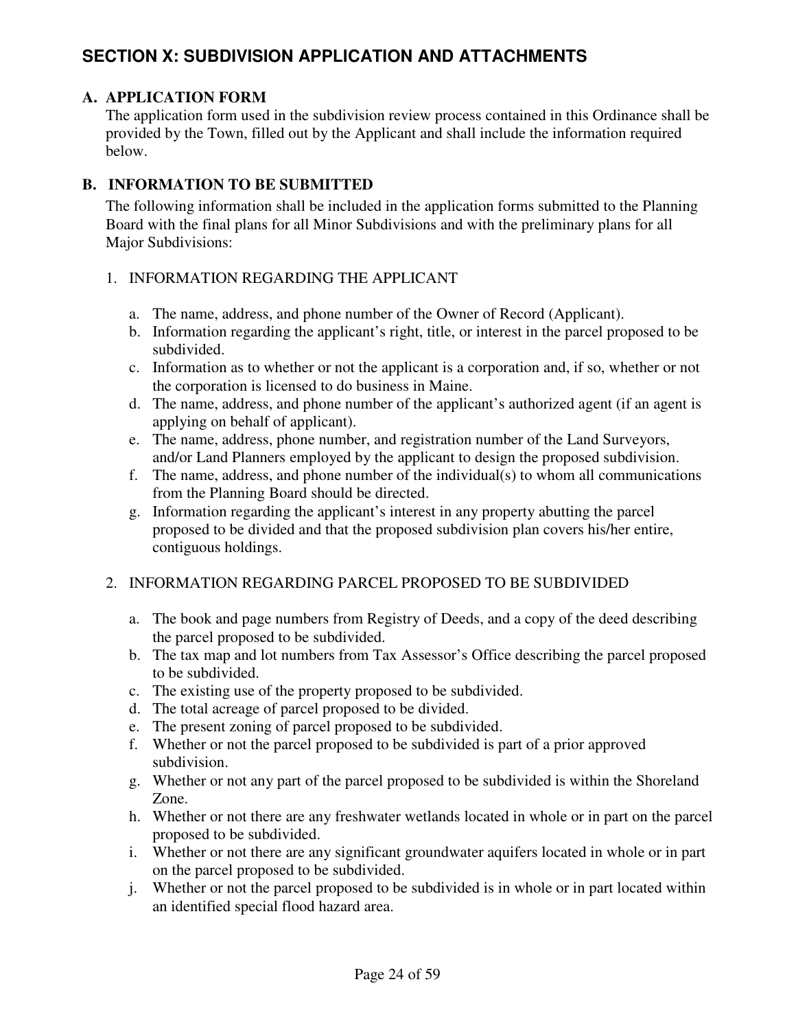## SECTION X: SUBDIVISION APPLICATION AND ATTACHMENTS

### A. APPLICATION FORM

The application form used in the subdivision review process contained in this Ordinance shall be provided by the Town, filled out by the Applicant and shall include the information required below.

### B. INFORMATION TO BE SUBMITTED

The following information shall be included in the application forms submitted to the Planning Board with the final plans for all Minor Subdivisions and with the preliminary plans for all Major Subdivisions:

1. INFORMATION REGARDING THE APPLICANT

   a. The name, address, and phone number of the Owner of Record (Applicant).
   b. Information regarding the applicant's right, title, or interest in the parcel proposed to be subdivided.
   c. Information as to whether or not the applicant is a corporation and, if so, whether or not the corporation is licensed to do business in Maine.
   d. The name, address, and phone number of the applicant's authorized agent (if an agent is applying on behalf of applicant).
   e. The name, address, phone number, and registration number of the Land Surveyors, and/or Land Planners employed by the applicant to design the proposed subdivision.
   f. The name, address, and phone number of the individual(s) to whom all communications from the Planning Board should be directed.
   g. Information regarding the applicant's interest in any property abutting the parcel proposed to be divided and that the proposed subdivision plan covers his/her entire, contiguous holdings.

2. INFORMATION REGARDING PARCEL PROPOSED TO BE SUBDIVIDED

   a. The book and page numbers from Registry of Deeds, and a copy of the deed describing the parcel proposed to be subdivided.
   b. The tax map and lot numbers from Tax Assessor's Office describing the parcel proposed to be subdivided.
   c. The existing use of the property proposed to be subdivided.
   d. The total acreage of parcel proposed to be divided.
   e. The present zoning of parcel proposed to be subdivided.
   f. Whether or not the parcel proposed to be subdivided is part of a prior approved subdivision.
   g. Whether or not any part of the parcel proposed to be subdivided is within the Shoreland Zone.
   h. Whether or not there are any freshwater wetlands located in whole or in part on the parcel proposed to be subdivided.
   i. Whether or not there are any significant groundwater aquifers located in whole or in part on the parcel proposed to be subdivided.
   j. Whether or not the parcel proposed to be subdivided is in whole or in part located within an identified special flood hazard area.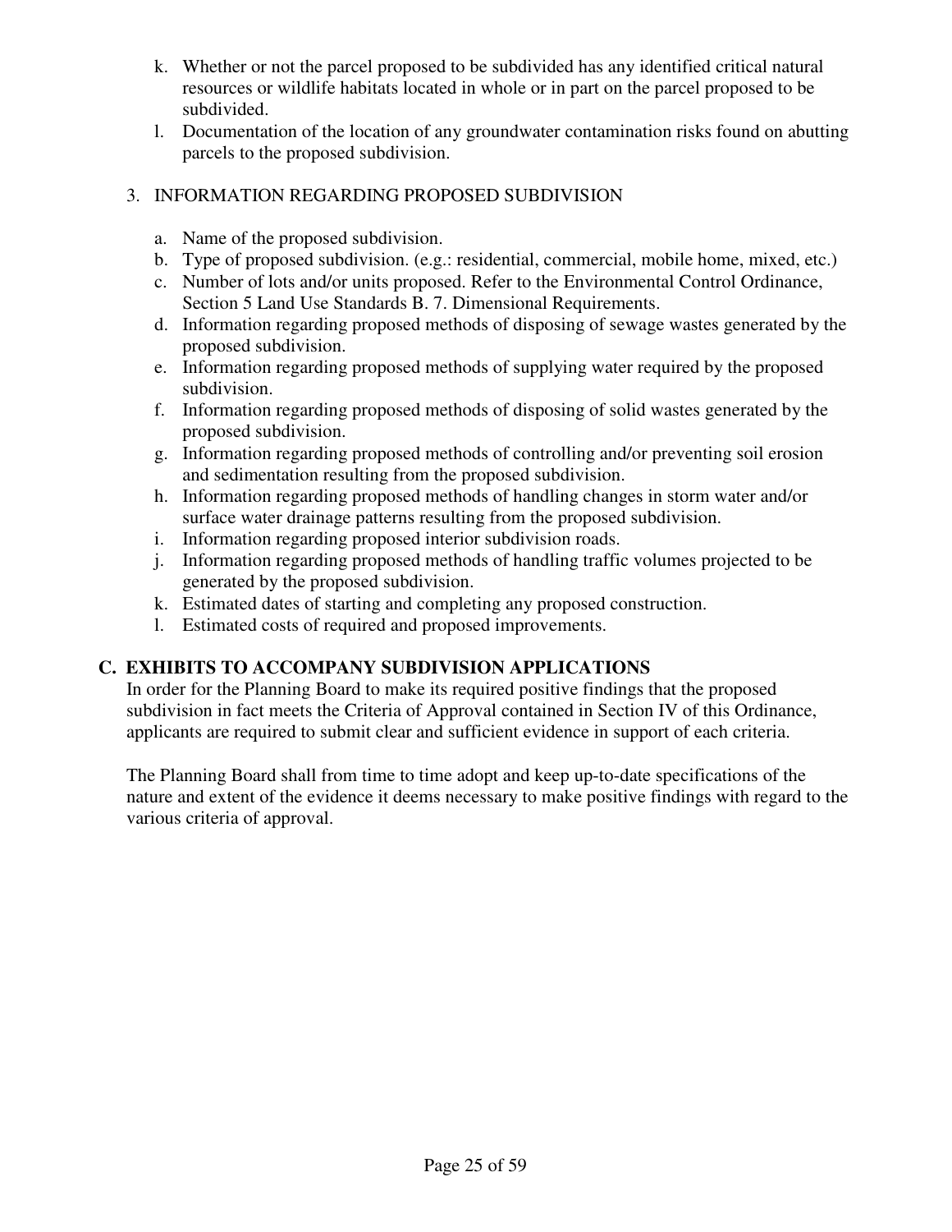k. Whether or not the parcel proposed to be subdivided has any identified critical natural resources or wildlife habitats located in whole or in part on the parcel proposed to be subdivided.
l. Documentation of the location of any groundwater contamination risks found on abutting parcels to the proposed subdivision.

3. INFORMATION REGARDING PROPOSED SUBDIVISION

   a. Name of the proposed subdivision.
   b. Type of proposed subdivision. (e.g.: residential, commercial, mobile home, mixed, etc.)
   c. Number of lots and/or units proposed. Refer to the Environmental Control Ordinance, Section 5 Land Use Standards B. 7. Dimensional Requirements.
   d. Information regarding proposed methods of disposing of sewage wastes generated by the proposed subdivision.
   e. Information regarding proposed methods of supplying water required by the proposed subdivision.
   f. Information regarding proposed methods of disposing of solid wastes generated by the proposed subdivision.
   g. Information regarding proposed methods of controlling and/or preventing soil erosion and sedimentation resulting from the proposed subdivision.
   h. Information regarding proposed methods of handling changes in storm water and/or surface water drainage patterns resulting from the proposed subdivision.
   i. Information regarding proposed interior subdivision roads.
   j. Information regarding proposed methods of handling traffic volumes projected to be generated by the proposed subdivision.
   k. Estimated dates of starting and completing any proposed construction.
   l. Estimated costs of required and proposed improvements.

## C. EXHIBITS TO ACCOMPANY SUBDIVISION APPLICATIONS

In order for the Planning Board to make its required positive findings that the proposed subdivision in fact meets the Criteria of Approval contained in Section IV of this Ordinance, applicants are required to submit clear and sufficient evidence in support of each criteria.

The Planning Board shall from time to time adopt and keep up-to-date specifications of the nature and extent of the evidence it deems necessary to make positive findings with regard to the various criteria of approval.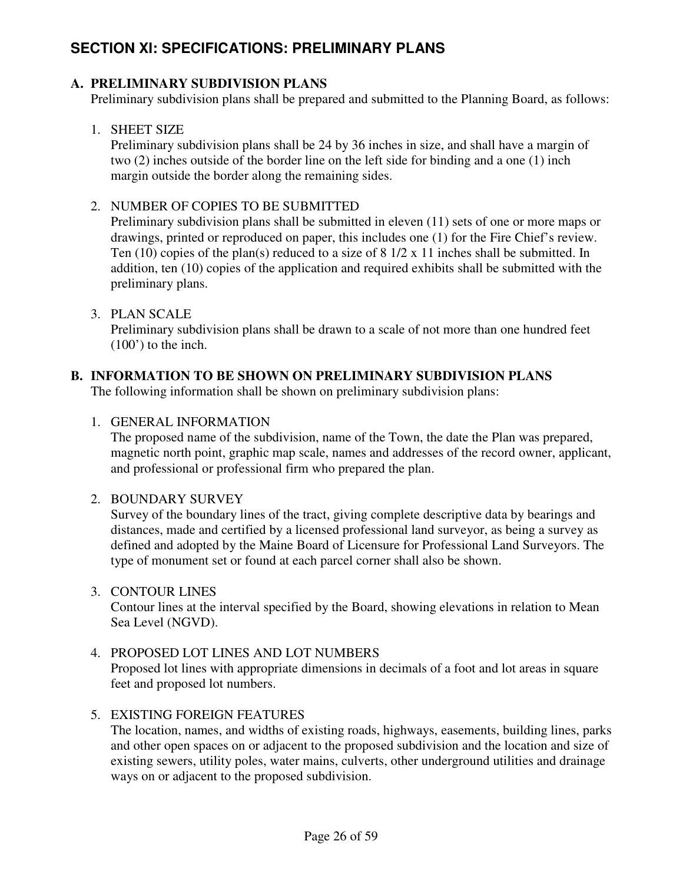## SECTION XI: SPECIFICATIONS: PRELIMINARY PLANS

### A. PRELIMINARY SUBDIVISION PLANS

Preliminary subdivision plans shall be prepared and submitted to the Planning Board, as follows:

1. SHEET SIZE

   Preliminary subdivision plans shall be 24 by 36 inches in size, and shall have a margin of two (2) inches outside of the border line on the left side for binding and a one (1) inch margin outside the border along the remaining sides.

2. NUMBER OF COPIES TO BE SUBMITTED

   Preliminary subdivision plans shall be submitted in eleven (11) sets of one or more maps or drawings, printed or reproduced on paper, this includes one (1) for the Fire Chief's review. Ten (10) copies of the plan(s) reduced to a size of 8 1/2 x 11 inches shall be submitted. In addition, ten (10) copies of the application and required exhibits shall be submitted with the preliminary plans.

3. PLAN SCALE

   Preliminary subdivision plans shall be drawn to a scale of not more than one hundred feet (100') to the inch.

### B. INFORMATION TO BE SHOWN ON PRELIMINARY SUBDIVISION PLANS

The following information shall be shown on preliminary subdivision plans:

1. GENERAL INFORMATION

   The proposed name of the subdivision, name of the Town, the date the Plan was prepared, magnetic north point, graphic map scale, names and addresses of the record owner, applicant, and professional or professional firm who prepared the plan.

2. BOUNDARY SURVEY

   Survey of the boundary lines of the tract, giving complete descriptive data by bearings and distances, made and certified by a licensed professional land surveyor, as being a survey as defined and adopted by the Maine Board of Licensure for Professional Land Surveyors. The type of monument set or found at each parcel corner shall also be shown.

3. CONTOUR LINES

   Contour lines at the interval specified by the Board, showing elevations in relation to Mean Sea Level (NGVD).

4. PROPOSED LOT LINES AND LOT NUMBERS

   Proposed lot lines with appropriate dimensions in decimals of a foot and lot areas in square feet and proposed lot numbers.

5. EXISTING FOREIGN FEATURES

   The location, names, and widths of existing roads, highways, easements, building lines, parks and other open spaces on or adjacent to the proposed subdivision and the location and size of existing sewers, utility poles, water mains, culverts, other underground utilities and drainage ways on or adjacent to the proposed subdivision.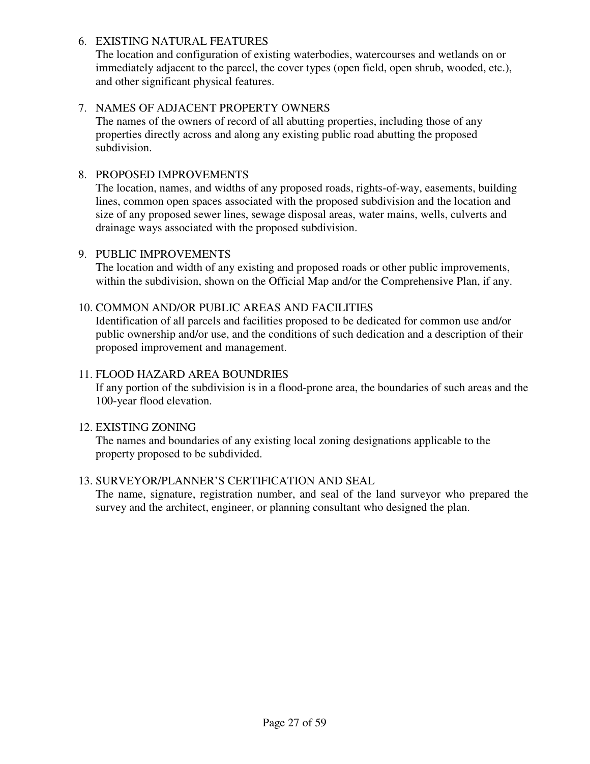6. EXISTING NATURAL FEATURES
   The location and configuration of existing waterbodies, watercourses and wetlands on or immediately adjacent to the parcel, the cover types (open field, open shrub, wooded, etc.), and other significant physical features.

7. NAMES OF ADJACENT PROPERTY OWNERS
   The names of the owners of record of all abutting properties, including those of any properties directly across and along any existing public road abutting the proposed subdivision.

8. PROPOSED IMPROVEMENTS
   The location, names, and widths of any proposed roads, rights-of-way, easements, building lines, common open spaces associated with the proposed subdivision and the location and size of any proposed sewer lines, sewage disposal areas, water mains, wells, culverts and drainage ways associated with the proposed subdivision.

9. PUBLIC IMPROVEMENTS
   The location and width of any existing and proposed roads or other public improvements, within the subdivision, shown on the Official Map and/or the Comprehensive Plan, if any.

10. COMMON AND/OR PUBLIC AREAS AND FACILITIES
    Identification of all parcels and facilities proposed to be dedicated for common use and/or public ownership and/or use, and the conditions of such dedication and a description of their proposed improvement and management.

11. FLOOD HAZARD AREA BOUNDRIES
    If any portion of the subdivision is in a flood-prone area, the boundaries of such areas and the 100-year flood elevation.

12. EXISTING ZONING
    The names and boundaries of any existing local zoning designations applicable to the property proposed to be subdivided.

13. SURVEYOR/PLANNER'S CERTIFICATION AND SEAL
    The name, signature, registration number, and seal of the land surveyor who prepared the survey and the architect, engineer, or planning consultant who designed the plan.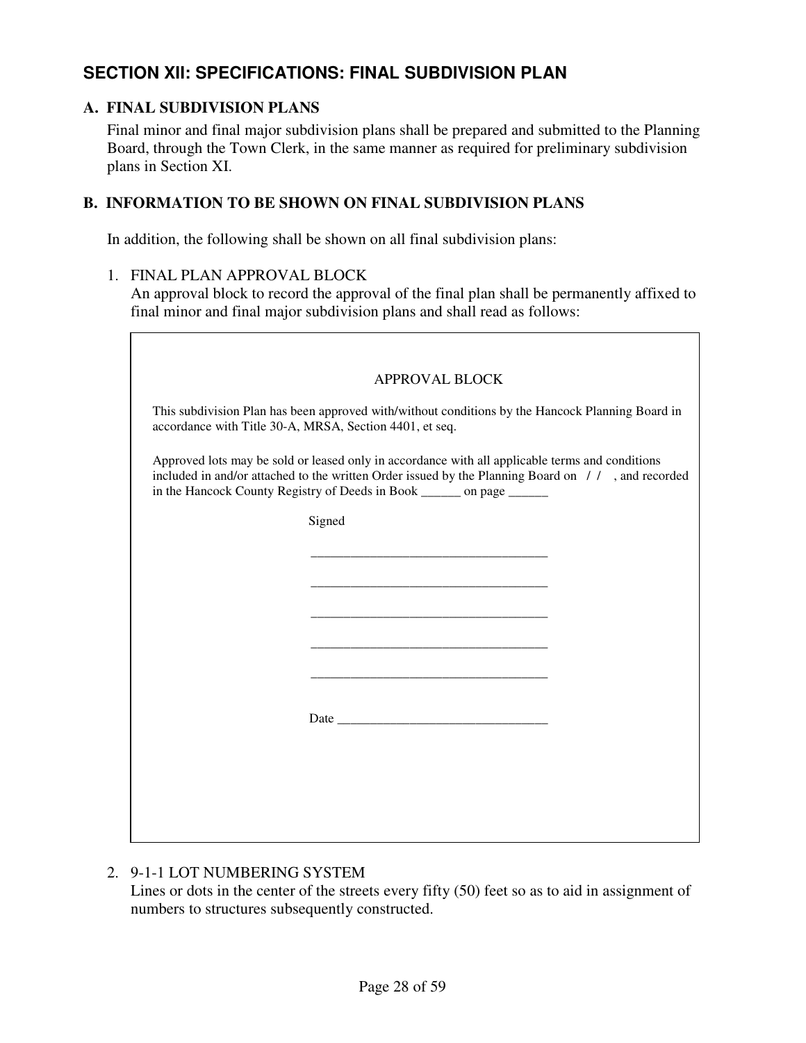## SECTION XII: SPECIFICATIONS: FINAL SUBDIVISION PLAN

### A. FINAL SUBDIVISION PLANS

Final minor and final major subdivision plans shall be prepared and submitted to the Planning Board, through the Town Clerk, in the same manner as required for preliminary subdivision plans in Section XI.

### B. INFORMATION TO BE SHOWN ON FINAL SUBDIVISION PLANS

In addition, the following shall be shown on all final subdivision plans:

1. FINAL PLAN APPROVAL BLOCK
   An approval block to record the approval of the final plan shall be permanently affixed to final minor and final major subdivision plans and shall read as follows:

> APPROVAL BLOCK
>
> This subdivision Plan has been approved with/without conditions by the Hancock Planning Board in accordance with Title 30-A, MRSA, Section 4401, et seq.
>
> Approved lots may be sold or leased only in accordance with all applicable terms and conditions included in and/or attached to the written Order issued by the Planning Board on / / , and recorded in the Hancock County Registry of Deeds in Book ______ on page ______
>
> Signed
>
> ___________________________________
>
> ___________________________________
>
> ___________________________________
>
> ___________________________________
>
> ___________________________________
>
> Date ________________________________

2. 9-1-1 LOT NUMBERING SYSTEM
   Lines or dots in the center of the streets every fifty (50) feet so as to aid in assignment of numbers to structures subsequently constructed.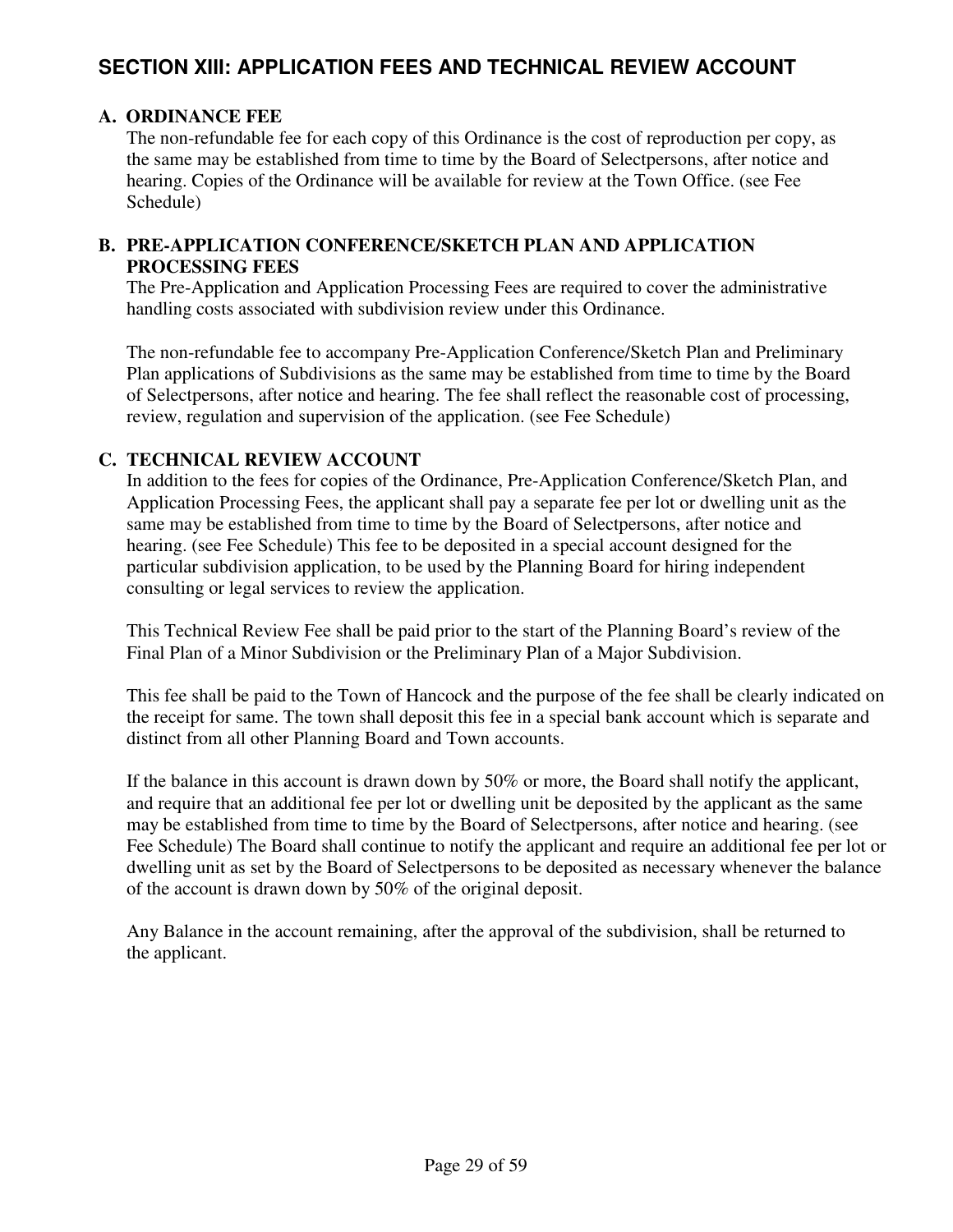## SECTION XIII: APPLICATION FEES AND TECHNICAL REVIEW ACCOUNT

### A. ORDINANCE FEE

The non-refundable fee for each copy of this Ordinance is the cost of reproduction per copy, as the same may be established from time to time by the Board of Selectpersons, after notice and hearing. Copies of the Ordinance will be available for review at the Town Office. (see Fee Schedule)

### B. PRE-APPLICATION CONFERENCE/SKETCH PLAN AND APPLICATION PROCESSING FEES

The Pre-Application and Application Processing Fees are required to cover the administrative handling costs associated with subdivision review under this Ordinance.

The non-refundable fee to accompany Pre-Application Conference/Sketch Plan and Preliminary Plan applications of Subdivisions as the same may be established from time to time by the Board of Selectpersons, after notice and hearing. The fee shall reflect the reasonable cost of processing, review, regulation and supervision of the application. (see Fee Schedule)

### C. TECHNICAL REVIEW ACCOUNT

In addition to the fees for copies of the Ordinance, Pre-Application Conference/Sketch Plan, and Application Processing Fees, the applicant shall pay a separate fee per lot or dwelling unit as the same may be established from time to time by the Board of Selectpersons, after notice and hearing. (see Fee Schedule) This fee to be deposited in a special account designed for the particular subdivision application, to be used by the Planning Board for hiring independent consulting or legal services to review the application.

This Technical Review Fee shall be paid prior to the start of the Planning Board's review of the Final Plan of a Minor Subdivision or the Preliminary Plan of a Major Subdivision.

This fee shall be paid to the Town of Hancock and the purpose of the fee shall be clearly indicated on the receipt for same. The town shall deposit this fee in a special bank account which is separate and distinct from all other Planning Board and Town accounts.

If the balance in this account is drawn down by 50% or more, the Board shall notify the applicant, and require that an additional fee per lot or dwelling unit be deposited by the applicant as the same may be established from time to time by the Board of Selectpersons, after notice and hearing. (see Fee Schedule) The Board shall continue to notify the applicant and require an additional fee per lot or dwelling unit as set by the Board of Selectpersons to be deposited as necessary whenever the balance of the account is drawn down by 50% of the original deposit.

Any Balance in the account remaining, after the approval of the subdivision, shall be returned to the applicant.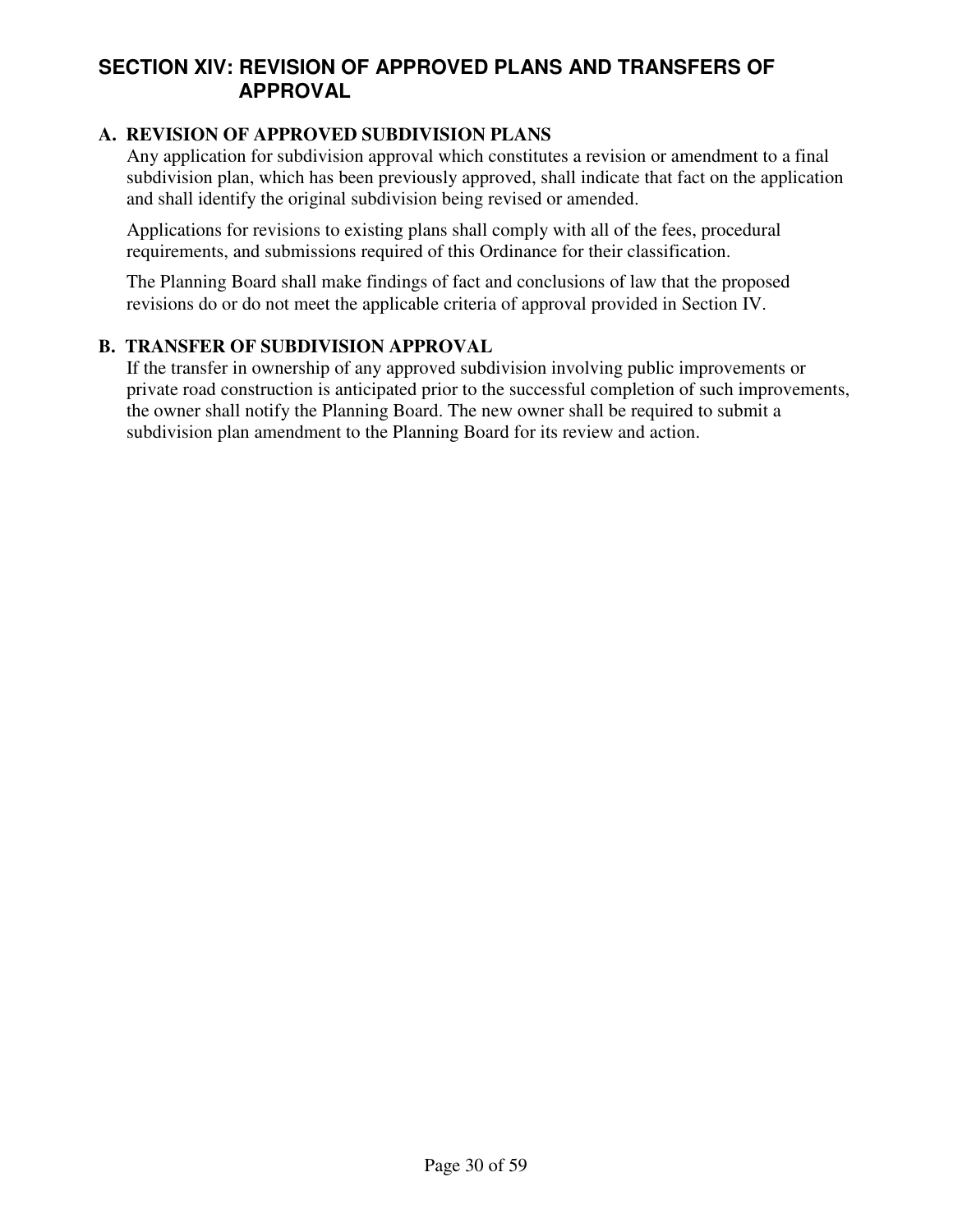## SECTION XIV: REVISION OF APPROVED PLANS AND TRANSFERS OF APPROVAL

### A. REVISION OF APPROVED SUBDIVISION PLANS

Any application for subdivision approval which constitutes a revision or amendment to a final subdivision plan, which has been previously approved, shall indicate that fact on the application and shall identify the original subdivision being revised or amended.

Applications for revisions to existing plans shall comply with all of the fees, procedural requirements, and submissions required of this Ordinance for their classification.

The Planning Board shall make findings of fact and conclusions of law that the proposed revisions do or do not meet the applicable criteria of approval provided in Section IV.

### B. TRANSFER OF SUBDIVISION APPROVAL

If the transfer in ownership of any approved subdivision involving public improvements or private road construction is anticipated prior to the successful completion of such improvements, the owner shall notify the Planning Board. The new owner shall be required to submit a subdivision plan amendment to the Planning Board for its review and action.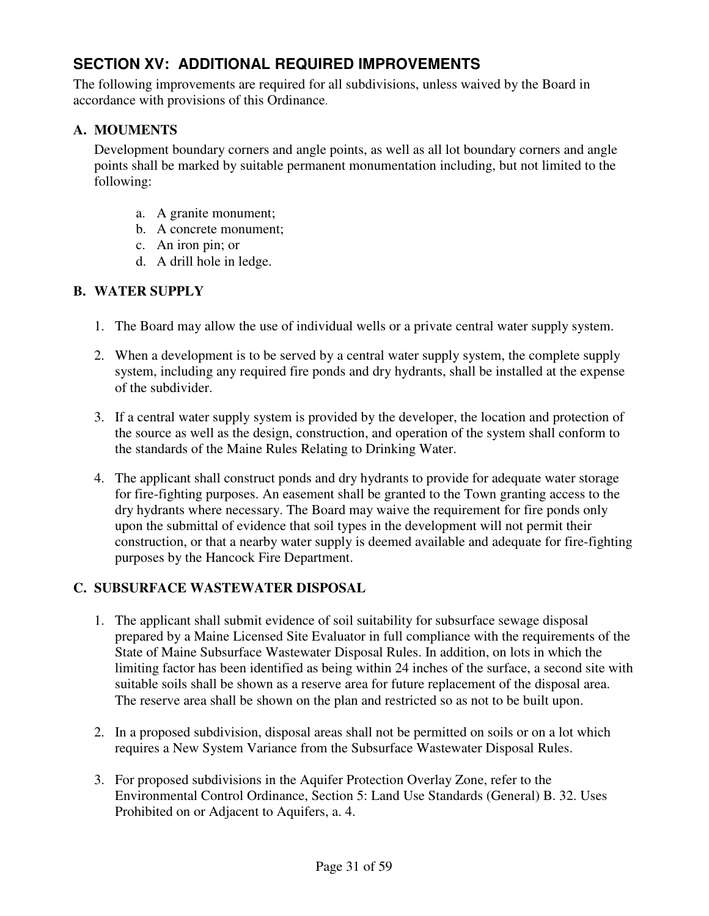## SECTION XV: ADDITIONAL REQUIRED IMPROVEMENTS

The following improvements are required for all subdivisions, unless waived by the Board in accordance with provisions of this Ordinance.

### A. MOUMENTS

Development boundary corners and angle points, as well as all lot boundary corners and angle points shall be marked by suitable permanent monumentation including, but not limited to the following:

a. A granite monument;
b. A concrete monument;
c. An iron pin; or
d. A drill hole in ledge.

### B. WATER SUPPLY

1. The Board may allow the use of individual wells or a private central water supply system.

2. When a development is to be served by a central water supply system, the complete supply system, including any required fire ponds and dry hydrants, shall be installed at the expense of the subdivider.

3. If a central water supply system is provided by the developer, the location and protection of the source as well as the design, construction, and operation of the system shall conform to the standards of the Maine Rules Relating to Drinking Water.

4. The applicant shall construct ponds and dry hydrants to provide for adequate water storage for fire-fighting purposes. An easement shall be granted to the Town granting access to the dry hydrants where necessary. The Board may waive the requirement for fire ponds only upon the submittal of evidence that soil types in the development will not permit their construction, or that a nearby water supply is deemed available and adequate for fire-fighting purposes by the Hancock Fire Department.

### C. SUBSURFACE WASTEWATER DISPOSAL

1. The applicant shall submit evidence of soil suitability for subsurface sewage disposal prepared by a Maine Licensed Site Evaluator in full compliance with the requirements of the State of Maine Subsurface Wastewater Disposal Rules. In addition, on lots in which the limiting factor has been identified as being within 24 inches of the surface, a second site with suitable soils shall be shown as a reserve area for future replacement of the disposal area. The reserve area shall be shown on the plan and restricted so as not to be built upon.

2. In a proposed subdivision, disposal areas shall not be permitted on soils or on a lot which requires a New System Variance from the Subsurface Wastewater Disposal Rules.

3. For proposed subdivisions in the Aquifer Protection Overlay Zone, refer to the Environmental Control Ordinance, Section 5: Land Use Standards (General) B. 32. Uses Prohibited on or Adjacent to Aquifers, a. 4.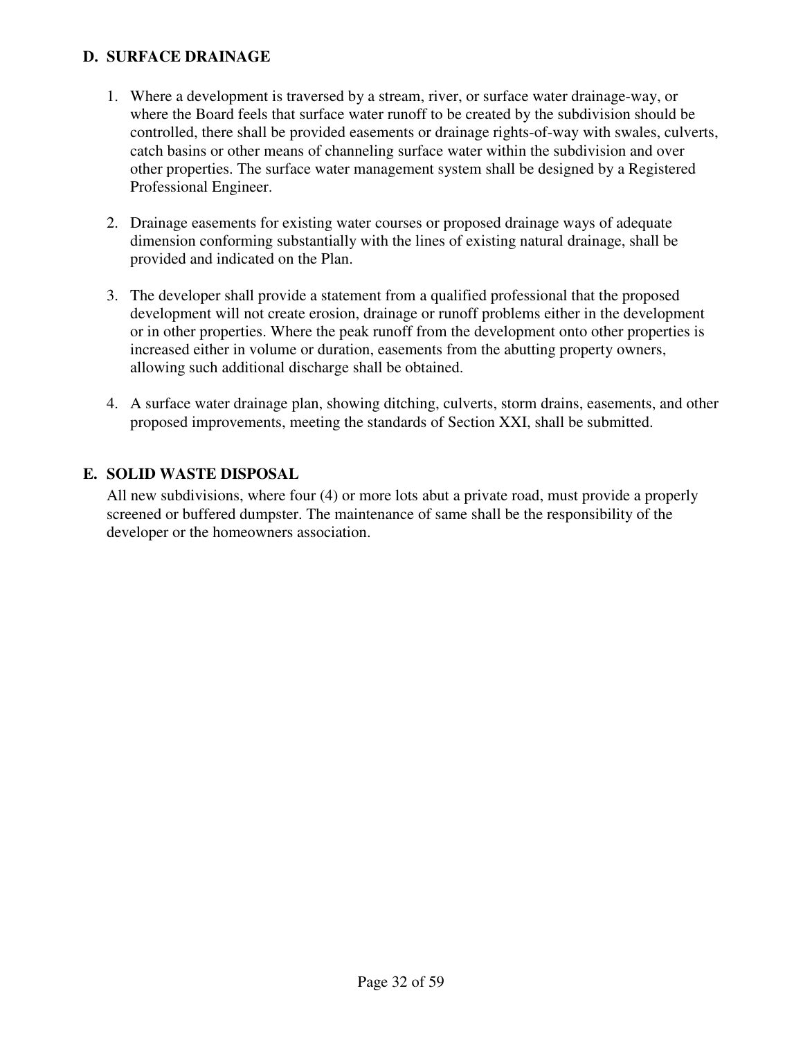## D. SURFACE DRAINAGE

1. Where a development is traversed by a stream, river, or surface water drainage-way, or where the Board feels that surface water runoff to be created by the subdivision should be controlled, there shall be provided easements or drainage rights-of-way with swales, culverts, catch basins or other means of channeling surface water within the subdivision and over other properties. The surface water management system shall be designed by a Registered Professional Engineer.

2. Drainage easements for existing water courses or proposed drainage ways of adequate dimension conforming substantially with the lines of existing natural drainage, shall be provided and indicated on the Plan.

3. The developer shall provide a statement from a qualified professional that the proposed development will not create erosion, drainage or runoff problems either in the development or in other properties. Where the peak runoff from the development onto other properties is increased either in volume or duration, easements from the abutting property owners, allowing such additional discharge shall be obtained.

4. A surface water drainage plan, showing ditching, culverts, storm drains, easements, and other proposed improvements, meeting the standards of Section XXI, shall be submitted.

## E. SOLID WASTE DISPOSAL

All new subdivisions, where four (4) or more lots abut a private road, must provide a properly screened or buffered dumpster. The maintenance of same shall be the responsibility of the developer or the homeowners association.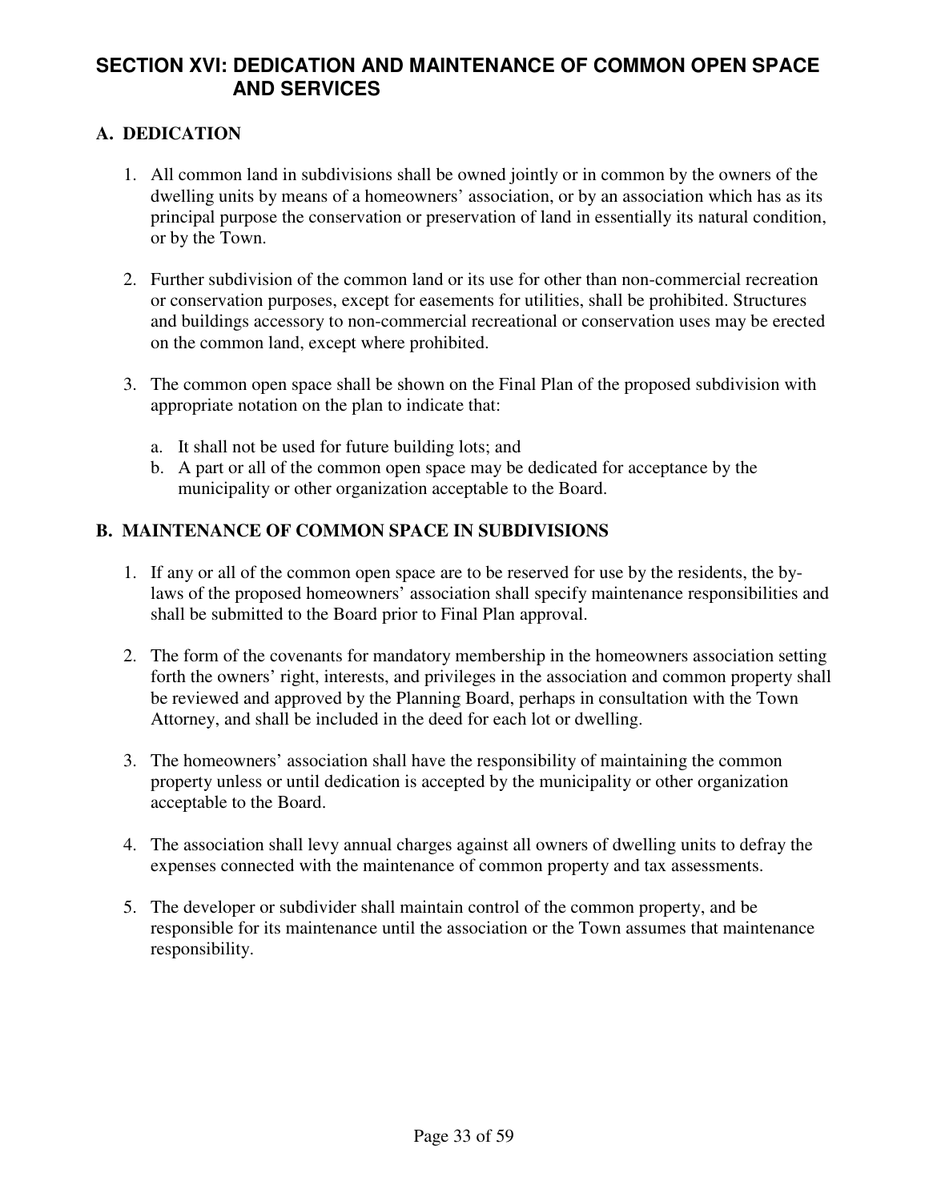# SECTION XVI: DEDICATION AND MAINTENANCE OF COMMON OPEN SPACE AND SERVICES

## A. DEDICATION

1. All common land in subdivisions shall be owned jointly or in common by the owners of the dwelling units by means of a homeowners' association, or by an association which has as its principal purpose the conservation or preservation of land in essentially its natural condition, or by the Town.

2. Further subdivision of the common land or its use for other than non-commercial recreation or conservation purposes, except for easements for utilities, shall be prohibited. Structures and buildings accessory to non-commercial recreational or conservation uses may be erected on the common land, except where prohibited.

3. The common open space shall be shown on the Final Plan of the proposed subdivision with appropriate notation on the plan to indicate that:

   a. It shall not be used for future building lots; and
   b. A part or all of the common open space may be dedicated for acceptance by the municipality or other organization acceptable to the Board.

## B. MAINTENANCE OF COMMON SPACE IN SUBDIVISIONS

1. If any or all of the common open space are to be reserved for use by the residents, the by-laws of the proposed homeowners' association shall specify maintenance responsibilities and shall be submitted to the Board prior to Final Plan approval.

2. The form of the covenants for mandatory membership in the homeowners association setting forth the owners' right, interests, and privileges in the association and common property shall be reviewed and approved by the Planning Board, perhaps in consultation with the Town Attorney, and shall be included in the deed for each lot or dwelling.

3. The homeowners' association shall have the responsibility of maintaining the common property unless or until dedication is accepted by the municipality or other organization acceptable to the Board.

4. The association shall levy annual charges against all owners of dwelling units to defray the expenses connected with the maintenance of common property and tax assessments.

5. The developer or subdivider shall maintain control of the common property, and be responsible for its maintenance until the association or the Town assumes that maintenance responsibility.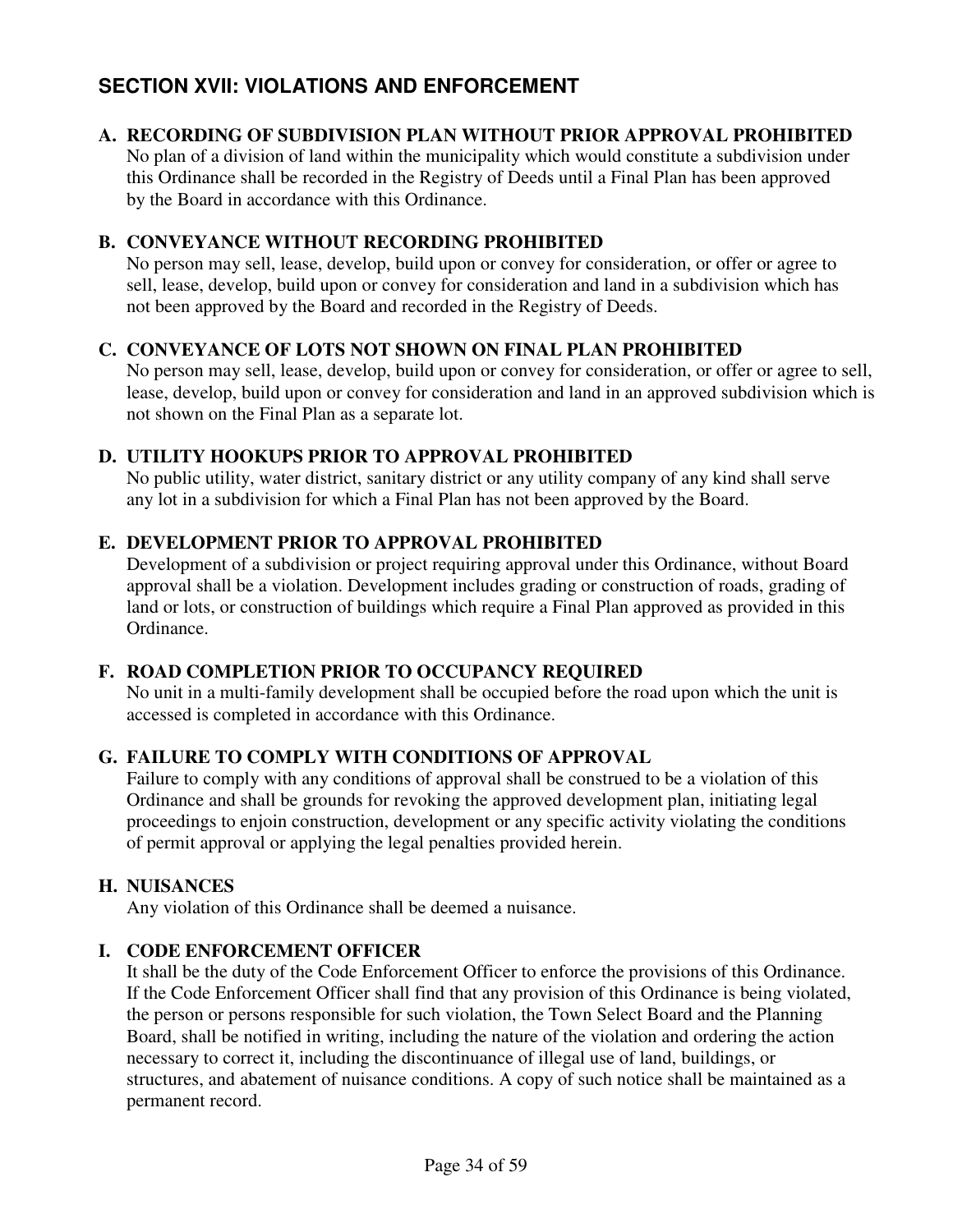## SECTION XVII: VIOLATIONS AND ENFORCEMENT

**A. RECORDING OF SUBDIVISION PLAN WITHOUT PRIOR APPROVAL PROHIBITED**
No plan of a division of land within the municipality which would constitute a subdivision under this Ordinance shall be recorded in the Registry of Deeds until a Final Plan has been approved by the Board in accordance with this Ordinance.

**B. CONVEYANCE WITHOUT RECORDING PROHIBITED**
No person may sell, lease, develop, build upon or convey for consideration, or offer or agree to sell, lease, develop, build upon or convey for consideration and land in a subdivision which has not been approved by the Board and recorded in the Registry of Deeds.

**C. CONVEYANCE OF LOTS NOT SHOWN ON FINAL PLAN PROHIBITED**
No person may sell, lease, develop, build upon or convey for consideration, or offer or agree to sell, lease, develop, build upon or convey for consideration and land in an approved subdivision which is not shown on the Final Plan as a separate lot.

**D. UTILITY HOOKUPS PRIOR TO APPROVAL PROHIBITED**
No public utility, water district, sanitary district or any utility company of any kind shall serve any lot in a subdivision for which a Final Plan has not been approved by the Board.

**E. DEVELOPMENT PRIOR TO APPROVAL PROHIBITED**
Development of a subdivision or project requiring approval under this Ordinance, without Board approval shall be a violation. Development includes grading or construction of roads, grading of land or lots, or construction of buildings which require a Final Plan approved as provided in this Ordinance.

**F. ROAD COMPLETION PRIOR TO OCCUPANCY REQUIRED**
No unit in a multi-family development shall be occupied before the road upon which the unit is accessed is completed in accordance with this Ordinance.

**G. FAILURE TO COMPLY WITH CONDITIONS OF APPROVAL**
Failure to comply with any conditions of approval shall be construed to be a violation of this Ordinance and shall be grounds for revoking the approved development plan, initiating legal proceedings to enjoin construction, development or any specific activity violating the conditions of permit approval or applying the legal penalties provided herein.

**H. NUISANCES**
Any violation of this Ordinance shall be deemed a nuisance.

**I. CODE ENFORCEMENT OFFICER**
It shall be the duty of the Code Enforcement Officer to enforce the provisions of this Ordinance. If the Code Enforcement Officer shall find that any provision of this Ordinance is being violated, the person or persons responsible for such violation, the Town Select Board and the Planning Board, shall be notified in writing, including the nature of the violation and ordering the action necessary to correct it, including the discontinuance of illegal use of land, buildings, or structures, and abatement of nuisance conditions. A copy of such notice shall be maintained as a permanent record.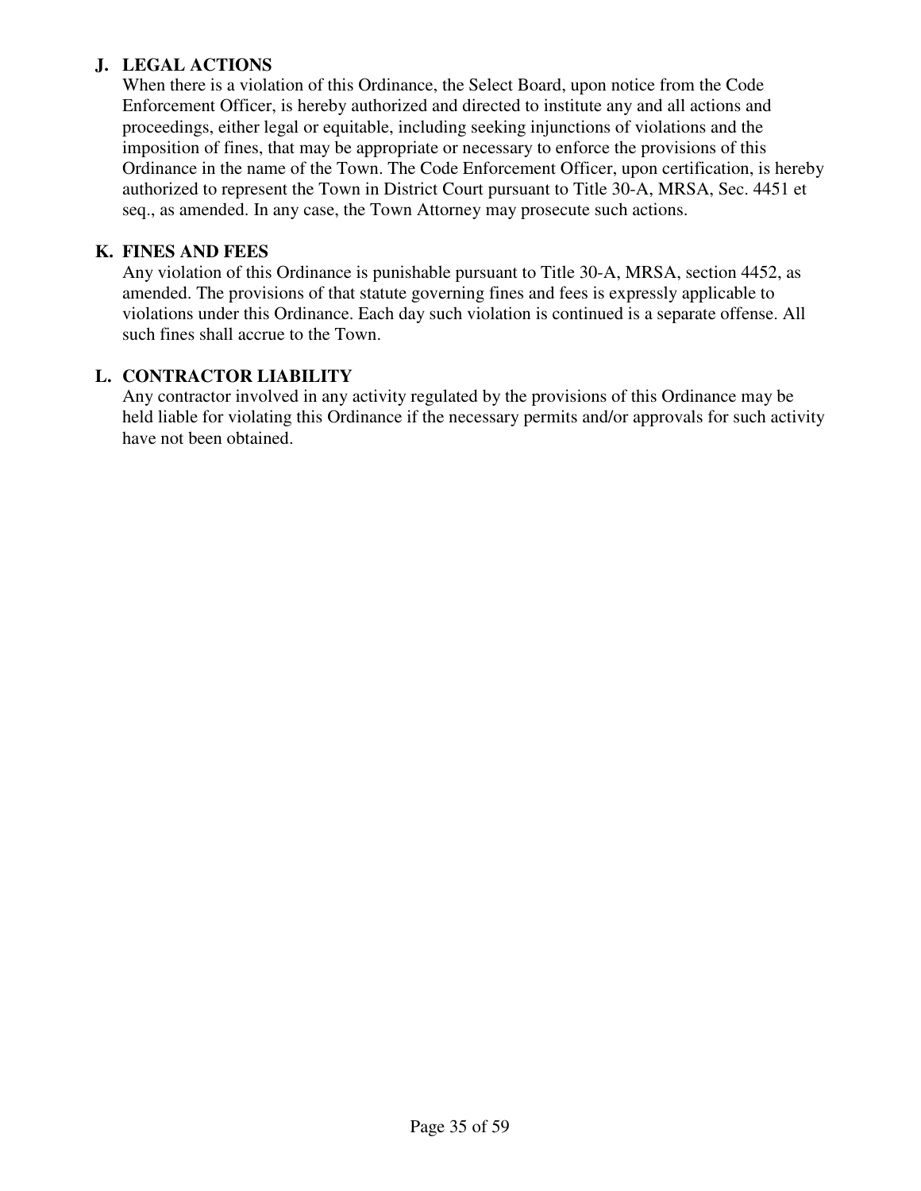### J. LEGAL ACTIONS

When there is a violation of this Ordinance, the Select Board, upon notice from the Code Enforcement Officer, is hereby authorized and directed to institute any and all actions and proceedings, either legal or equitable, including seeking injunctions of violations and the imposition of fines, that may be appropriate or necessary to enforce the provisions of this Ordinance in the name of the Town. The Code Enforcement Officer, upon certification, is hereby authorized to represent the Town in District Court pursuant to Title 30-A, MRSA, Sec. 4451 et seq., as amended. In any case, the Town Attorney may prosecute such actions.

### K. FINES AND FEES

Any violation of this Ordinance is punishable pursuant to Title 30-A, MRSA, section 4452, as amended. The provisions of that statute governing fines and fees is expressly applicable to violations under this Ordinance. Each day such violation is continued is a separate offense. All such fines shall accrue to the Town.

### L. CONTRACTOR LIABILITY

Any contractor involved in any activity regulated by the provisions of this Ordinance may be held liable for violating this Ordinance if the necessary permits and/or approvals for such activity have not been obtained.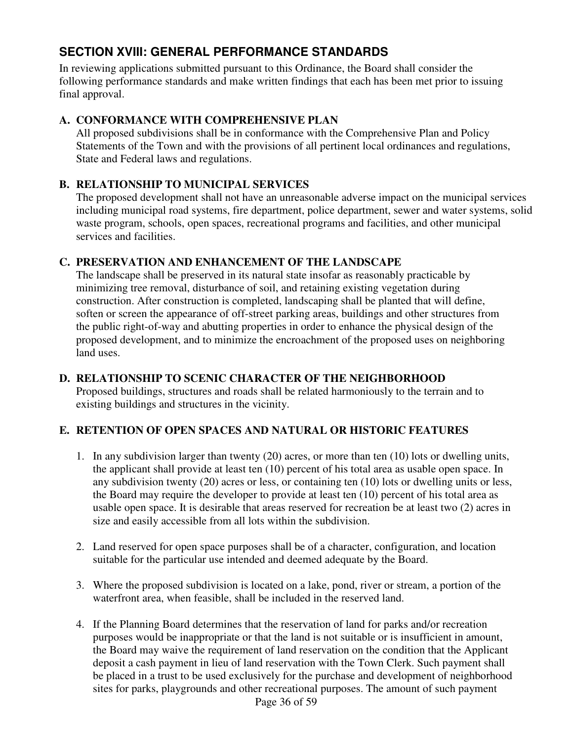## SECTION XVIII: GENERAL PERFORMANCE STANDARDS

In reviewing applications submitted pursuant to this Ordinance, the Board shall consider the following performance standards and make written findings that each has been met prior to issuing final approval.

### A. CONFORMANCE WITH COMPREHENSIVE PLAN

All proposed subdivisions shall be in conformance with the Comprehensive Plan and Policy Statements of the Town and with the provisions of all pertinent local ordinances and regulations, State and Federal laws and regulations.

### B. RELATIONSHIP TO MUNICIPAL SERVICES

The proposed development shall not have an unreasonable adverse impact on the municipal services including municipal road systems, fire department, police department, sewer and water systems, solid waste program, schools, open spaces, recreational programs and facilities, and other municipal services and facilities.

### C. PRESERVATION AND ENHANCEMENT OF THE LANDSCAPE

The landscape shall be preserved in its natural state insofar as reasonably practicable by minimizing tree removal, disturbance of soil, and retaining existing vegetation during construction. After construction is completed, landscaping shall be planted that will define, soften or screen the appearance of off-street parking areas, buildings and other structures from the public right-of-way and abutting properties in order to enhance the physical design of the proposed development, and to minimize the encroachment of the proposed uses on neighboring land uses.

### D. RELATIONSHIP TO SCENIC CHARACTER OF THE NEIGHBORHOOD

Proposed buildings, structures and roads shall be related harmoniously to the terrain and to existing buildings and structures in the vicinity.

### E. RETENTION OF OPEN SPACES AND NATURAL OR HISTORIC FEATURES

1. In any subdivision larger than twenty (20) acres, or more than ten (10) lots or dwelling units, the applicant shall provide at least ten (10) percent of his total area as usable open space. In any subdivision twenty (20) acres or less, or containing ten (10) lots or dwelling units or less, the Board may require the developer to provide at least ten (10) percent of his total area as usable open space. It is desirable that areas reserved for recreation be at least two (2) acres in size and easily accessible from all lots within the subdivision.

2. Land reserved for open space purposes shall be of a character, configuration, and location suitable for the particular use intended and deemed adequate by the Board.

3. Where the proposed subdivision is located on a lake, pond, river or stream, a portion of the waterfront area, when feasible, shall be included in the reserved land.

4. If the Planning Board determines that the reservation of land for parks and/or recreation purposes would be inappropriate or that the land is not suitable or is insufficient in amount, the Board may waive the requirement of land reservation on the condition that the Applicant deposit a cash payment in lieu of land reservation with the Town Clerk. Such payment shall be placed in a trust to be used exclusively for the purchase and development of neighborhood sites for parks, playgrounds and other recreational purposes. The amount of such payment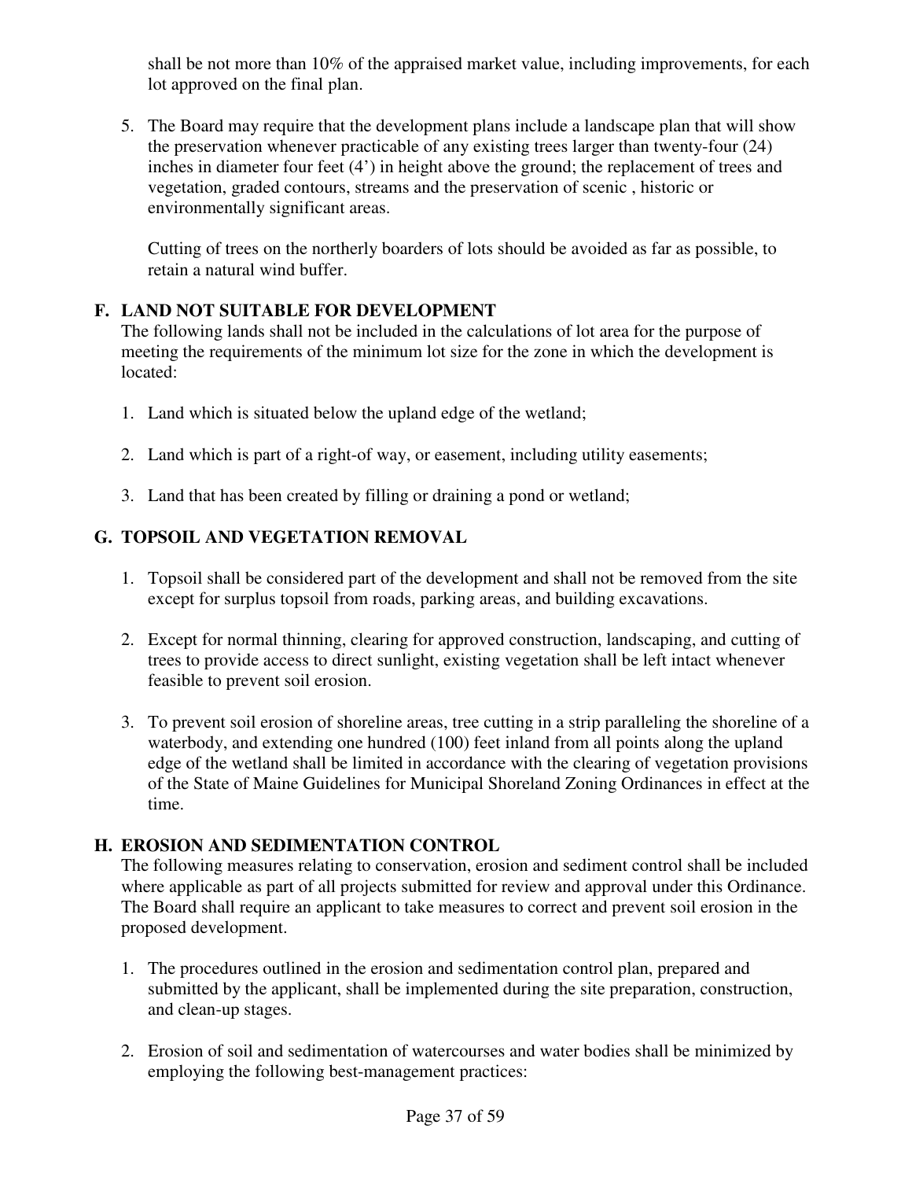shall be not more than 10% of the appraised market value, including improvements, for each lot approved on the final plan.

5. The Board may require that the development plans include a landscape plan that will show the preservation whenever practicable of any existing trees larger than twenty-four (24) inches in diameter four feet (4') in height above the ground; the replacement of trees and vegetation, graded contours, streams and the preservation of scenic , historic or environmentally significant areas.

   Cutting of trees on the northerly boarders of lots should be avoided as far as possible, to retain a natural wind buffer.

## F. LAND NOT SUITABLE FOR DEVELOPMENT

The following lands shall not be included in the calculations of lot area for the purpose of meeting the requirements of the minimum lot size for the zone in which the development is located:

1. Land which is situated below the upland edge of the wetland;

2. Land which is part of a right-of way, or easement, including utility easements;

3. Land that has been created by filling or draining a pond or wetland;

## G. TOPSOIL AND VEGETATION REMOVAL

1. Topsoil shall be considered part of the development and shall not be removed from the site except for surplus topsoil from roads, parking areas, and building excavations.

2. Except for normal thinning, clearing for approved construction, landscaping, and cutting of trees to provide access to direct sunlight, existing vegetation shall be left intact whenever feasible to prevent soil erosion.

3. To prevent soil erosion of shoreline areas, tree cutting in a strip paralleling the shoreline of a waterbody, and extending one hundred (100) feet inland from all points along the upland edge of the wetland shall be limited in accordance with the clearing of vegetation provisions of the State of Maine Guidelines for Municipal Shoreland Zoning Ordinances in effect at the time.

## H. EROSION AND SEDIMENTATION CONTROL

The following measures relating to conservation, erosion and sediment control shall be included where applicable as part of all projects submitted for review and approval under this Ordinance. The Board shall require an applicant to take measures to correct and prevent soil erosion in the proposed development.

1. The procedures outlined in the erosion and sedimentation control plan, prepared and submitted by the applicant, shall be implemented during the site preparation, construction, and clean-up stages.

2. Erosion of soil and sedimentation of watercourses and water bodies shall be minimized by employing the following best-management practices: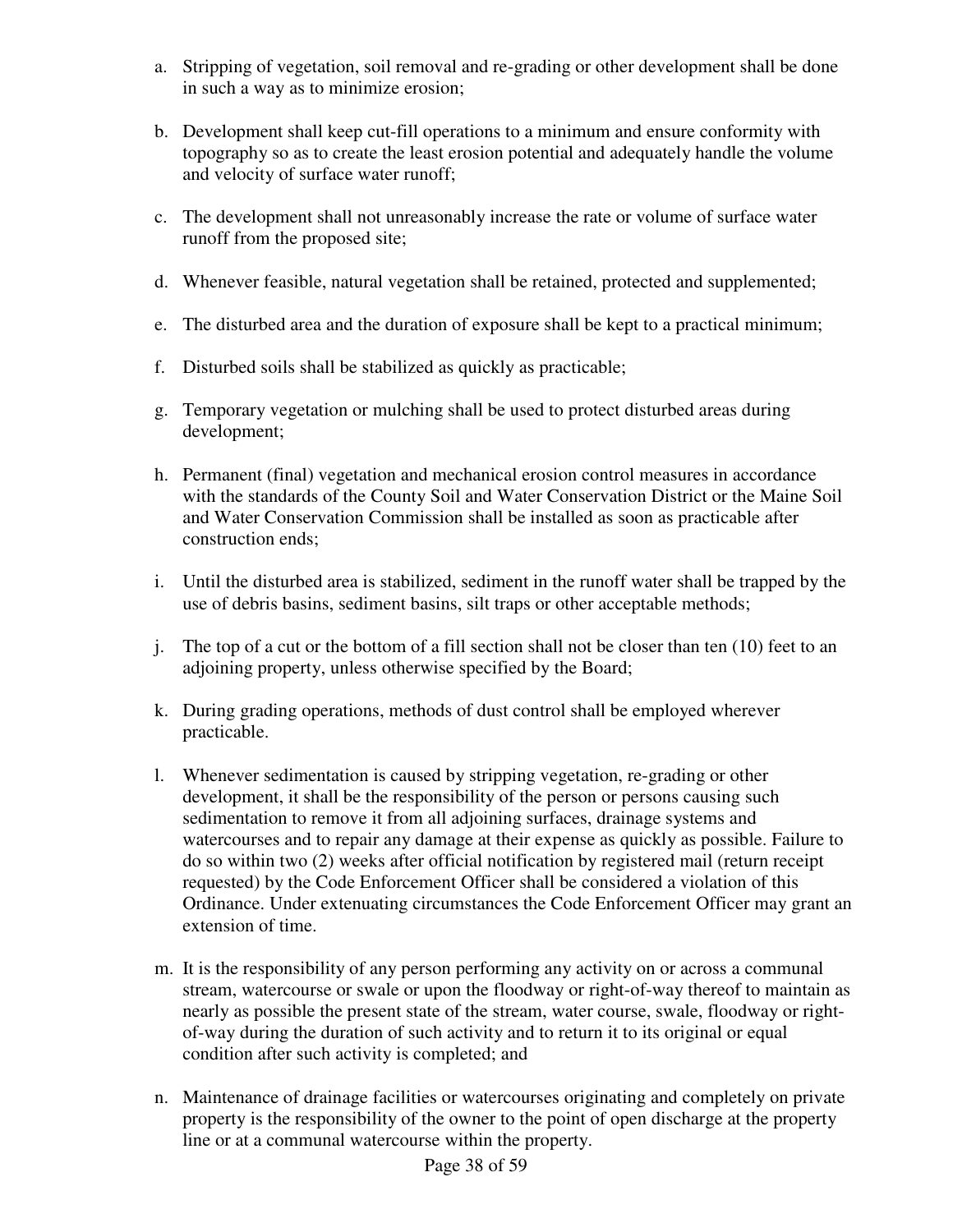a. Stripping of vegetation, soil removal and re-grading or other development shall be done in such a way as to minimize erosion;

b. Development shall keep cut-fill operations to a minimum and ensure conformity with topography so as to create the least erosion potential and adequately handle the volume and velocity of surface water runoff;

c. The development shall not unreasonably increase the rate or volume of surface water runoff from the proposed site;

d. Whenever feasible, natural vegetation shall be retained, protected and supplemented;

e. The disturbed area and the duration of exposure shall be kept to a practical minimum;

f. Disturbed soils shall be stabilized as quickly as practicable;

g. Temporary vegetation or mulching shall be used to protect disturbed areas during development;

h. Permanent (final) vegetation and mechanical erosion control measures in accordance with the standards of the County Soil and Water Conservation District or the Maine Soil and Water Conservation Commission shall be installed as soon as practicable after construction ends;

i. Until the disturbed area is stabilized, sediment in the runoff water shall be trapped by the use of debris basins, sediment basins, silt traps or other acceptable methods;

j. The top of a cut or the bottom of a fill section shall not be closer than ten (10) feet to an adjoining property, unless otherwise specified by the Board;

k. During grading operations, methods of dust control shall be employed wherever practicable.

l. Whenever sedimentation is caused by stripping vegetation, re-grading or other development, it shall be the responsibility of the person or persons causing such sedimentation to remove it from all adjoining surfaces, drainage systems and watercourses and to repair any damage at their expense as quickly as possible. Failure to do so within two (2) weeks after official notification by registered mail (return receipt requested) by the Code Enforcement Officer shall be considered a violation of this Ordinance. Under extenuating circumstances the Code Enforcement Officer may grant an extension of time.

m. It is the responsibility of any person performing any activity on or across a communal stream, watercourse or swale or upon the floodway or right-of-way thereof to maintain as nearly as possible the present state of the stream, water course, swale, floodway or right-of-way during the duration of such activity and to return it to its original or equal condition after such activity is completed; and

n. Maintenance of drainage facilities or watercourses originating and completely on private property is the responsibility of the owner to the point of open discharge at the property line or at a communal watercourse within the property.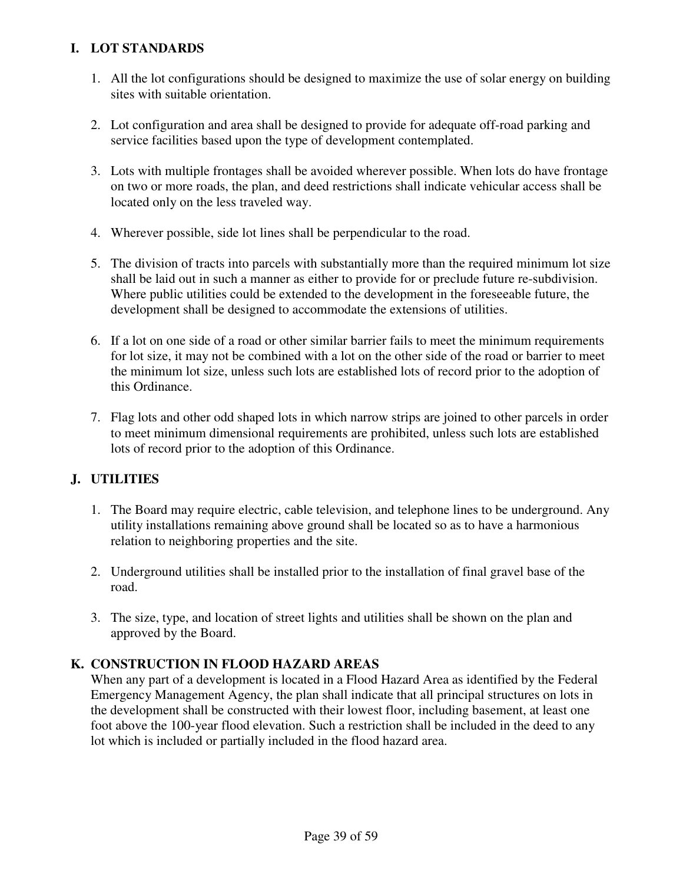## I. LOT STANDARDS

1. All the lot configurations should be designed to maximize the use of solar energy on building sites with suitable orientation.

2. Lot configuration and area shall be designed to provide for adequate off-road parking and service facilities based upon the type of development contemplated.

3. Lots with multiple frontages shall be avoided wherever possible. When lots do have frontage on two or more roads, the plan, and deed restrictions shall indicate vehicular access shall be located only on the less traveled way.

4. Wherever possible, side lot lines shall be perpendicular to the road.

5. The division of tracts into parcels with substantially more than the required minimum lot size shall be laid out in such a manner as either to provide for or preclude future re-subdivision. Where public utilities could be extended to the development in the foreseeable future, the development shall be designed to accommodate the extensions of utilities.

6. If a lot on one side of a road or other similar barrier fails to meet the minimum requirements for lot size, it may not be combined with a lot on the other side of the road or barrier to meet the minimum lot size, unless such lots are established lots of record prior to the adoption of this Ordinance.

7. Flag lots and other odd shaped lots in which narrow strips are joined to other parcels in order to meet minimum dimensional requirements are prohibited, unless such lots are established lots of record prior to the adoption of this Ordinance.

## J. UTILITIES

1. The Board may require electric, cable television, and telephone lines to be underground. Any utility installations remaining above ground shall be located so as to have a harmonious relation to neighboring properties and the site.

2. Underground utilities shall be installed prior to the installation of final gravel base of the road.

3. The size, type, and location of street lights and utilities shall be shown on the plan and approved by the Board.

## K. CONSTRUCTION IN FLOOD HAZARD AREAS

When any part of a development is located in a Flood Hazard Area as identified by the Federal Emergency Management Agency, the plan shall indicate that all principal structures on lots in the development shall be constructed with their lowest floor, including basement, at least one foot above the 100-year flood elevation. Such a restriction shall be included in the deed to any lot which is included or partially included in the flood hazard area.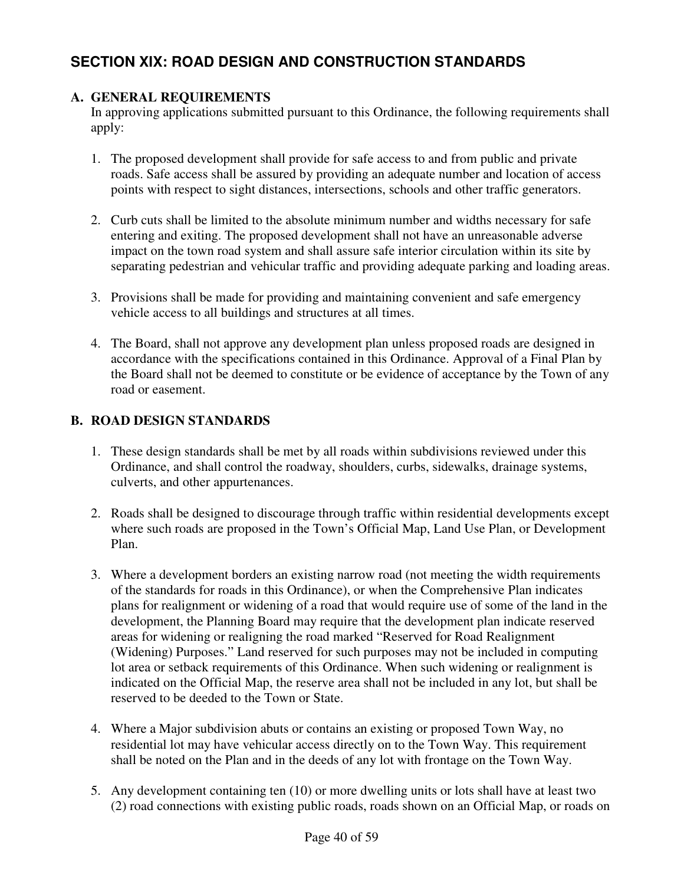## SECTION XIX: ROAD DESIGN AND CONSTRUCTION STANDARDS

### A. GENERAL REQUIREMENTS

In approving applications submitted pursuant to this Ordinance, the following requirements shall apply:

1. The proposed development shall provide for safe access to and from public and private roads. Safe access shall be assured by providing an adequate number and location of access points with respect to sight distances, intersections, schools and other traffic generators.

2. Curb cuts shall be limited to the absolute minimum number and widths necessary for safe entering and exiting. The proposed development shall not have an unreasonable adverse impact on the town road system and shall assure safe interior circulation within its site by separating pedestrian and vehicular traffic and providing adequate parking and loading areas.

3. Provisions shall be made for providing and maintaining convenient and safe emergency vehicle access to all buildings and structures at all times.

4. The Board, shall not approve any development plan unless proposed roads are designed in accordance with the specifications contained in this Ordinance. Approval of a Final Plan by the Board shall not be deemed to constitute or be evidence of acceptance by the Town of any road or easement.

### B. ROAD DESIGN STANDARDS

1. These design standards shall be met by all roads within subdivisions reviewed under this Ordinance, and shall control the roadway, shoulders, curbs, sidewalks, drainage systems, culverts, and other appurtenances.

2. Roads shall be designed to discourage through traffic within residential developments except where such roads are proposed in the Town's Official Map, Land Use Plan, or Development Plan.

3. Where a development borders an existing narrow road (not meeting the width requirements of the standards for roads in this Ordinance), or when the Comprehensive Plan indicates plans for realignment or widening of a road that would require use of some of the land in the development, the Planning Board may require that the development plan indicate reserved areas for widening or realigning the road marked "Reserved for Road Realignment (Widening) Purposes." Land reserved for such purposes may not be included in computing lot area or setback requirements of this Ordinance. When such widening or realignment is indicated on the Official Map, the reserve area shall not be included in any lot, but shall be reserved to be deeded to the Town or State.

4. Where a Major subdivision abuts or contains an existing or proposed Town Way, no residential lot may have vehicular access directly on to the Town Way. This requirement shall be noted on the Plan and in the deeds of any lot with frontage on the Town Way.

5. Any development containing ten (10) or more dwelling units or lots shall have at least two (2) road connections with existing public roads, roads shown on an Official Map, or roads on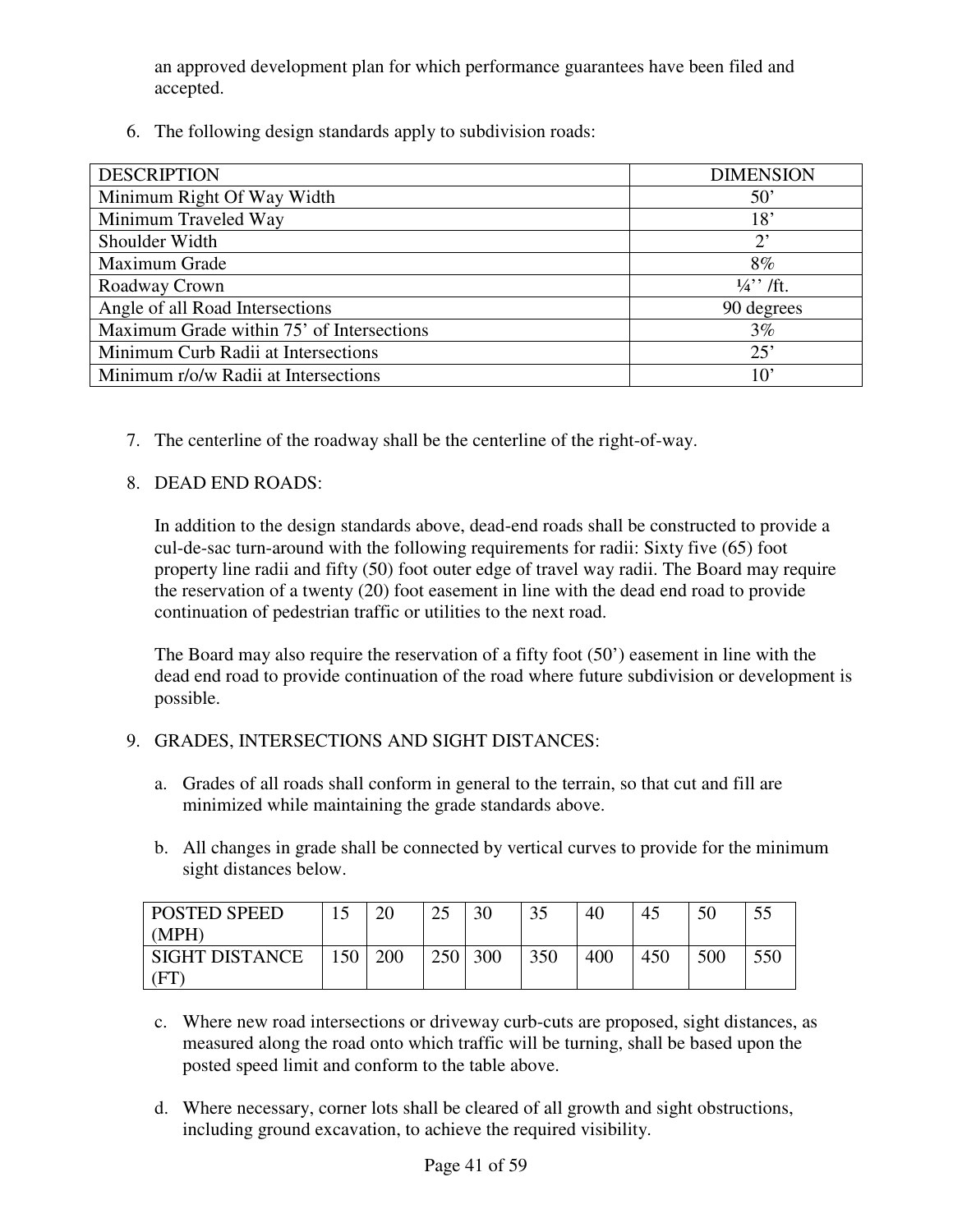an approved development plan for which performance guarantees have been filed and accepted.

6. The following design standards apply to subdivision roads:

| DESCRIPTION | DIMENSION |
|---|---|
| Minimum Right Of Way Width | 50’ |
| Minimum Traveled Way | 18’ |
| Shoulder Width | 2’ |
| Maximum Grade | 8% |
| Roadway Crown | ¼’’ /ft. |
| Angle of all Road Intersections | 90 degrees |
| Maximum Grade within 75’ of Intersections | 3% |
| Minimum Curb Radii at Intersections | 25’ |
| Minimum r/o/w Radii at Intersections | 10’ |

7. The centerline of the roadway shall be the centerline of the right-of-way.

8. DEAD END ROADS:

   In addition to the design standards above, dead-end roads shall be constructed to provide a cul-de-sac turn-around with the following requirements for radii: Sixty five (65) foot property line radii and fifty (50) foot outer edge of travel way radii. The Board may require the reservation of a twenty (20) foot easement in line with the dead end road to provide continuation of pedestrian traffic or utilities to the next road.

   The Board may also require the reservation of a fifty foot (50’) easement in line with the dead end road to provide continuation of the road where future subdivision or development is possible.

9. GRADES, INTERSECTIONS AND SIGHT DISTANCES:

   a. Grades of all roads shall conform in general to the terrain, so that cut and fill are minimized while maintaining the grade standards above.

   b. All changes in grade shall be connected by vertical curves to provide for the minimum sight distances below.

| POSTED SPEED (MPH) | 15 | 20 | 25 | 30 | 35 | 40 | 45 | 50 | 55 |
|---|---|---|---|---|---|---|---|---|---|
| SIGHT DISTANCE (FT) | 150 | 200 | 250 | 300 | 350 | 400 | 450 | 500 | 550 |

   c. Where new road intersections or driveway curb-cuts are proposed, sight distances, as measured along the road onto which traffic will be turning, shall be based upon the posted speed limit and conform to the table above.

   d. Where necessary, corner lots shall be cleared of all growth and sight obstructions, including ground excavation, to achieve the required visibility.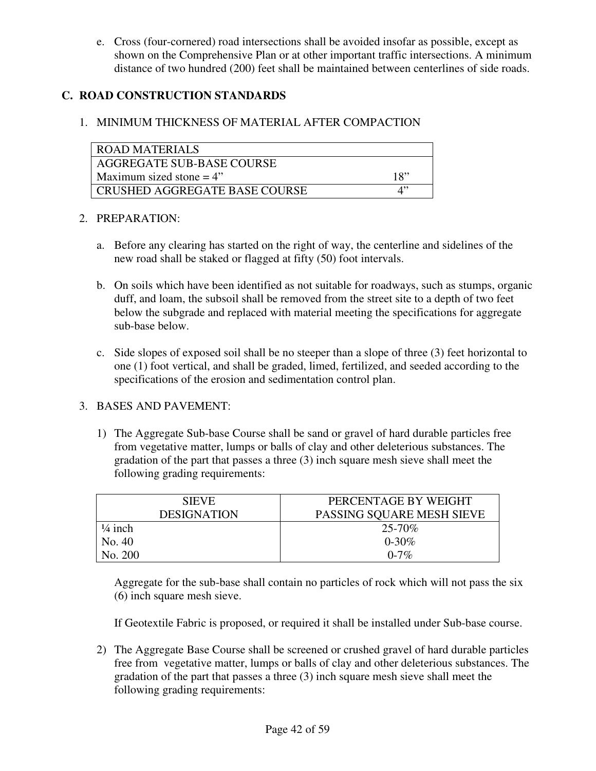e. Cross (four-cornered) road intersections shall be avoided insofar as possible, except as shown on the Comprehensive Plan or at other important traffic intersections. A minimum distance of two hundred (200) feet shall be maintained between centerlines of side roads.

## C. ROAD CONSTRUCTION STANDARDS

1. MINIMUM THICKNESS OF MATERIAL AFTER COMPACTION

| ROAD MATERIALS | |
|---|---|
| AGGREGATE SUB-BASE COURSE<br>Maximum sized stone = 4" | 18" |
| CRUSHED AGGREGATE BASE COURSE | 4" |

2. PREPARATION:

   a. Before any clearing has started on the right of way, the centerline and sidelines of the new road shall be staked or flagged at fifty (50) foot intervals.

   b. On soils which have been identified as not suitable for roadways, such as stumps, organic duff, and loam, the subsoil shall be removed from the street site to a depth of two feet below the subgrade and replaced with material meeting the specifications for aggregate sub-base below.

   c. Side slopes of exposed soil shall be no steeper than a slope of three (3) feet horizontal to one (1) foot vertical, and shall be graded, limed, fertilized, and seeded according to the specifications of the erosion and sedimentation control plan.

3. BASES AND PAVEMENT:

   1) The Aggregate Sub-base Course shall be sand or gravel of hard durable particles free from vegetative matter, lumps or balls of clay and other deleterious substances. The gradation of the part that passes a three (3) inch square mesh sieve shall meet the following grading requirements:

| SIEVE DESIGNATION | PERCENTAGE BY WEIGHT PASSING SQUARE MESH SIEVE |
|---|---|
| ¼ inch | 25-70% |
| No. 40 | 0-30% |
| No. 200 | 0-7% |

   Aggregate for the sub-base shall contain no particles of rock which will not pass the six (6) inch square mesh sieve.

   If Geotextile Fabric is proposed, or required it shall be installed under Sub-base course.

   2) The Aggregate Base Course shall be screened or crushed gravel of hard durable particles free from vegetative matter, lumps or balls of clay and other deleterious substances. The gradation of the part that passes a three (3) inch square mesh sieve shall meet the following grading requirements: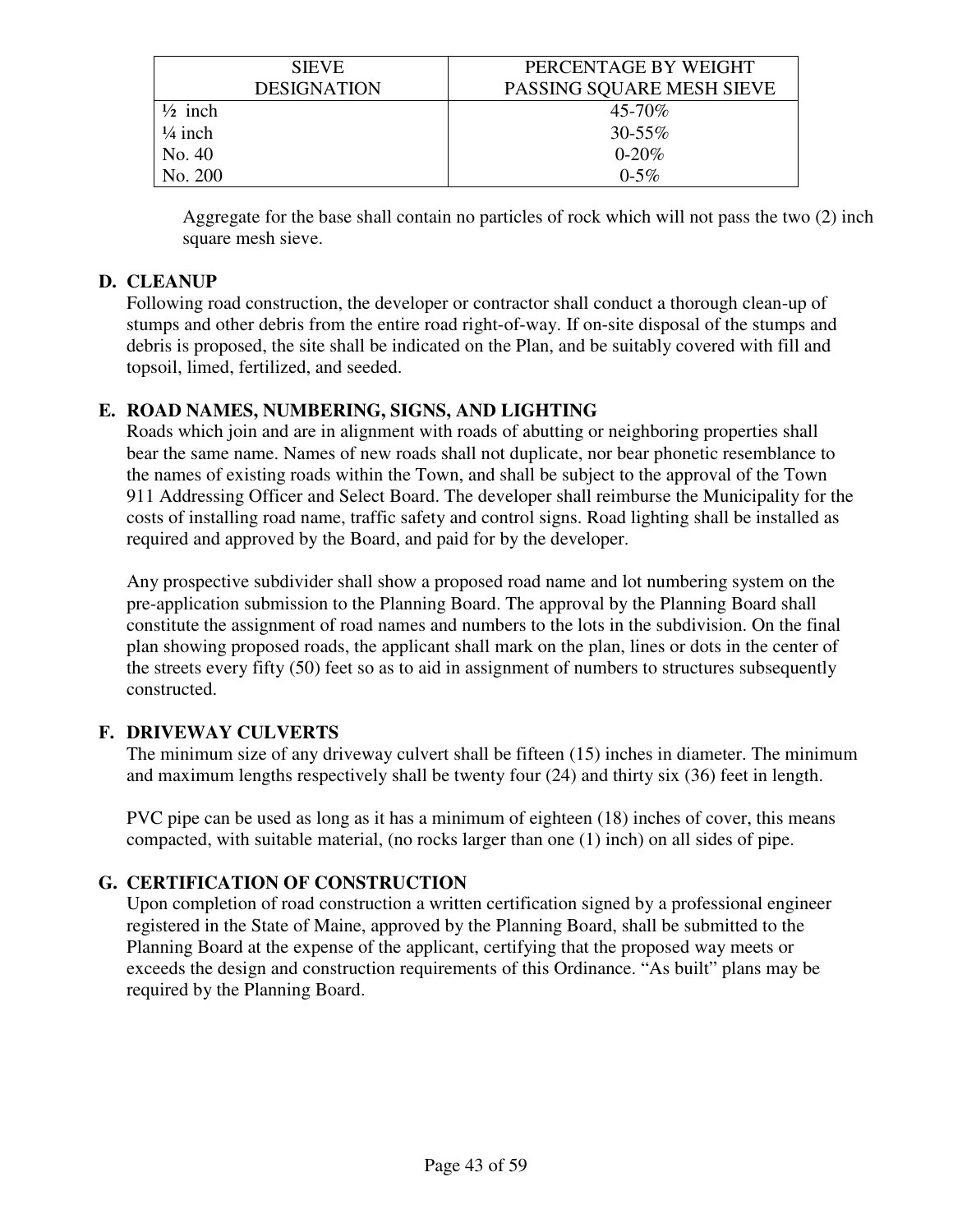| SIEVE DESIGNATION | PERCENTAGE BY WEIGHT PASSING SQUARE MESH SIEVE |
|---|---|
| ½ inch | 45-70% |
| ¼ inch | 30-55% |
| No. 40 | 0-20% |
| No. 200 | 0-5% |

Aggregate for the base shall contain no particles of rock which will not pass the two (2) inch square mesh sieve.

**D. CLEANUP**

Following road construction, the developer or contractor shall conduct a thorough clean-up of stumps and other debris from the entire road right-of-way. If on-site disposal of the stumps and debris is proposed, the site shall be indicated on the Plan, and be suitably covered with fill and topsoil, limed, fertilized, and seeded.

**E. ROAD NAMES, NUMBERING, SIGNS, AND LIGHTING**

Roads which join and are in alignment with roads of abutting or neighboring properties shall bear the same name. Names of new roads shall not duplicate, nor bear phonetic resemblance to the names of existing roads within the Town, and shall be subject to the approval of the Town 911 Addressing Officer and Select Board. The developer shall reimburse the Municipality for the costs of installing road name, traffic safety and control signs. Road lighting shall be installed as required and approved by the Board, and paid for by the developer.

Any prospective subdivider shall show a proposed road name and lot numbering system on the pre-application submission to the Planning Board. The approval by the Planning Board shall constitute the assignment of road names and numbers to the lots in the subdivision. On the final plan showing proposed roads, the applicant shall mark on the plan, lines or dots in the center of the streets every fifty (50) feet so as to aid in assignment of numbers to structures subsequently constructed.

**F. DRIVEWAY CULVERTS**

The minimum size of any driveway culvert shall be fifteen (15) inches in diameter. The minimum and maximum lengths respectively shall be twenty four (24) and thirty six (36) feet in length.

PVC pipe can be used as long as it has a minimum of eighteen (18) inches of cover, this means compacted, with suitable material, (no rocks larger than one (1) inch) on all sides of pipe.

**G. CERTIFICATION OF CONSTRUCTION**

Upon completion of road construction a written certification signed by a professional engineer registered in the State of Maine, approved by the Planning Board, shall be submitted to the Planning Board at the expense of the applicant, certifying that the proposed way meets or exceeds the design and construction requirements of this Ordinance. "As built" plans may be required by the Planning Board.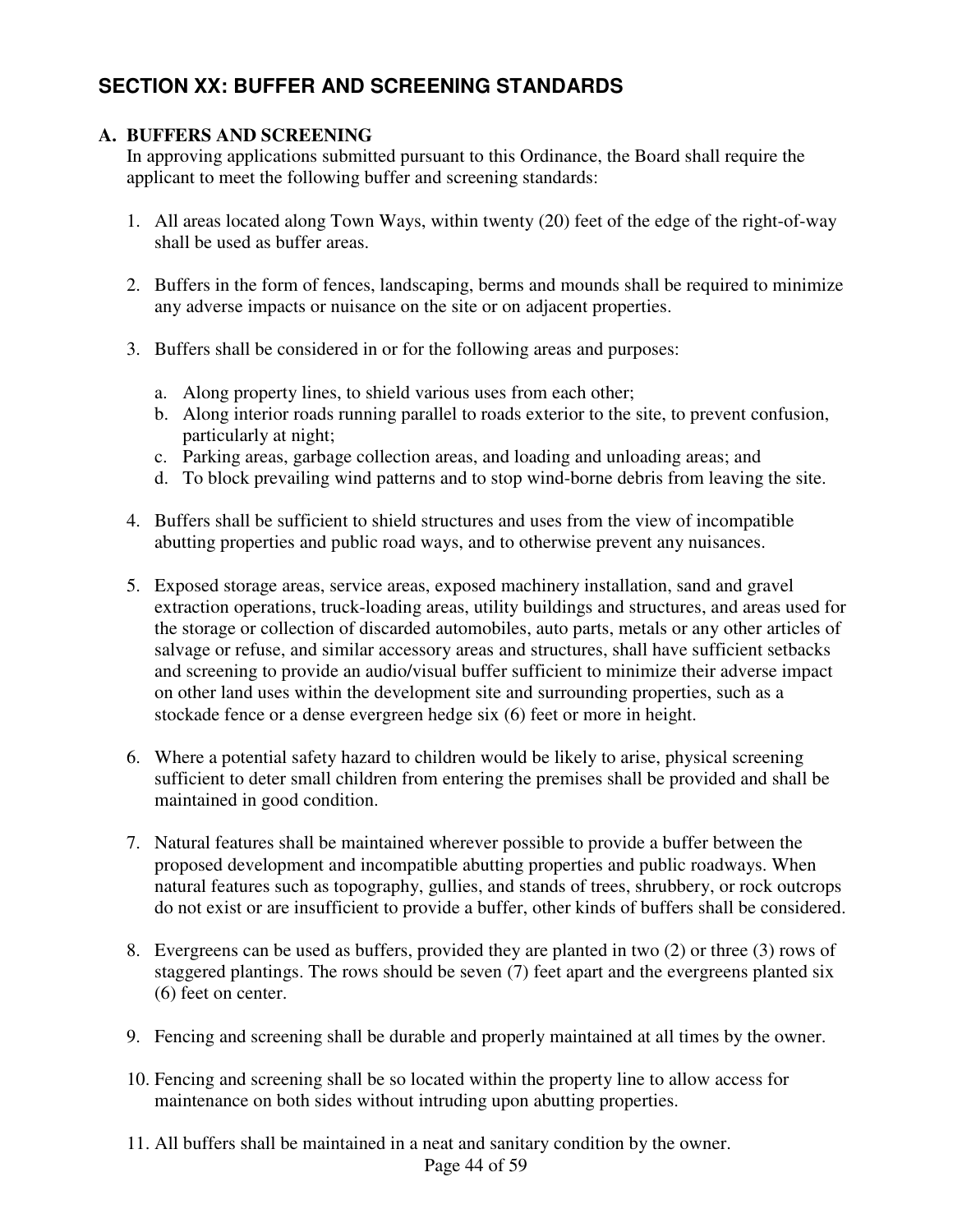## SECTION XX: BUFFER AND SCREENING STANDARDS

### A. BUFFERS AND SCREENING

In approving applications submitted pursuant to this Ordinance, the Board shall require the applicant to meet the following buffer and screening standards:

1. All areas located along Town Ways, within twenty (20) feet of the edge of the right-of-way shall be used as buffer areas.

2. Buffers in the form of fences, landscaping, berms and mounds shall be required to minimize any adverse impacts or nuisance on the site or on adjacent properties.

3. Buffers shall be considered in or for the following areas and purposes:

   a. Along property lines, to shield various uses from each other;
   b. Along interior roads running parallel to roads exterior to the site, to prevent confusion, particularly at night;
   c. Parking areas, garbage collection areas, and loading and unloading areas; and
   d. To block prevailing wind patterns and to stop wind-borne debris from leaving the site.

4. Buffers shall be sufficient to shield structures and uses from the view of incompatible abutting properties and public road ways, and to otherwise prevent any nuisances.

5. Exposed storage areas, service areas, exposed machinery installation, sand and gravel extraction operations, truck-loading areas, utility buildings and structures, and areas used for the storage or collection of discarded automobiles, auto parts, metals or any other articles of salvage or refuse, and similar accessory areas and structures, shall have sufficient setbacks and screening to provide an audio/visual buffer sufficient to minimize their adverse impact on other land uses within the development site and surrounding properties, such as a stockade fence or a dense evergreen hedge six (6) feet or more in height.

6. Where a potential safety hazard to children would be likely to arise, physical screening sufficient to deter small children from entering the premises shall be provided and shall be maintained in good condition.

7. Natural features shall be maintained wherever possible to provide a buffer between the proposed development and incompatible abutting properties and public roadways. When natural features such as topography, gullies, and stands of trees, shrubbery, or rock outcrops do not exist or are insufficient to provide a buffer, other kinds of buffers shall be considered.

8. Evergreens can be used as buffers, provided they are planted in two (2) or three (3) rows of staggered plantings. The rows should be seven (7) feet apart and the evergreens planted six (6) feet on center.

9. Fencing and screening shall be durable and properly maintained at all times by the owner.

10. Fencing and screening shall be so located within the property line to allow access for maintenance on both sides without intruding upon abutting properties.

11. All buffers shall be maintained in a neat and sanitary condition by the owner.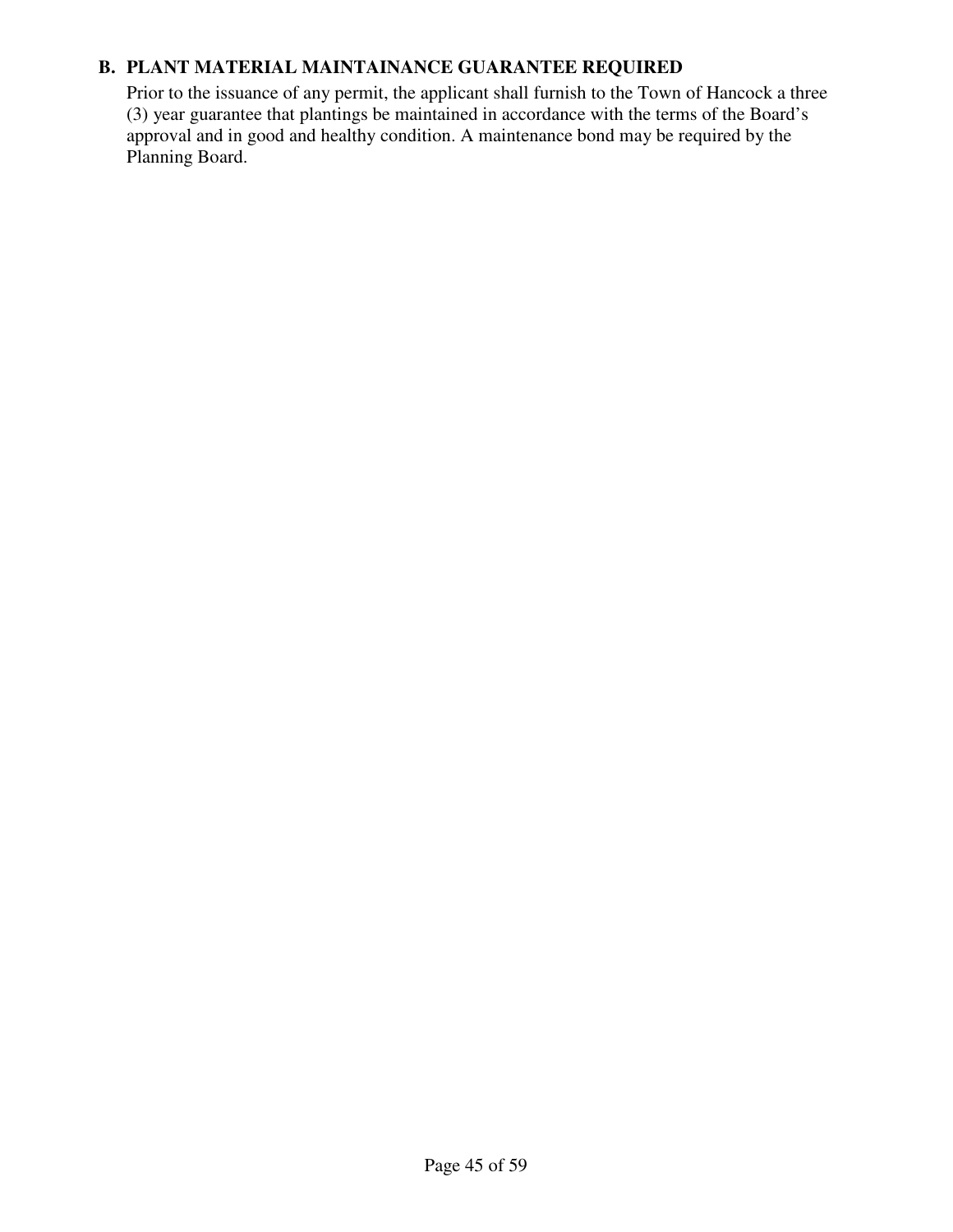### B. PLANT MATERIAL MAINTAINANCE GUARANTEE REQUIRED

Prior to the issuance of any permit, the applicant shall furnish to the Town of Hancock a three (3) year guarantee that plantings be maintained in accordance with the terms of the Board's approval and in good and healthy condition. A maintenance bond may be required by the Planning Board.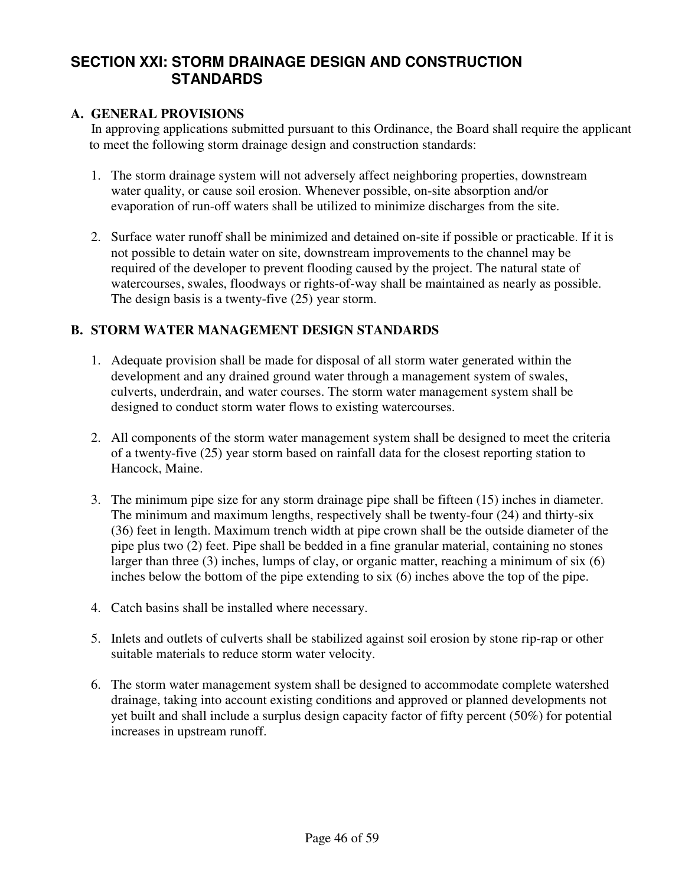# SECTION XXI: STORM DRAINAGE DESIGN AND CONSTRUCTION STANDARDS

## A. GENERAL PROVISIONS

In approving applications submitted pursuant to this Ordinance, the Board shall require the applicant to meet the following storm drainage design and construction standards:

1. The storm drainage system will not adversely affect neighboring properties, downstream water quality, or cause soil erosion. Whenever possible, on-site absorption and/or evaporation of run-off waters shall be utilized to minimize discharges from the site.

2. Surface water runoff shall be minimized and detained on-site if possible or practicable. If it is not possible to detain water on site, downstream improvements to the channel may be required of the developer to prevent flooding caused by the project. The natural state of watercourses, swales, floodways or rights-of-way shall be maintained as nearly as possible. The design basis is a twenty-five (25) year storm.

## B. STORM WATER MANAGEMENT DESIGN STANDARDS

1. Adequate provision shall be made for disposal of all storm water generated within the development and any drained ground water through a management system of swales, culverts, underdrain, and water courses. The storm water management system shall be designed to conduct storm water flows to existing watercourses.

2. All components of the storm water management system shall be designed to meet the criteria of a twenty-five (25) year storm based on rainfall data for the closest reporting station to Hancock, Maine.

3. The minimum pipe size for any storm drainage pipe shall be fifteen (15) inches in diameter. The minimum and maximum lengths, respectively shall be twenty-four (24) and thirty-six (36) feet in length. Maximum trench width at pipe crown shall be the outside diameter of the pipe plus two (2) feet. Pipe shall be bedded in a fine granular material, containing no stones larger than three (3) inches, lumps of clay, or organic matter, reaching a minimum of six (6) inches below the bottom of the pipe extending to six (6) inches above the top of the pipe.

4. Catch basins shall be installed where necessary.

5. Inlets and outlets of culverts shall be stabilized against soil erosion by stone rip-rap or other suitable materials to reduce storm water velocity.

6. The storm water management system shall be designed to accommodate complete watershed drainage, taking into account existing conditions and approved or planned developments not yet built and shall include a surplus design capacity factor of fifty percent (50%) for potential increases in upstream runoff.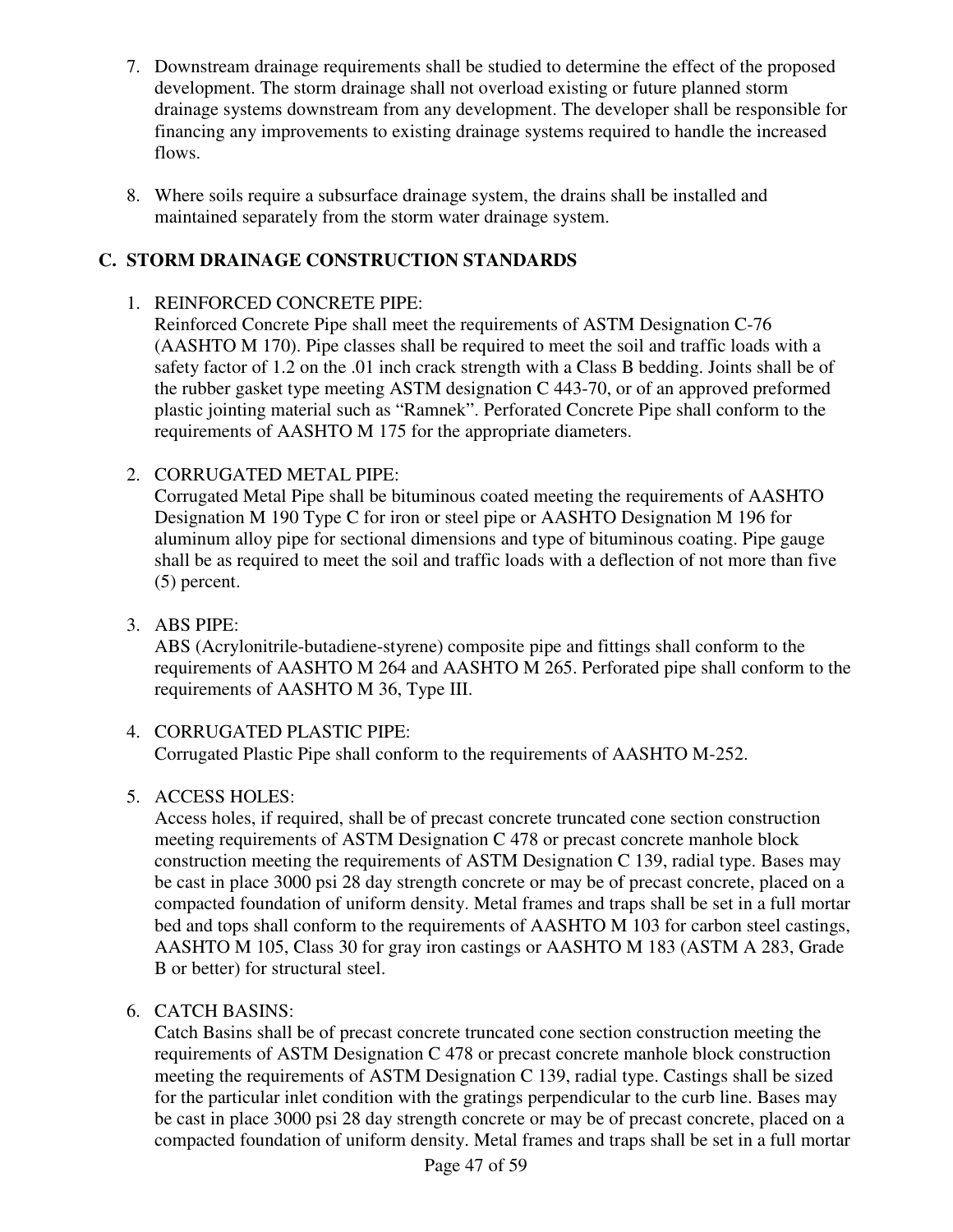7. Downstream drainage requirements shall be studied to determine the effect of the proposed development. The storm drainage shall not overload existing or future planned storm drainage systems downstream from any development. The developer shall be responsible for financing any improvements to existing drainage systems required to handle the increased flows.

8. Where soils require a subsurface drainage system, the drains shall be installed and maintained separately from the storm water drainage system.

## C. STORM DRAINAGE CONSTRUCTION STANDARDS

1. REINFORCED CONCRETE PIPE:
   Reinforced Concrete Pipe shall meet the requirements of ASTM Designation C-76 (AASHTO M 170). Pipe classes shall be required to meet the soil and traffic loads with a safety factor of 1.2 on the .01 inch crack strength with a Class B bedding. Joints shall be of the rubber gasket type meeting ASTM designation C 443-70, or of an approved preformed plastic jointing material such as "Ramnek". Perforated Concrete Pipe shall conform to the requirements of AASHTO M 175 for the appropriate diameters.

2. CORRUGATED METAL PIPE:
   Corrugated Metal Pipe shall be bituminous coated meeting the requirements of AASHTO Designation M 190 Type C for iron or steel pipe or AASHTO Designation M 196 for aluminum alloy pipe for sectional dimensions and type of bituminous coating. Pipe gauge shall be as required to meet the soil and traffic loads with a deflection of not more than five (5) percent.

3. ABS PIPE:
   ABS (Acrylonitrile-butadiene-styrene) composite pipe and fittings shall conform to the requirements of AASHTO M 264 and AASHTO M 265. Perforated pipe shall conform to the requirements of AASHTO M 36, Type III.

4. CORRUGATED PLASTIC PIPE:
   Corrugated Plastic Pipe shall conform to the requirements of AASHTO M-252.

5. ACCESS HOLES:
   Access holes, if required, shall be of precast concrete truncated cone section construction meeting requirements of ASTM Designation C 478 or precast concrete manhole block construction meeting the requirements of ASTM Designation C 139, radial type. Bases may be cast in place 3000 psi 28 day strength concrete or may be of precast concrete, placed on a compacted foundation of uniform density. Metal frames and traps shall be set in a full mortar bed and tops shall conform to the requirements of AASHTO M 103 for carbon steel castings, AASHTO M 105, Class 30 for gray iron castings or AASHTO M 183 (ASTM A 283, Grade B or better) for structural steel.

6. CATCH BASINS:
   Catch Basins shall be of precast concrete truncated cone section construction meeting the requirements of ASTM Designation C 478 or precast concrete manhole block construction meeting the requirements of ASTM Designation C 139, radial type. Castings shall be sized for the particular inlet condition with the gratings perpendicular to the curb line. Bases may be cast in place 3000 psi 28 day strength concrete or may be of precast concrete, placed on a compacted foundation of uniform density. Metal frames and traps shall be set in a full mortar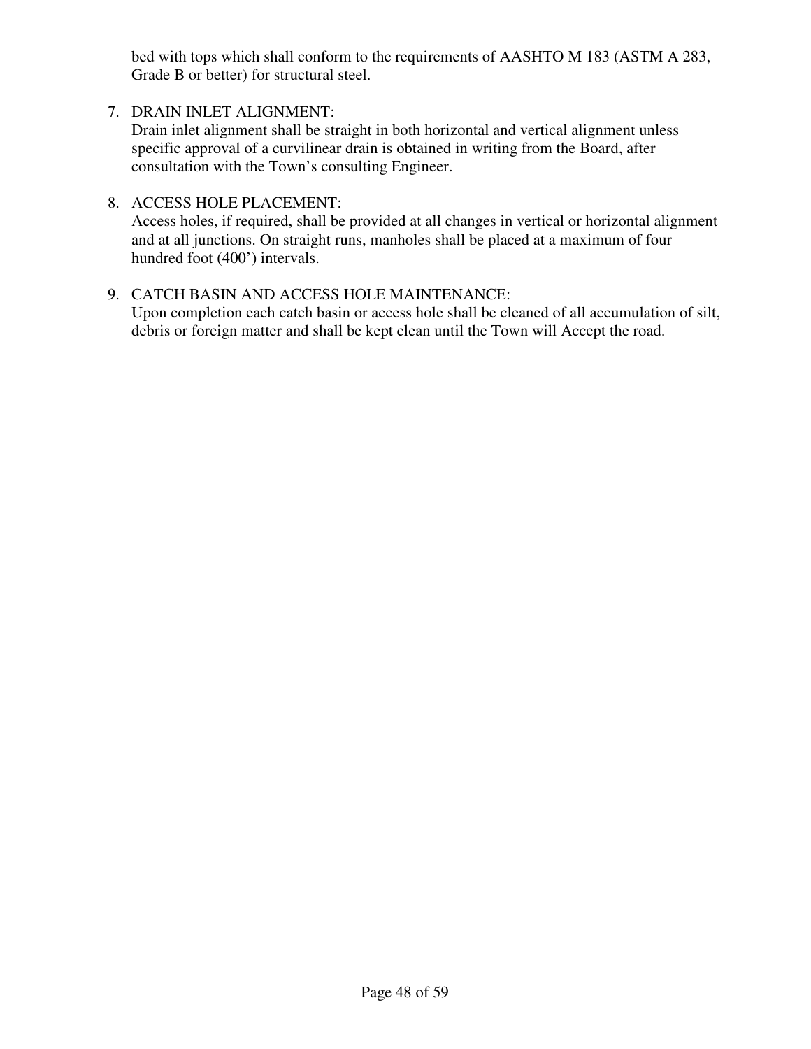bed with tops which shall conform to the requirements of AASHTO M 183 (ASTM A 283, Grade B or better) for structural steel.

7. DRAIN INLET ALIGNMENT:
   Drain inlet alignment shall be straight in both horizontal and vertical alignment unless specific approval of a curvilinear drain is obtained in writing from the Board, after consultation with the Town's consulting Engineer.

8. ACCESS HOLE PLACEMENT:
   Access holes, if required, shall be provided at all changes in vertical or horizontal alignment and at all junctions. On straight runs, manholes shall be placed at a maximum of four hundred foot (400') intervals.

9. CATCH BASIN AND ACCESS HOLE MAINTENANCE:
   Upon completion each catch basin or access hole shall be cleaned of all accumulation of silt, debris or foreign matter and shall be kept clean until the Town will Accept the road.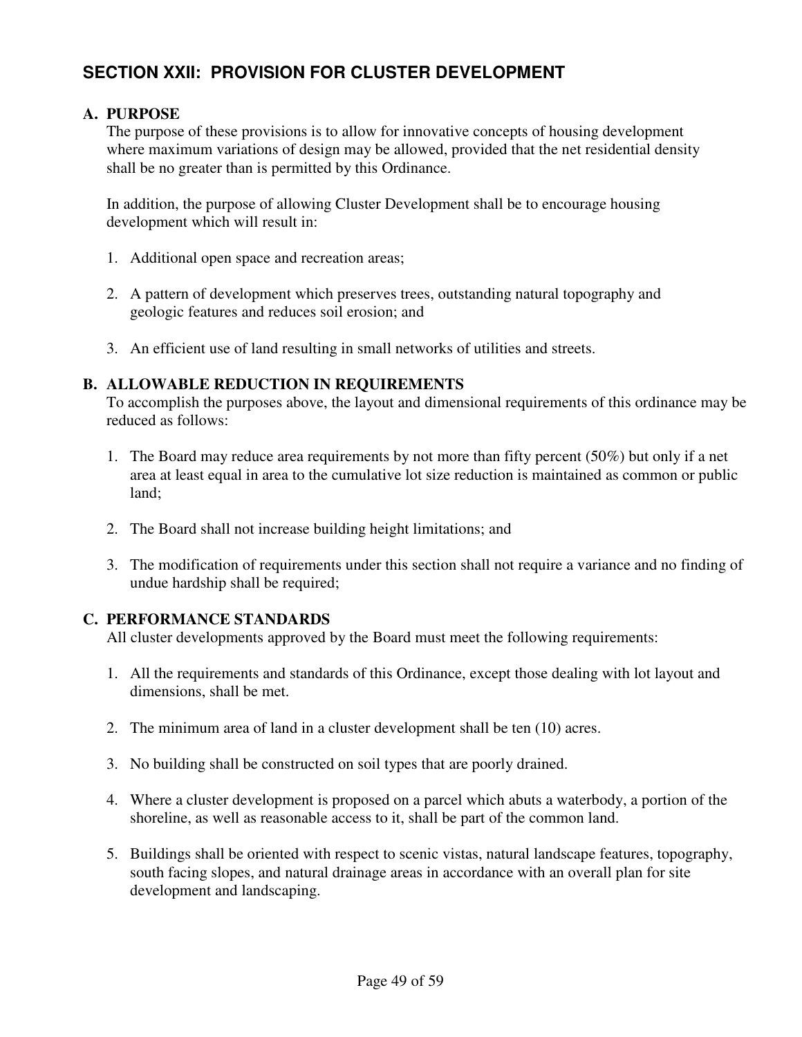## SECTION XXII: PROVISION FOR CLUSTER DEVELOPMENT

### A. PURPOSE

The purpose of these provisions is to allow for innovative concepts of housing development where maximum variations of design may be allowed, provided that the net residential density shall be no greater than is permitted by this Ordinance.

In addition, the purpose of allowing Cluster Development shall be to encourage housing development which will result in:

1. Additional open space and recreation areas;
2. A pattern of development which preserves trees, outstanding natural topography and geologic features and reduces soil erosion; and
3. An efficient use of land resulting in small networks of utilities and streets.

### B. ALLOWABLE REDUCTION IN REQUIREMENTS

To accomplish the purposes above, the layout and dimensional requirements of this ordinance may be reduced as follows:

1. The Board may reduce area requirements by not more than fifty percent (50%) but only if a net area at least equal in area to the cumulative lot size reduction is maintained as common or public land;
2. The Board shall not increase building height limitations; and
3. The modification of requirements under this section shall not require a variance and no finding of undue hardship shall be required;

### C. PERFORMANCE STANDARDS

All cluster developments approved by the Board must meet the following requirements:

1. All the requirements and standards of this Ordinance, except those dealing with lot layout and dimensions, shall be met.
2. The minimum area of land in a cluster development shall be ten (10) acres.
3. No building shall be constructed on soil types that are poorly drained.
4. Where a cluster development is proposed on a parcel which abuts a waterbody, a portion of the shoreline, as well as reasonable access to it, shall be part of the common land.
5. Buildings shall be oriented with respect to scenic vistas, natural landscape features, topography, south facing slopes, and natural drainage areas in accordance with an overall plan for site development and landscaping.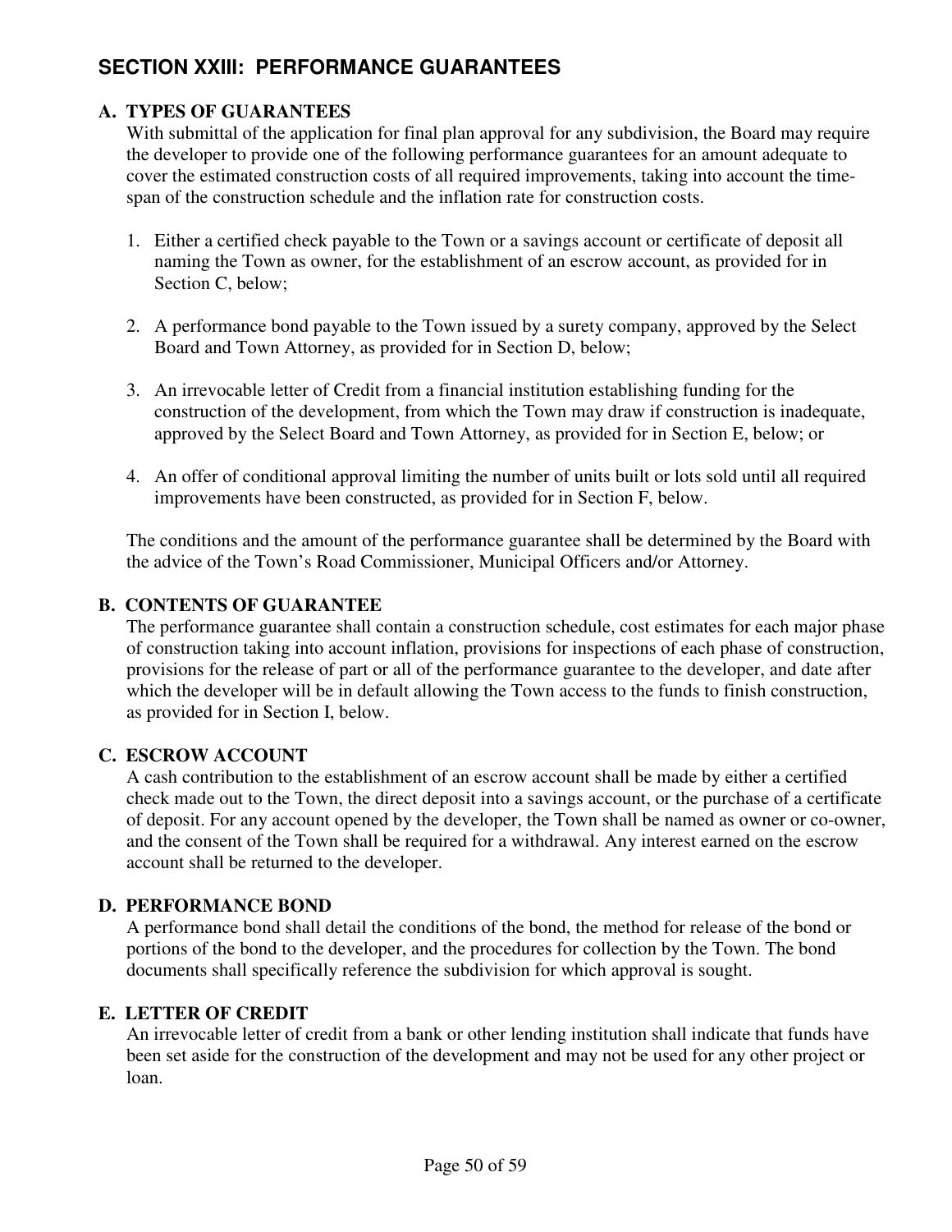## SECTION XXIII: PERFORMANCE GUARANTEES

### A. TYPES OF GUARANTEES

With submittal of the application for final plan approval for any subdivision, the Board may require the developer to provide one of the following performance guarantees for an amount adequate to cover the estimated construction costs of all required improvements, taking into account the time-span of the construction schedule and the inflation rate for construction costs.

1. Either a certified check payable to the Town or a savings account or certificate of deposit all naming the Town as owner, for the establishment of an escrow account, as provided for in Section C, below;
2. A performance bond payable to the Town issued by a surety company, approved by the Select Board and Town Attorney, as provided for in Section D, below;
3. An irrevocable letter of Credit from a financial institution establishing funding for the construction of the development, from which the Town may draw if construction is inadequate, approved by the Select Board and Town Attorney, as provided for in Section E, below; or
4. An offer of conditional approval limiting the number of units built or lots sold until all required improvements have been constructed, as provided for in Section F, below.

The conditions and the amount of the performance guarantee shall be determined by the Board with the advice of the Town's Road Commissioner, Municipal Officers and/or Attorney.

### B. CONTENTS OF GUARANTEE

The performance guarantee shall contain a construction schedule, cost estimates for each major phase of construction taking into account inflation, provisions for inspections of each phase of construction, provisions for the release of part or all of the performance guarantee to the developer, and date after which the developer will be in default allowing the Town access to the funds to finish construction, as provided for in Section I, below.

### C. ESCROW ACCOUNT

A cash contribution to the establishment of an escrow account shall be made by either a certified check made out to the Town, the direct deposit into a savings account, or the purchase of a certificate of deposit. For any account opened by the developer, the Town shall be named as owner or co-owner, and the consent of the Town shall be required for a withdrawal. Any interest earned on the escrow account shall be returned to the developer.

### D. PERFORMANCE BOND

A performance bond shall detail the conditions of the bond, the method for release of the bond or portions of the bond to the developer, and the procedures for collection by the Town. The bond documents shall specifically reference the subdivision for which approval is sought.

### E. LETTER OF CREDIT

An irrevocable letter of credit from a bank or other lending institution shall indicate that funds have been set aside for the construction of the development and may not be used for any other project or loan.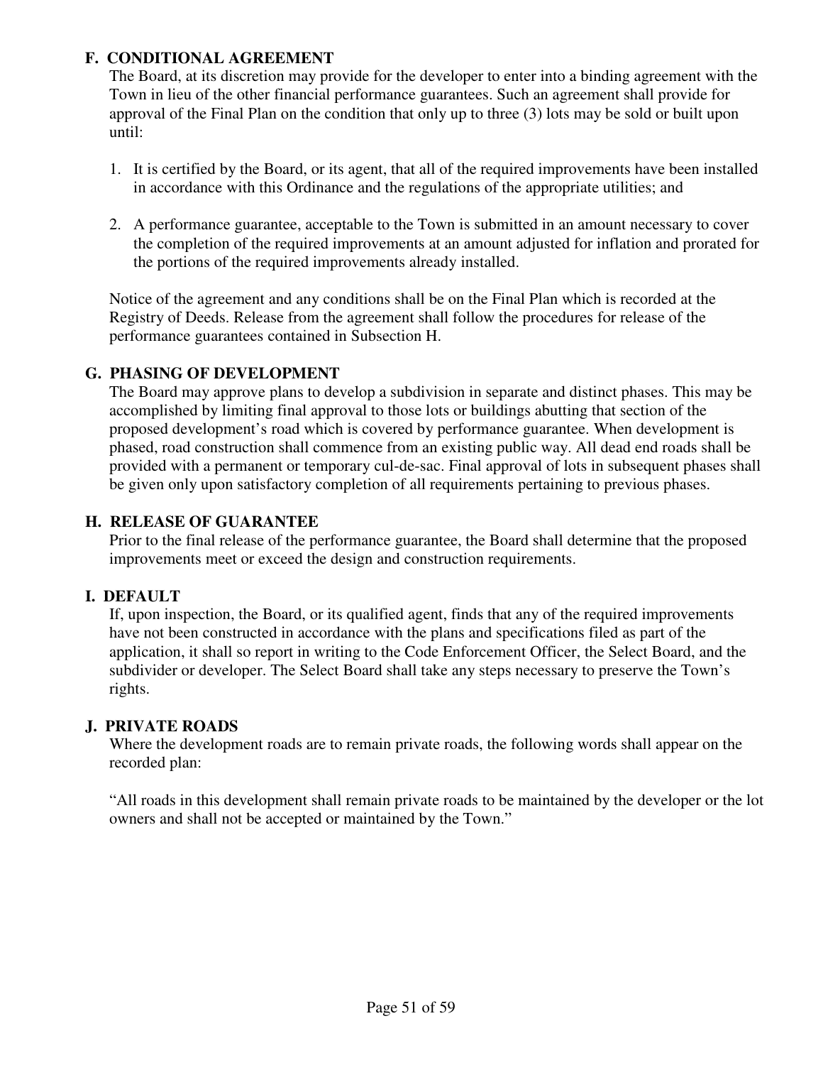### F. CONDITIONAL AGREEMENT

The Board, at its discretion may provide for the developer to enter into a binding agreement with the Town in lieu of the other financial performance guarantees. Such an agreement shall provide for approval of the Final Plan on the condition that only up to three (3) lots may be sold or built upon until:

1. It is certified by the Board, or its agent, that all of the required improvements have been installed in accordance with this Ordinance and the regulations of the appropriate utilities; and

2. A performance guarantee, acceptable to the Town is submitted in an amount necessary to cover the completion of the required improvements at an amount adjusted for inflation and prorated for the portions of the required improvements already installed.

Notice of the agreement and any conditions shall be on the Final Plan which is recorded at the Registry of Deeds. Release from the agreement shall follow the procedures for release of the performance guarantees contained in Subsection H.

### G. PHASING OF DEVELOPMENT

The Board may approve plans to develop a subdivision in separate and distinct phases. This may be accomplished by limiting final approval to those lots or buildings abutting that section of the proposed development's road which is covered by performance guarantee. When development is phased, road construction shall commence from an existing public way. All dead end roads shall be provided with a permanent or temporary cul-de-sac. Final approval of lots in subsequent phases shall be given only upon satisfactory completion of all requirements pertaining to previous phases.

### H. RELEASE OF GUARANTEE

Prior to the final release of the performance guarantee, the Board shall determine that the proposed improvements meet or exceed the design and construction requirements.

### I. DEFAULT

If, upon inspection, the Board, or its qualified agent, finds that any of the required improvements have not been constructed in accordance with the plans and specifications filed as part of the application, it shall so report in writing to the Code Enforcement Officer, the Select Board, and the subdivider or developer. The Select Board shall take any steps necessary to preserve the Town's rights.

### J. PRIVATE ROADS

Where the development roads are to remain private roads, the following words shall appear on the recorded plan:

"All roads in this development shall remain private roads to be maintained by the developer or the lot owners and shall not be accepted or maintained by the Town."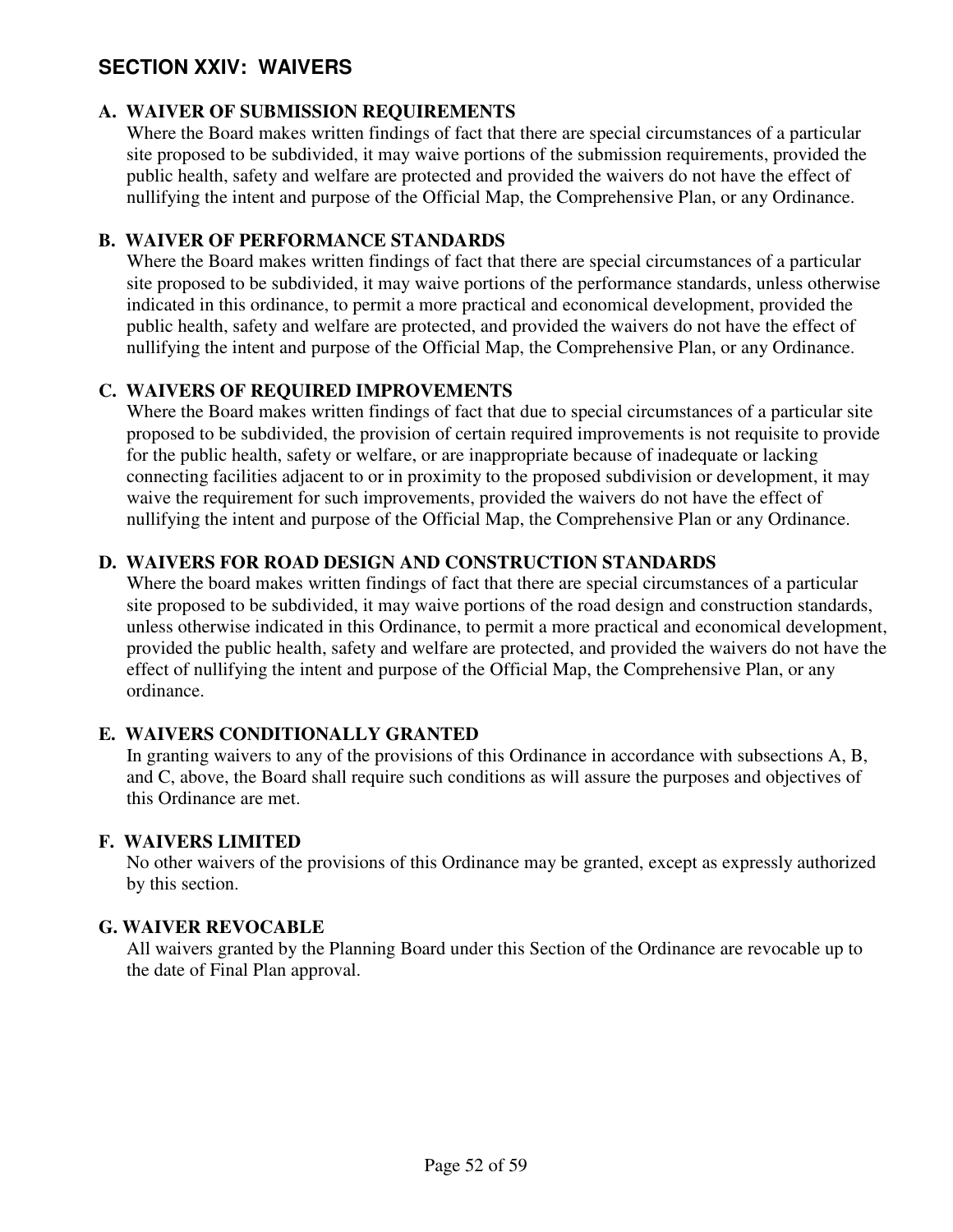## SECTION XXIV: WAIVERS

### A. WAIVER OF SUBMISSION REQUIREMENTS

Where the Board makes written findings of fact that there are special circumstances of a particular site proposed to be subdivided, it may waive portions of the submission requirements, provided the public health, safety and welfare are protected and provided the waivers do not have the effect of nullifying the intent and purpose of the Official Map, the Comprehensive Plan, or any Ordinance.

### B. WAIVER OF PERFORMANCE STANDARDS

Where the Board makes written findings of fact that there are special circumstances of a particular site proposed to be subdivided, it may waive portions of the performance standards, unless otherwise indicated in this ordinance, to permit a more practical and economical development, provided the public health, safety and welfare are protected, and provided the waivers do not have the effect of nullifying the intent and purpose of the Official Map, the Comprehensive Plan, or any Ordinance.

### C. WAIVERS OF REQUIRED IMPROVEMENTS

Where the Board makes written findings of fact that due to special circumstances of a particular site proposed to be subdivided, the provision of certain required improvements is not requisite to provide for the public health, safety or welfare, or are inappropriate because of inadequate or lacking connecting facilities adjacent to or in proximity to the proposed subdivision or development, it may waive the requirement for such improvements, provided the waivers do not have the effect of nullifying the intent and purpose of the Official Map, the Comprehensive Plan or any Ordinance.

### D. WAIVERS FOR ROAD DESIGN AND CONSTRUCTION STANDARDS

Where the board makes written findings of fact that there are special circumstances of a particular site proposed to be subdivided, it may waive portions of the road design and construction standards, unless otherwise indicated in this Ordinance, to permit a more practical and economical development, provided the public health, safety and welfare are protected, and provided the waivers do not have the effect of nullifying the intent and purpose of the Official Map, the Comprehensive Plan, or any ordinance.

### E. WAIVERS CONDITIONALLY GRANTED

In granting waivers to any of the provisions of this Ordinance in accordance with subsections A, B, and C, above, the Board shall require such conditions as will assure the purposes and objectives of this Ordinance are met.

### F. WAIVERS LIMITED

No other waivers of the provisions of this Ordinance may be granted, except as expressly authorized by this section.

### G. WAIVER REVOCABLE

All waivers granted by the Planning Board under this Section of the Ordinance are revocable up to the date of Final Plan approval.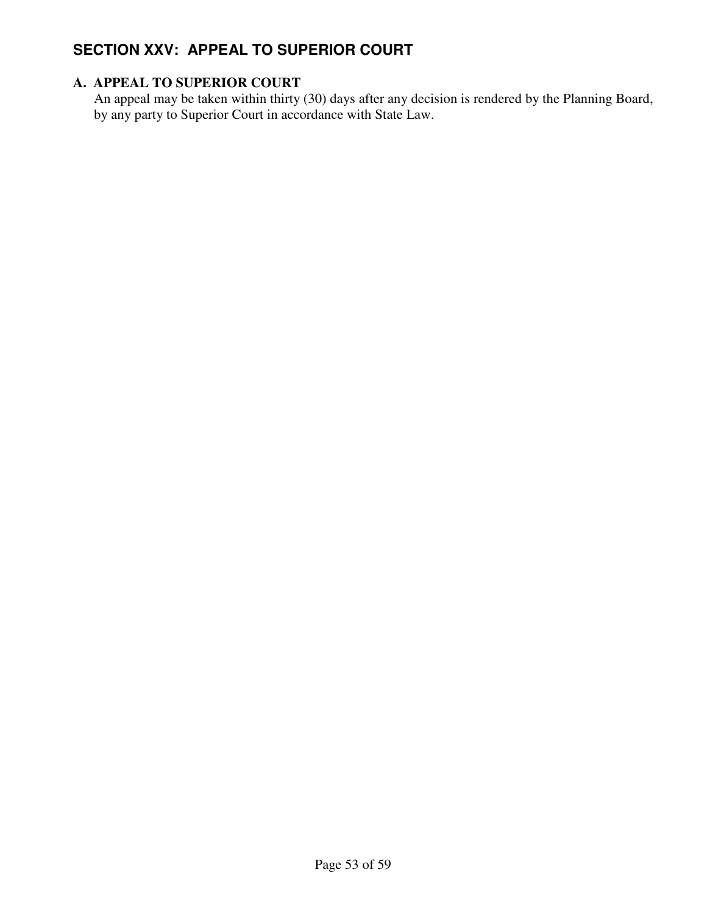## SECTION XXV: APPEAL TO SUPERIOR COURT

### A. APPEAL TO SUPERIOR COURT

An appeal may be taken within thirty (30) days after any decision is rendered by the Planning Board, by any party to Superior Court in accordance with State Law.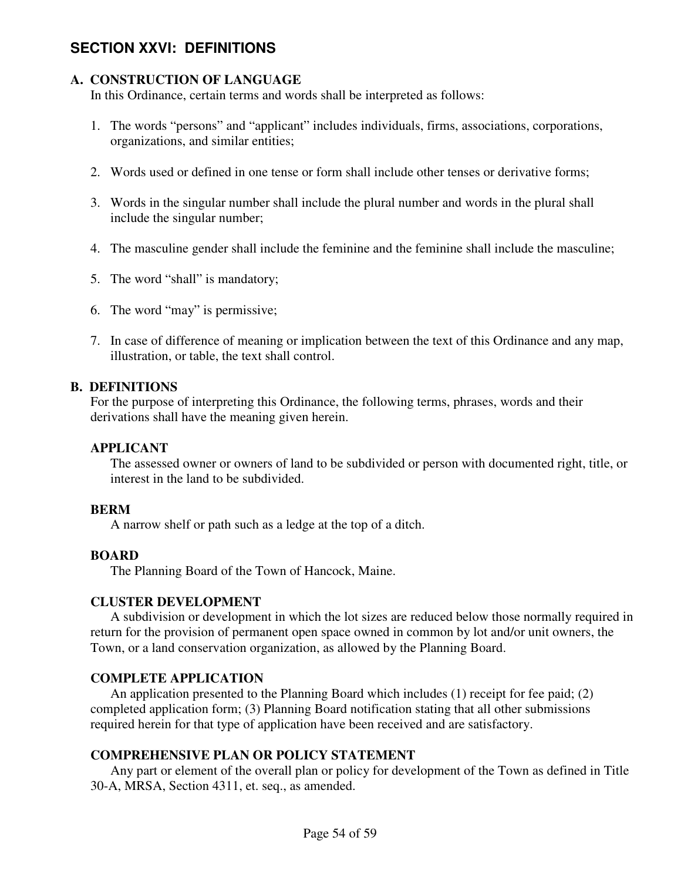## SECTION XXVI: DEFINITIONS

### A. CONSTRUCTION OF LANGUAGE

In this Ordinance, certain terms and words shall be interpreted as follows:

1. The words “persons” and “applicant” includes individuals, firms, associations, corporations, organizations, and similar entities;
2. Words used or defined in one tense or form shall include other tenses or derivative forms;
3. Words in the singular number shall include the plural number and words in the plural shall include the singular number;
4. The masculine gender shall include the feminine and the feminine shall include the masculine;
5. The word “shall” is mandatory;
6. The word “may” is permissive;
7. In case of difference of meaning or implication between the text of this Ordinance and any map, illustration, or table, the text shall control.

### B. DEFINITIONS

For the purpose of interpreting this Ordinance, the following terms, phrases, words and their derivations shall have the meaning given herein.

**APPLICANT**

The assessed owner or owners of land to be subdivided or person with documented right, title, or interest in the land to be subdivided.

**BERM**

A narrow shelf or path such as a ledge at the top of a ditch.

**BOARD**

The Planning Board of the Town of Hancock, Maine.

**CLUSTER DEVELOPMENT**

A subdivision or development in which the lot sizes are reduced below those normally required in return for the provision of permanent open space owned in common by lot and/or unit owners, the Town, or a land conservation organization, as allowed by the Planning Board.

**COMPLETE APPLICATION**

An application presented to the Planning Board which includes (1) receipt for fee paid; (2) completed application form; (3) Planning Board notification stating that all other submissions required herein for that type of application have been received and are satisfactory.

**COMPREHENSIVE PLAN OR POLICY STATEMENT**

Any part or element of the overall plan or policy for development of the Town as defined in Title 30-A, MRSA, Section 4311, et. seq., as amended.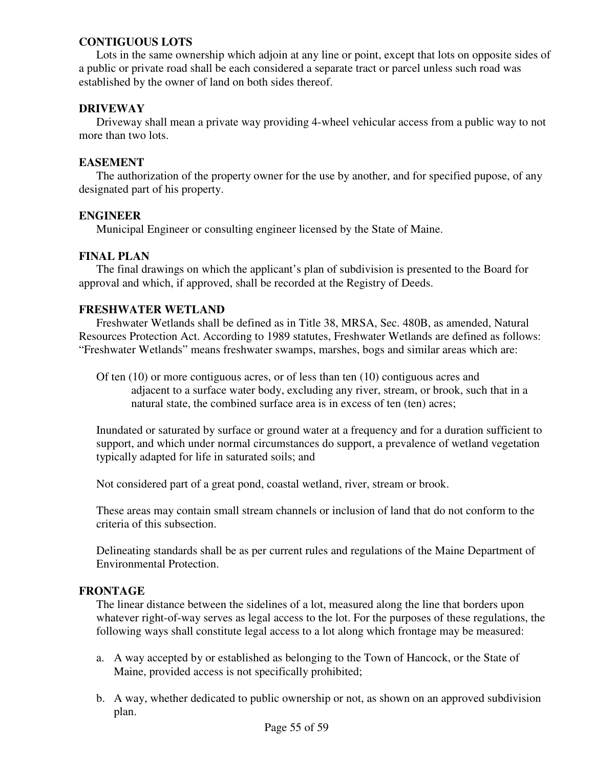**CONTIGUOUS LOTS**

Lots in the same ownership which adjoin at any line or point, except that lots on opposite sides of a public or private road shall be each considered a separate tract or parcel unless such road was established by the owner of land on both sides thereof.

**DRIVEWAY**

Driveway shall mean a private way providing 4-wheel vehicular access from a public way to not more than two lots.

**EASEMENT**

The authorization of the property owner for the use by another, and for specified pupose, of any designated part of his property.

**ENGINEER**

Municipal Engineer or consulting engineer licensed by the State of Maine.

**FINAL PLAN**

The final drawings on which the applicant's plan of subdivision is presented to the Board for approval and which, if approved, shall be recorded at the Registry of Deeds.

**FRESHWATER WETLAND**

Freshwater Wetlands shall be defined as in Title 38, MRSA, Sec. 480B, as amended, Natural Resources Protection Act. According to 1989 statutes, Freshwater Wetlands are defined as follows: "Freshwater Wetlands" means freshwater swamps, marshes, bogs and similar areas which are:

Of ten (10) or more contiguous acres, or of less than ten (10) contiguous acres and adjacent to a surface water body, excluding any river, stream, or brook, such that in a natural state, the combined surface area is in excess of ten (ten) acres;

Inundated or saturated by surface or ground water at a frequency and for a duration sufficient to support, and which under normal circumstances do support, a prevalence of wetland vegetation typically adapted for life in saturated soils; and

Not considered part of a great pond, coastal wetland, river, stream or brook.

These areas may contain small stream channels or inclusion of land that do not conform to the criteria of this subsection.

Delineating standards shall be as per current rules and regulations of the Maine Department of Environmental Protection.

**FRONTAGE**

The linear distance between the sidelines of a lot, measured along the line that borders upon whatever right-of-way serves as legal access to the lot. For the purposes of these regulations, the following ways shall constitute legal access to a lot along which frontage may be measured:

a. A way accepted by or established as belonging to the Town of Hancock, or the State of Maine, provided access is not specifically prohibited;

b. A way, whether dedicated to public ownership or not, as shown on an approved subdivision plan.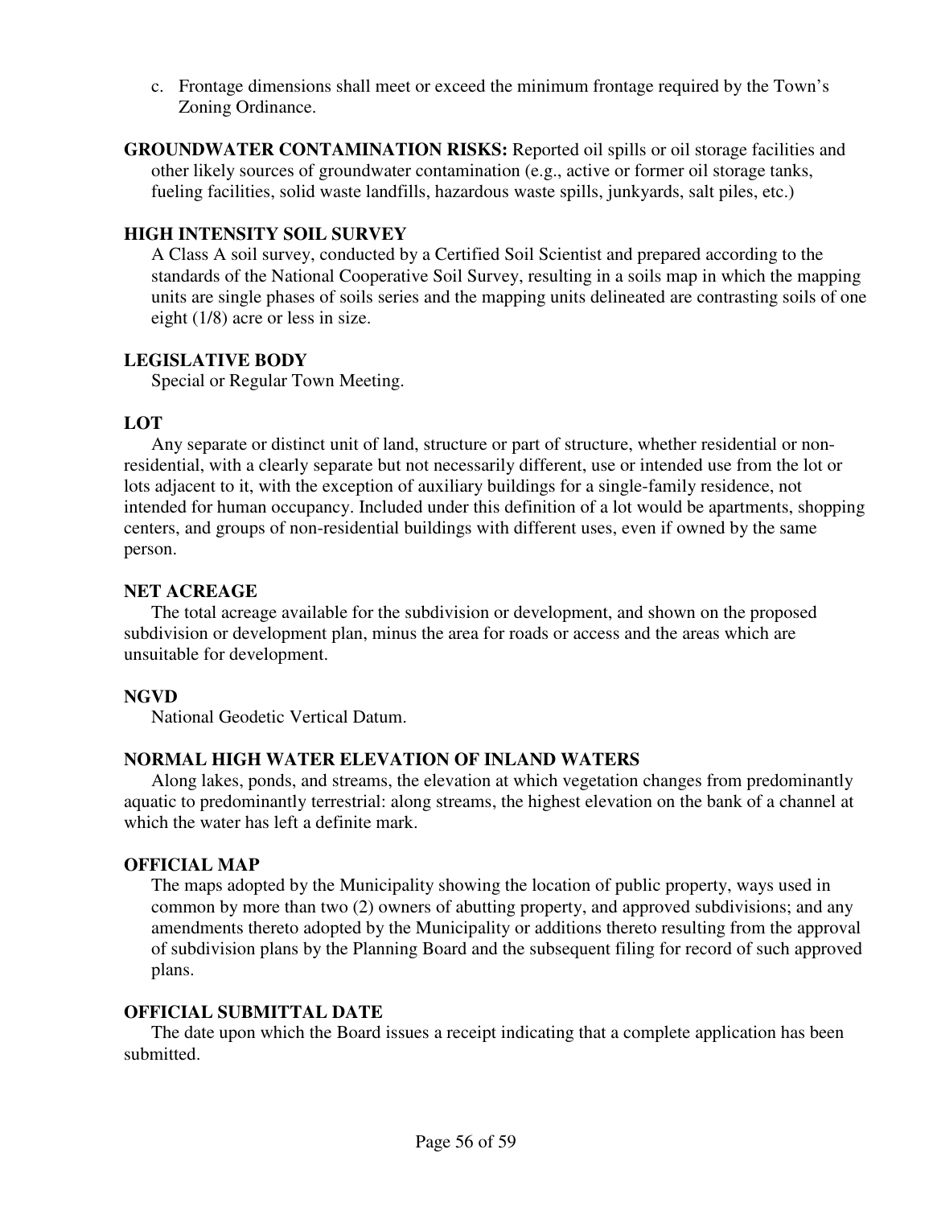c. Frontage dimensions shall meet or exceed the minimum frontage required by the Town's Zoning Ordinance.

**GROUNDWATER CONTAMINATION RISKS:** Reported oil spills or oil storage facilities and other likely sources of groundwater contamination (e.g., active or former oil storage tanks, fueling facilities, solid waste landfills, hazardous waste spills, junkyards, salt piles, etc.)

**HIGH INTENSITY SOIL SURVEY**

A Class A soil survey, conducted by a Certified Soil Scientist and prepared according to the standards of the National Cooperative Soil Survey, resulting in a soils map in which the mapping units are single phases of soils series and the mapping units delineated are contrasting soils of one eight (1/8) acre or less in size.

**LEGISLATIVE BODY**

Special or Regular Town Meeting.

**LOT**

Any separate or distinct unit of land, structure or part of structure, whether residential or non-residential, with a clearly separate but not necessarily different, use or intended use from the lot or lots adjacent to it, with the exception of auxiliary buildings for a single-family residence, not intended for human occupancy. Included under this definition of a lot would be apartments, shopping centers, and groups of non-residential buildings with different uses, even if owned by the same person.

**NET ACREAGE**

The total acreage available for the subdivision or development, and shown on the proposed subdivision or development plan, minus the area for roads or access and the areas which are unsuitable for development.

**NGVD**

National Geodetic Vertical Datum.

**NORMAL HIGH WATER ELEVATION OF INLAND WATERS**

Along lakes, ponds, and streams, the elevation at which vegetation changes from predominantly aquatic to predominantly terrestrial: along streams, the highest elevation on the bank of a channel at which the water has left a definite mark.

**OFFICIAL MAP**

The maps adopted by the Municipality showing the location of public property, ways used in common by more than two (2) owners of abutting property, and approved subdivisions; and any amendments thereto adopted by the Municipality or additions thereto resulting from the approval of subdivision plans by the Planning Board and the subsequent filing for record of such approved plans.

**OFFICIAL SUBMITTAL DATE**

The date upon which the Board issues a receipt indicating that a complete application has been submitted.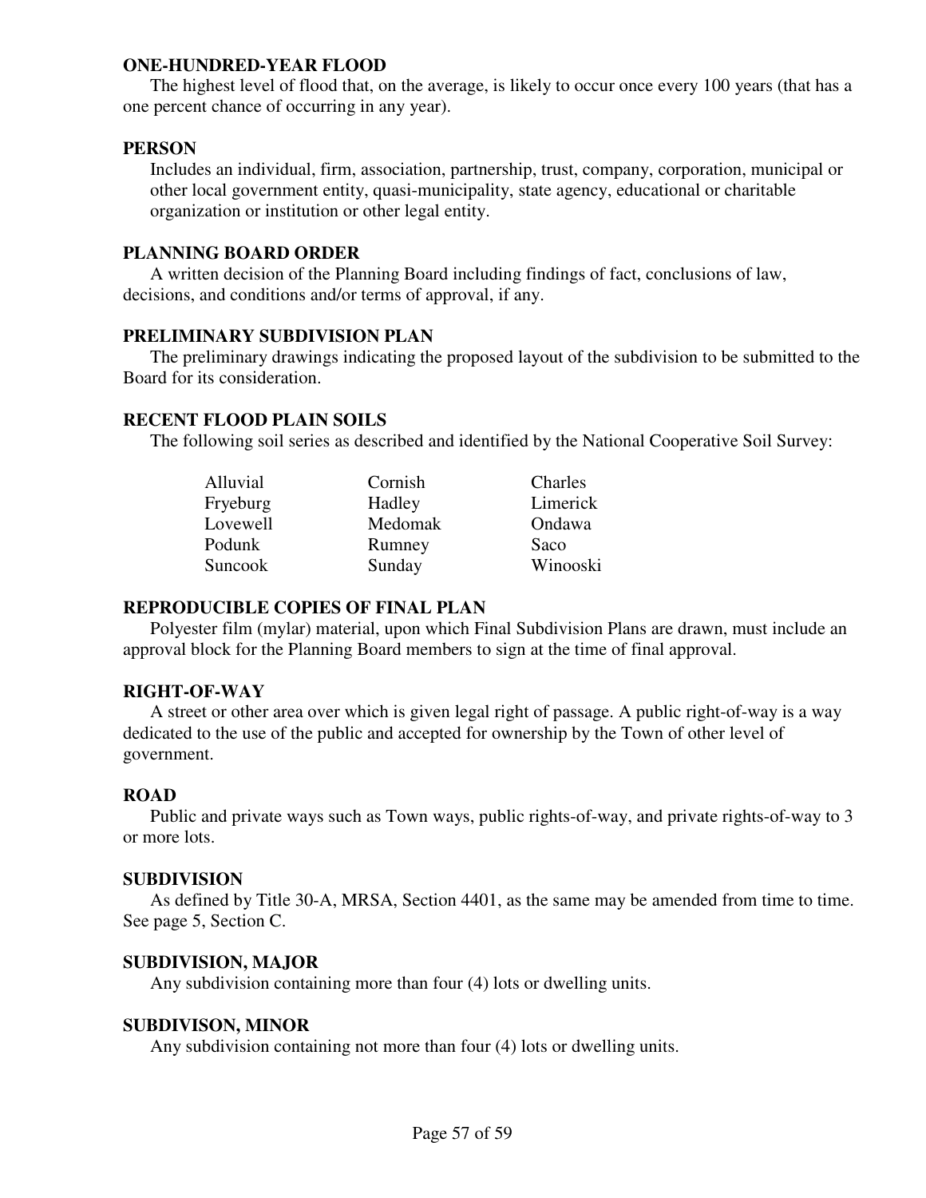**ONE-HUNDRED-YEAR FLOOD**

The highest level of flood that, on the average, is likely to occur once every 100 years (that has a one percent chance of occurring in any year).

**PERSON**

Includes an individual, firm, association, partnership, trust, company, corporation, municipal or other local government entity, quasi-municipality, state agency, educational or charitable organization or institution or other legal entity.

**PLANNING BOARD ORDER**

A written decision of the Planning Board including findings of fact, conclusions of law, decisions, and conditions and/or terms of approval, if any.

**PRELIMINARY SUBDIVISION PLAN**

The preliminary drawings indicating the proposed layout of the subdivision to be submitted to the Board for its consideration.

**RECENT FLOOD PLAIN SOILS**

The following soil series as described and identified by the National Cooperative Soil Survey:

| | | |
|---|---|---|
| Alluvial | Cornish | Charles |
| Fryeburg | Hadley | Limerick |
| Lovewell | Medomak | Ondawa |
| Podunk | Rumney | Saco |
| Suncook | Sunday | Winooski |

**REPRODUCIBLE COPIES OF FINAL PLAN**

Polyester film (mylar) material, upon which Final Subdivision Plans are drawn, must include an approval block for the Planning Board members to sign at the time of final approval.

**RIGHT-OF-WAY**

A street or other area over which is given legal right of passage. A public right-of-way is a way dedicated to the use of the public and accepted for ownership by the Town of other level of government.

**ROAD**

Public and private ways such as Town ways, public rights-of-way, and private rights-of-way to 3 or more lots.

**SUBDIVISION**

As defined by Title 30-A, MRSA, Section 4401, as the same may be amended from time to time. See page 5, Section C.

**SUBDIVISION, MAJOR**

Any subdivision containing more than four (4) lots or dwelling units.

**SUBDIVISON, MINOR**

Any subdivision containing not more than four (4) lots or dwelling units.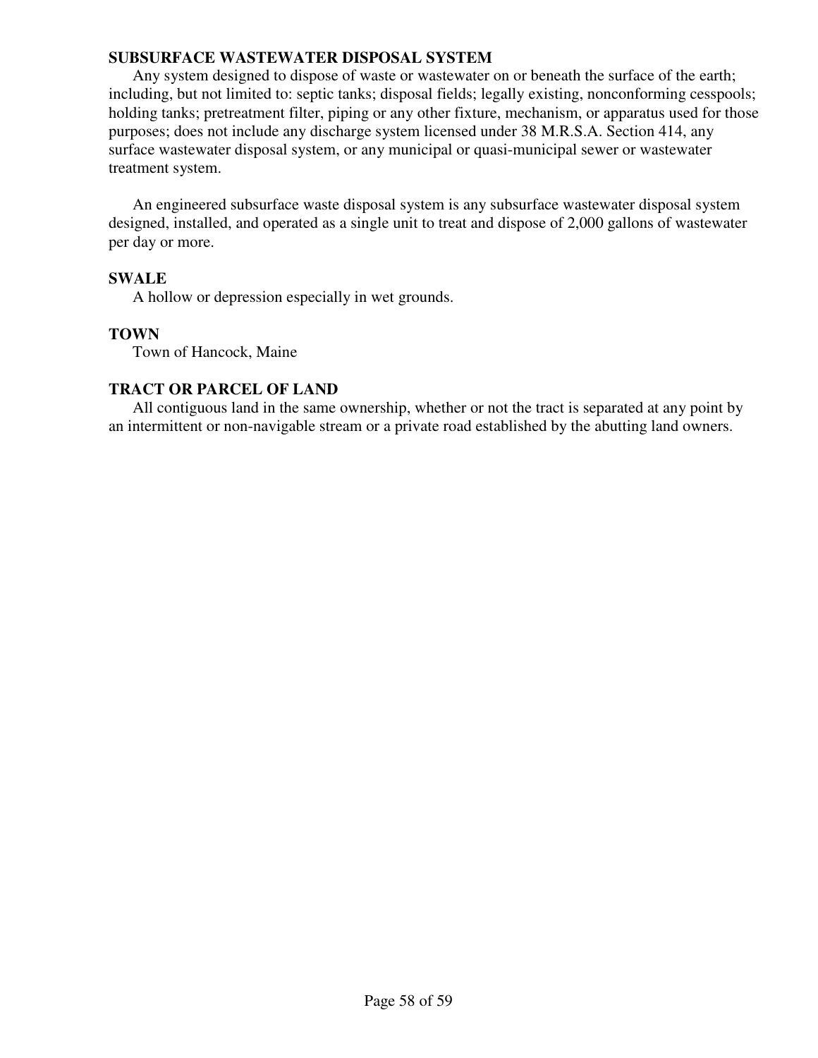**SUBSURFACE WASTEWATER DISPOSAL SYSTEM**

Any system designed to dispose of waste or wastewater on or beneath the surface of the earth; including, but not limited to: septic tanks; disposal fields; legally existing, nonconforming cesspools; holding tanks; pretreatment filter, piping or any other fixture, mechanism, or apparatus used for those purposes; does not include any discharge system licensed under 38 M.R.S.A. Section 414, any surface wastewater disposal system, or any municipal or quasi-municipal sewer or wastewater treatment system.

An engineered subsurface waste disposal system is any subsurface wastewater disposal system designed, installed, and operated as a single unit to treat and dispose of 2,000 gallons of wastewater per day or more.

**SWALE**

A hollow or depression especially in wet grounds.

**TOWN**

Town of Hancock, Maine

**TRACT OR PARCEL OF LAND**

All contiguous land in the same ownership, whether or not the tract is separated at any point by an intermittent or non-navigable stream or a private road established by the abutting land owners.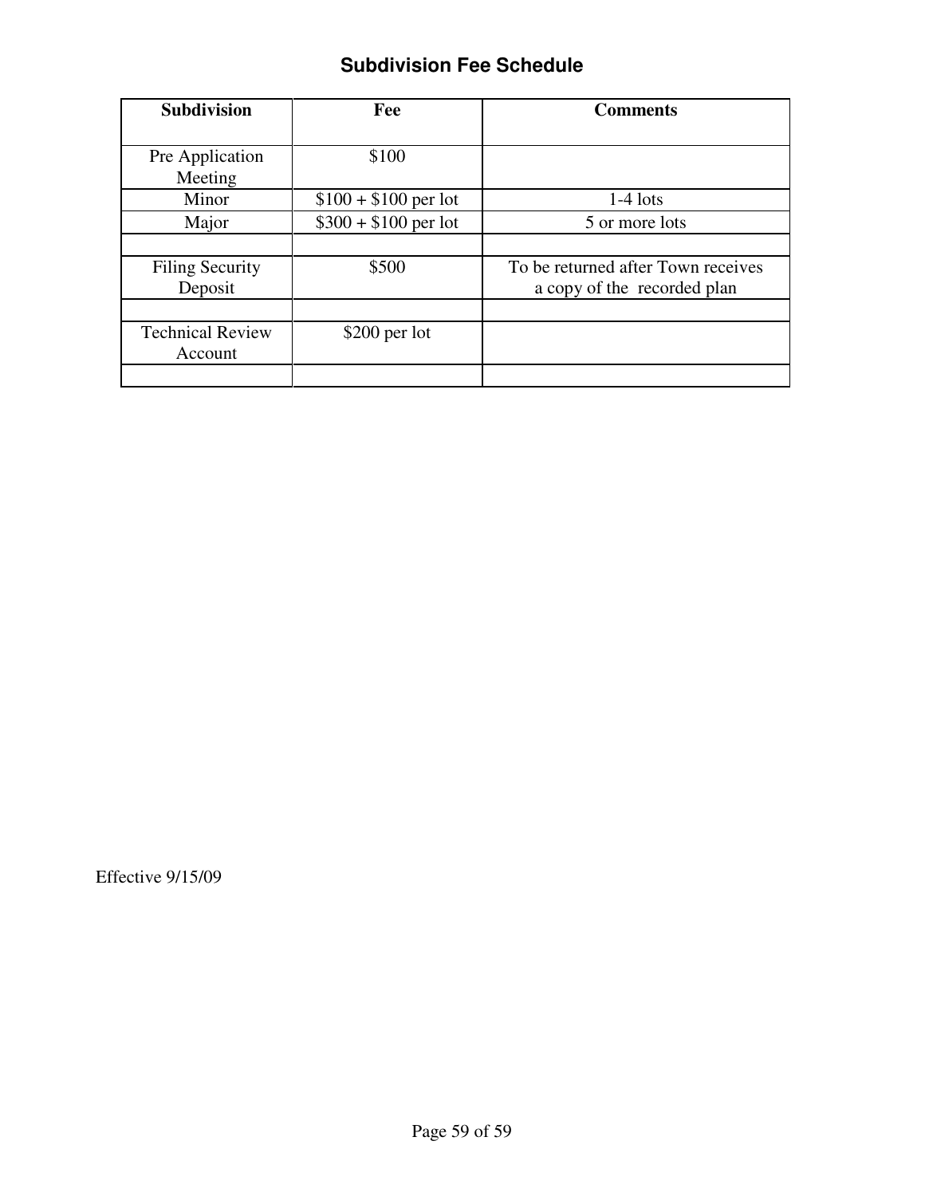## Subdivision Fee Schedule

| Subdivision | Fee | Comments |
|---|---|---|
| Pre Application Meeting | $100 | |
| Minor | $100 + $100 per lot | 1-4 lots |
| Major | $300 + $100 per lot | 5 or more lots |
| | | |
| Filing Security Deposit | $500 | To be returned after Town receives a copy of the recorded plan |
| | | |
| Technical Review Account | $200 per lot | |
| | | |

Effective 9/15/09